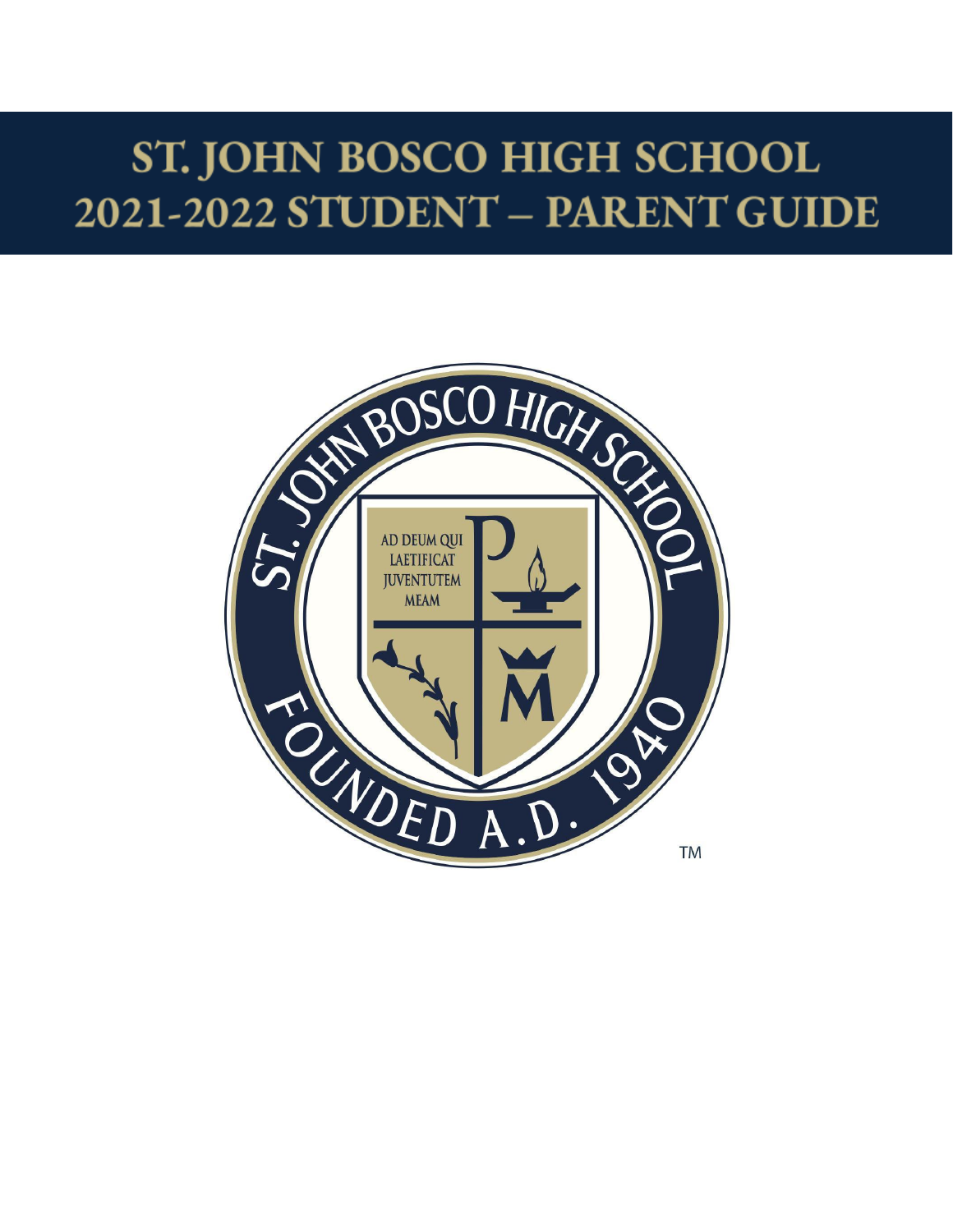# ST. JOHN BOSCO HIGH SCHOOL
# 2021-2022 STUDENT – PARENT GUIDE

ST. JOHN BOSCO HIGH SCHOOL

AD DEUM QUI LAETIFICAT JUVENTUTEM MEAM

FOUNDED A.D. 1940

TM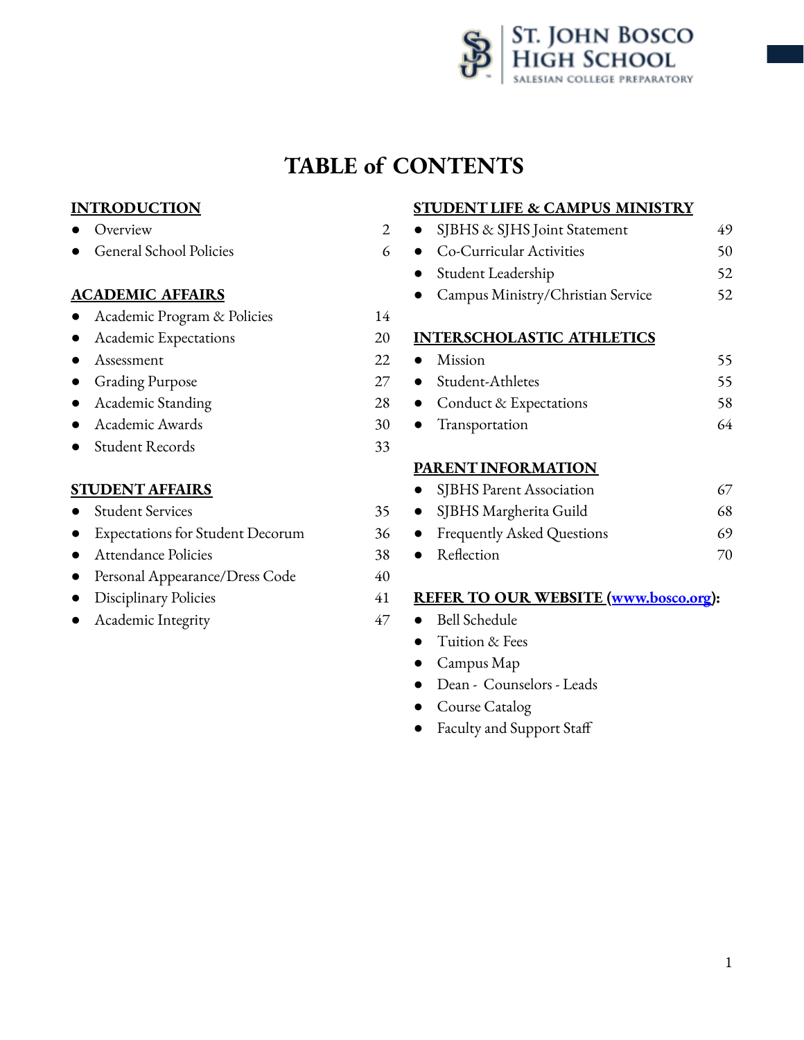# TABLE of CONTENTS

## INTRODUCTION

- Overview 2
- General School Policies 6

## ACADEMIC AFFAIRS

- Academic Program & Policies 14
- Academic Expectations 20
- Assessment 22
- Grading Purpose 27
- Academic Standing 28
- Academic Awards 30
- Student Records 33

## STUDENT AFFAIRS

- Student Services 35
- Expectations for Student Decorum 36
- Attendance Policies 38
- Personal Appearance/Dress Code 40
- Disciplinary Policies 41
- Academic Integrity 47

## STUDENT LIFE & CAMPUS MINISTRY

- SJBHS & SJHS Joint Statement 49
- Co-Curricular Activities 50
- Student Leadership 52
- Campus Ministry/Christian Service 52

## INTERSCHOLASTIC ATHLETICS

- Mission 55
- Student-Athletes 55
- Conduct & Expectations 58
- Transportation 64

## PARENT INFORMATION

- SJBHS Parent Association 67
- SJBHS Margherita Guild 68
- Frequently Asked Questions 69
- Reflection 70

## REFER TO OUR WEBSITE (www.bosco.org):

- Bell Schedule
- Tuition & Fees
- Campus Map
- Dean - Counselors - Leads
- Course Catalog
- Faculty and Support Staff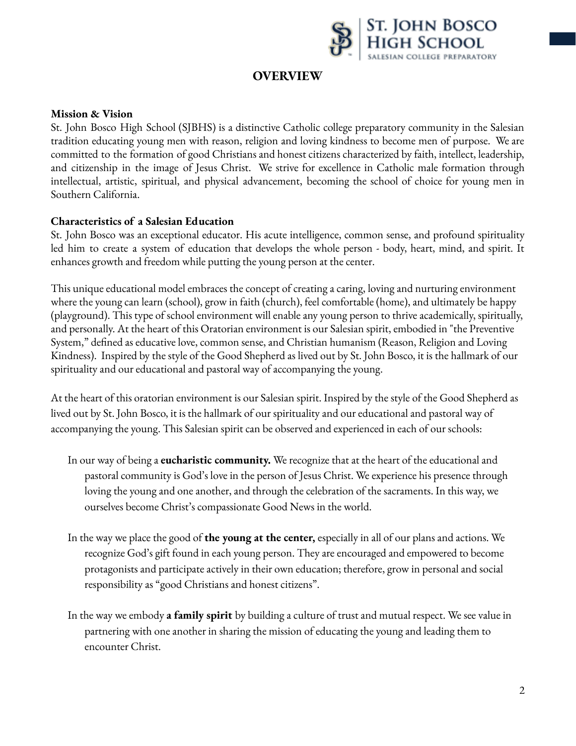## OVERVIEW

**Mission & Vision**

St. John Bosco High School (SJBHS) is a distinctive Catholic college preparatory community in the Salesian tradition educating young men with reason, religion and loving kindness to become men of purpose. We are committed to the formation of good Christians and honest citizens characterized by faith, intellect, leadership, and citizenship in the image of Jesus Christ. We strive for excellence in Catholic male formation through intellectual, artistic, spiritual, and physical advancement, becoming the school of choice for young men in Southern California.

**Characteristics of a Salesian Education**

St. John Bosco was an exceptional educator. His acute intelligence, common sense, and profound spirituality led him to create a system of education that develops the whole person - body, heart, mind, and spirit. It enhances growth and freedom while putting the young person at the center.

This unique educational model embraces the concept of creating a caring, loving and nurturing environment where the young can learn (school), grow in faith (church), feel comfortable (home), and ultimately be happy (playground). This type of school environment will enable any young person to thrive academically, spiritually, and personally. At the heart of this Oratorian environment is our Salesian spirit, embodied in "the Preventive System," defined as educative love, common sense, and Christian humanism (Reason, Religion and Loving Kindness). Inspired by the style of the Good Shepherd as lived out by St. John Bosco, it is the hallmark of our spirituality and our educational and pastoral way of accompanying the young.

At the heart of this oratorian environment is our Salesian spirit. Inspired by the style of the Good Shepherd as lived out by St. John Bosco, it is the hallmark of our spirituality and our educational and pastoral way of accompanying the young. This Salesian spirit can be observed and experienced in each of our schools:

In our way of being a **eucharistic community.** We recognize that at the heart of the educational and pastoral community is God's love in the person of Jesus Christ. We experience his presence through loving the young and one another, and through the celebration of the sacraments. In this way, we ourselves become Christ's compassionate Good News in the world.

In the way we place the good of **the young at the center,** especially in all of our plans and actions. We recognize God's gift found in each young person. They are encouraged and empowered to become protagonists and participate actively in their own education; therefore, grow in personal and social responsibility as "good Christians and honest citizens".

In the way we embody **a family spirit** by building a culture of trust and mutual respect. We see value in partnering with one another in sharing the mission of educating the young and leading them to encounter Christ.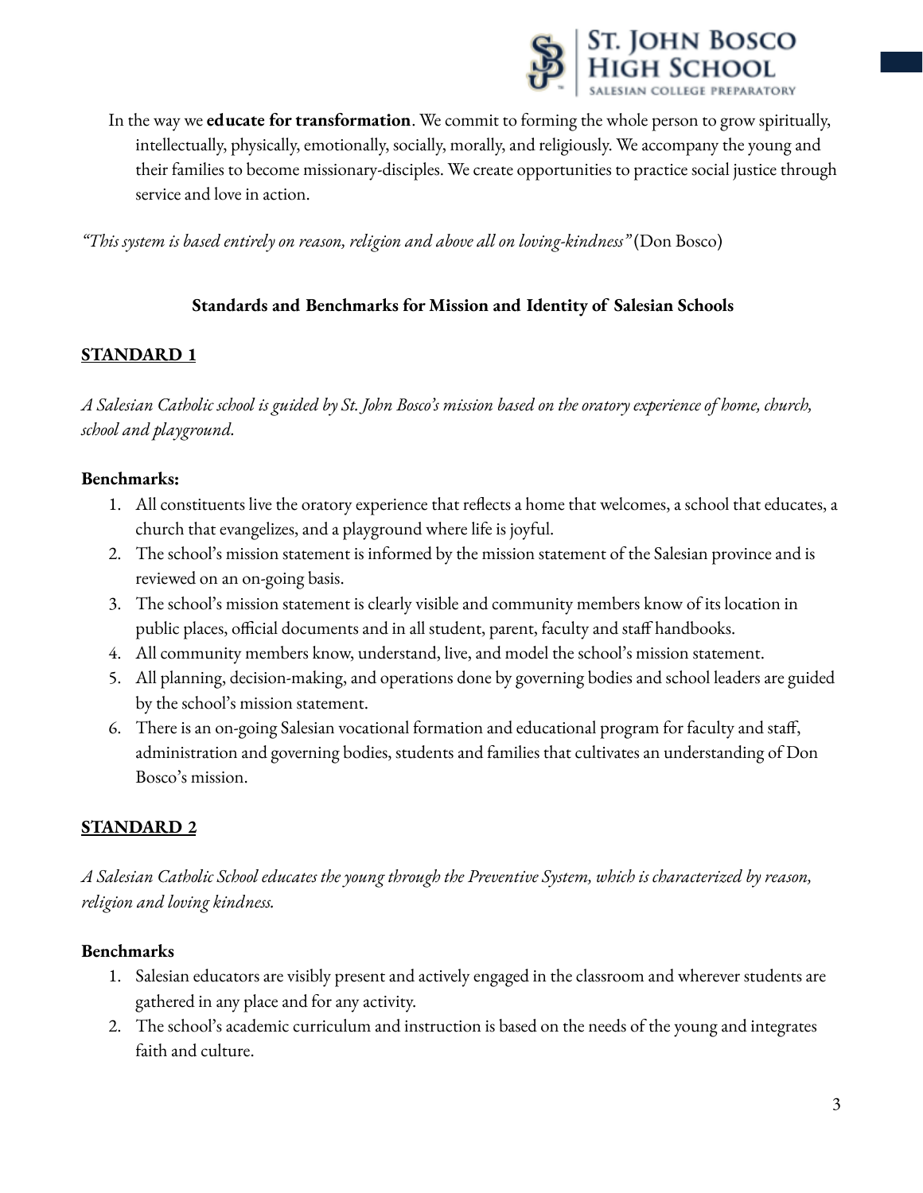In the way we **educate for transformation**. We commit to forming the whole person to grow spiritually, intellectually, physically, emotionally, socially, morally, and religiously. We accompany the young and their families to become missionary-disciples. We create opportunities to practice social justice through service and love in action.

*"This system is based entirely on reason, religion and above all on loving-kindness"* (Don Bosco)

### Standards and Benchmarks for Mission and Identity of Salesian Schools

## STANDARD 1

*A Salesian Catholic school is guided by St. John Bosco's mission based on the oratory experience of home, church, school and playground.*

**Benchmarks:**

1. All constituents live the oratory experience that reflects a home that welcomes, a school that educates, a church that evangelizes, and a playground where life is joyful.
2. The school's mission statement is informed by the mission statement of the Salesian province and is reviewed on an on-going basis.
3. The school's mission statement is clearly visible and community members know of its location in public places, official documents and in all student, parent, faculty and staff handbooks.
4. All community members know, understand, live, and model the school's mission statement.
5. All planning, decision-making, and operations done by governing bodies and school leaders are guided by the school's mission statement.
6. There is an on-going Salesian vocational formation and educational program for faculty and staff, administration and governing bodies, students and families that cultivates an understanding of Don Bosco's mission.

## STANDARD 2

*A Salesian Catholic School educates the young through the Preventive System, which is characterized by reason, religion and loving kindness.*

**Benchmarks**

1. Salesian educators are visibly present and actively engaged in the classroom and wherever students are gathered in any place and for any activity.
2. The school's academic curriculum and instruction is based on the needs of the young and integrates faith and culture.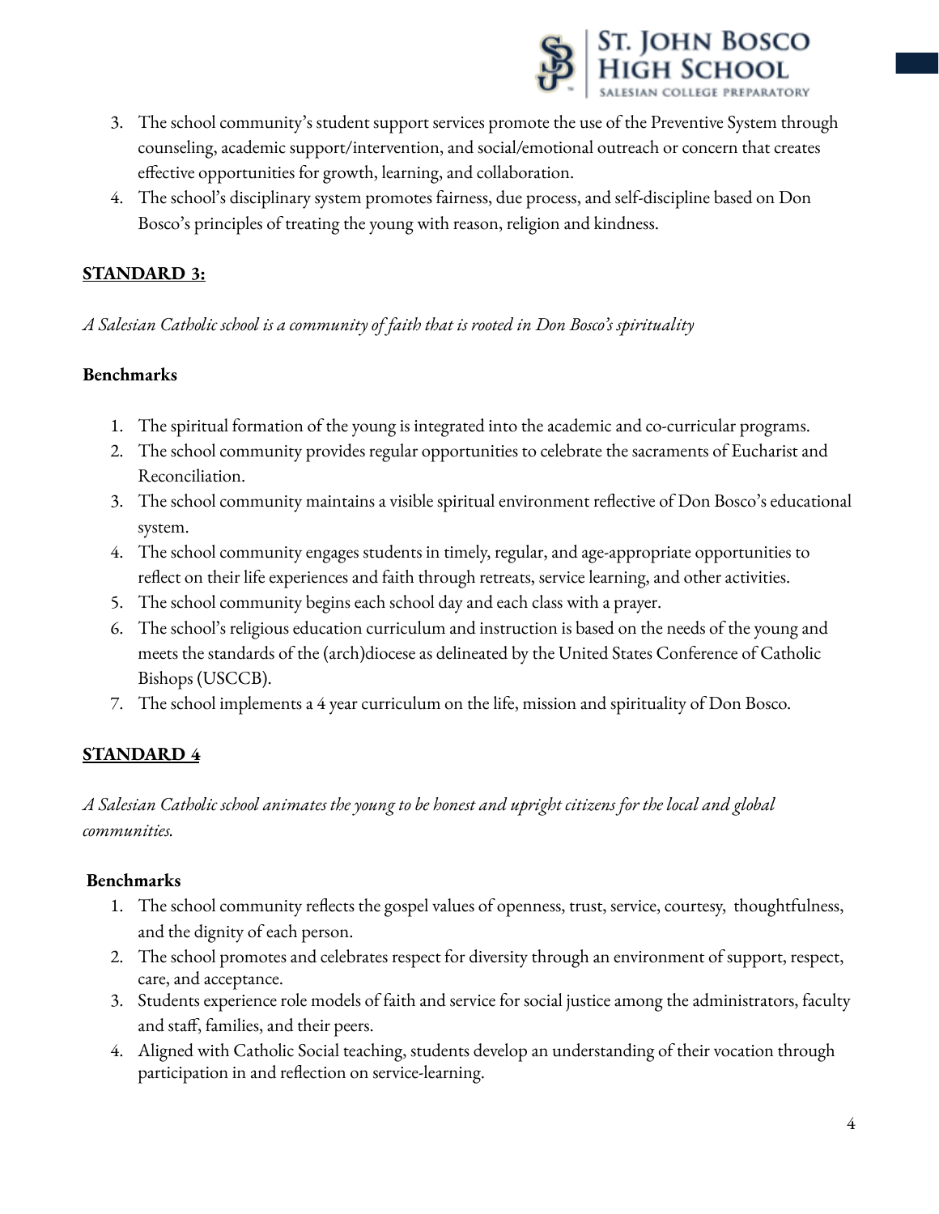3. The school community's student support services promote the use of the Preventive System through counseling, academic support/intervention, and social/emotional outreach or concern that creates effective opportunities for growth, learning, and collaboration.
4. The school's disciplinary system promotes fairness, due process, and self-discipline based on Don Bosco's principles of treating the young with reason, religion and kindness.

## STANDARD 3:

*A Salesian Catholic school is a community of faith that is rooted in Don Bosco's spirituality*

**Benchmarks**

1. The spiritual formation of the young is integrated into the academic and co-curricular programs.
2. The school community provides regular opportunities to celebrate the sacraments of Eucharist and Reconciliation.
3. The school community maintains a visible spiritual environment reflective of Don Bosco's educational system.
4. The school community engages students in timely, regular, and age-appropriate opportunities to reflect on their life experiences and faith through retreats, service learning, and other activities.
5. The school community begins each school day and each class with a prayer.
6. The school's religious education curriculum and instruction is based on the needs of the young and meets the standards of the (arch)diocese as delineated by the United States Conference of Catholic Bishops (USCCB).
7. The school implements a 4 year curriculum on the life, mission and spirituality of Don Bosco.

## STANDARD 4

*A Salesian Catholic school animates the young to be honest and upright citizens for the local and global communities.*

**Benchmarks**

1. The school community reflects the gospel values of openness, trust, service, courtesy, thoughtfulness, and the dignity of each person.
2. The school promotes and celebrates respect for diversity through an environment of support, respect, care, and acceptance.
3. Students experience role models of faith and service for social justice among the administrators, faculty and staff, families, and their peers.
4. Aligned with Catholic Social teaching, students develop an understanding of their vocation through participation in and reflection on service-learning.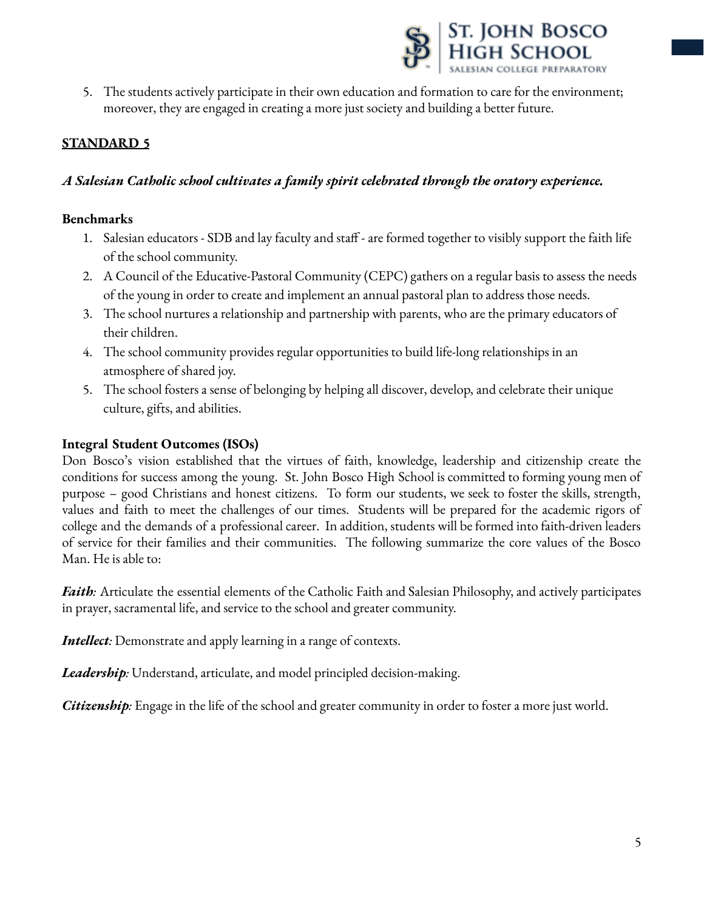5. The students actively participate in their own education and formation to care for the environment; moreover, they are engaged in creating a more just society and building a better future.

## STANDARD 5

***A Salesian Catholic school cultivates a family spirit celebrated through the oratory experience.***

**Benchmarks**

1. Salesian educators - SDB and lay faculty and staff - are formed together to visibly support the faith life of the school community.
2. A Council of the Educative-Pastoral Community (CEPC) gathers on a regular basis to assess the needs of the young in order to create and implement an annual pastoral plan to address those needs.
3. The school nurtures a relationship and partnership with parents, who are the primary educators of their children.
4. The school community provides regular opportunities to build life-long relationships in an atmosphere of shared joy.
5. The school fosters a sense of belonging by helping all discover, develop, and celebrate their unique culture, gifts, and abilities.

**Integral Student Outcomes (ISOs)**

Don Bosco's vision established that the virtues of faith, knowledge, leadership and citizenship create the conditions for success among the young. St. John Bosco High School is committed to forming young men of purpose – good Christians and honest citizens. To form our students, we seek to foster the skills, strength, values and faith to meet the challenges of our times. Students will be prepared for the academic rigors of college and the demands of a professional career. In addition, students will be formed into faith-driven leaders of service for their families and their communities. The following summarize the core values of the Bosco Man. He is able to:

***Faith:*** Articulate the essential elements of the Catholic Faith and Salesian Philosophy, and actively participates in prayer, sacramental life, and service to the school and greater community.

***Intellect:*** Demonstrate and apply learning in a range of contexts.

***Leadership:*** Understand, articulate, and model principled decision-making.

***Citizenship:*** Engage in the life of the school and greater community in order to foster a more just world.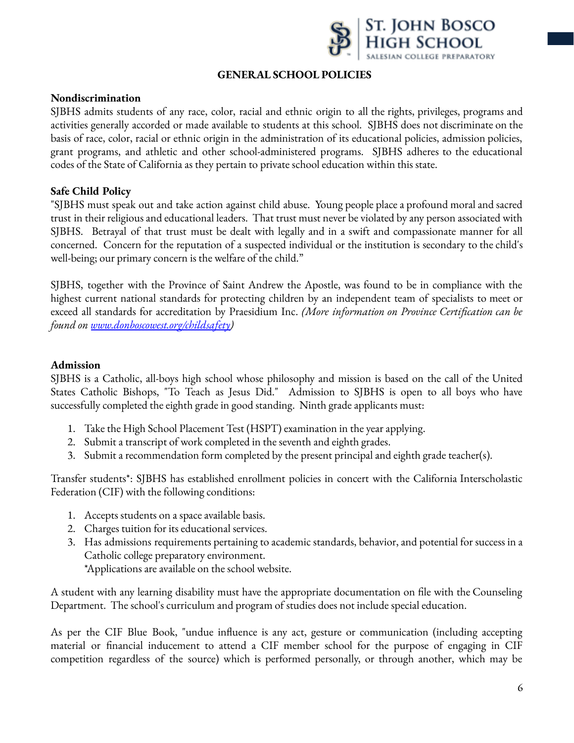# GENERAL SCHOOL POLICIES

**Nondiscrimination**

SJBHS admits students of any race, color, racial and ethnic origin to all the rights, privileges, programs and activities generally accorded or made available to students at this school. SJBHS does not discriminate on the basis of race, color, racial or ethnic origin in the administration of its educational policies, admission policies, grant programs, and athletic and other school-administered programs. SJBHS adheres to the educational codes of the State of California as they pertain to private school education within this state.

**Safe Child Policy**

"SJBHS must speak out and take action against child abuse. Young people place a profound moral and sacred trust in their religious and educational leaders. That trust must never be violated by any person associated with SJBHS. Betrayal of that trust must be dealt with legally and in a swift and compassionate manner for all concerned. Concern for the reputation of a suspected individual or the institution is secondary to the child's well-being; our primary concern is the welfare of the child."

SJBHS, together with the Province of Saint Andrew the Apostle, was found to be in compliance with the highest current national standards for protecting children by an independent team of specialists to meet or exceed all standards for accreditation by Praesidium Inc. *(More information on Province Certification can be found on [www.donboscowest.org/childsafety](http://www.donboscowest.org/childsafety))*

**Admission**

SJBHS is a Catholic, all-boys high school whose philosophy and mission is based on the call of the United States Catholic Bishops, "To Teach as Jesus Did." Admission to SJBHS is open to all boys who have successfully completed the eighth grade in good standing. Ninth grade applicants must:

1. Take the High School Placement Test (HSPT) examination in the year applying.
2. Submit a transcript of work completed in the seventh and eighth grades.
3. Submit a recommendation form completed by the present principal and eighth grade teacher(s).

Transfer students*: SJBHS has established enrollment policies in concert with the California Interscholastic Federation (CIF) with the following conditions:

1. Accepts students on a space available basis.
2. Charges tuition for its educational services.
3. Has admissions requirements pertaining to academic standards, behavior, and potential for success in a Catholic college preparatory environment.
   *Applications are available on the school website.

A student with any learning disability must have the appropriate documentation on file with the Counseling Department. The school's curriculum and program of studies does not include special education.

As per the CIF Blue Book, "undue influence is any act, gesture or communication (including accepting material or financial inducement to attend a CIF member school for the purpose of engaging in CIF competition regardless of the source) which is performed personally, or through another, which may be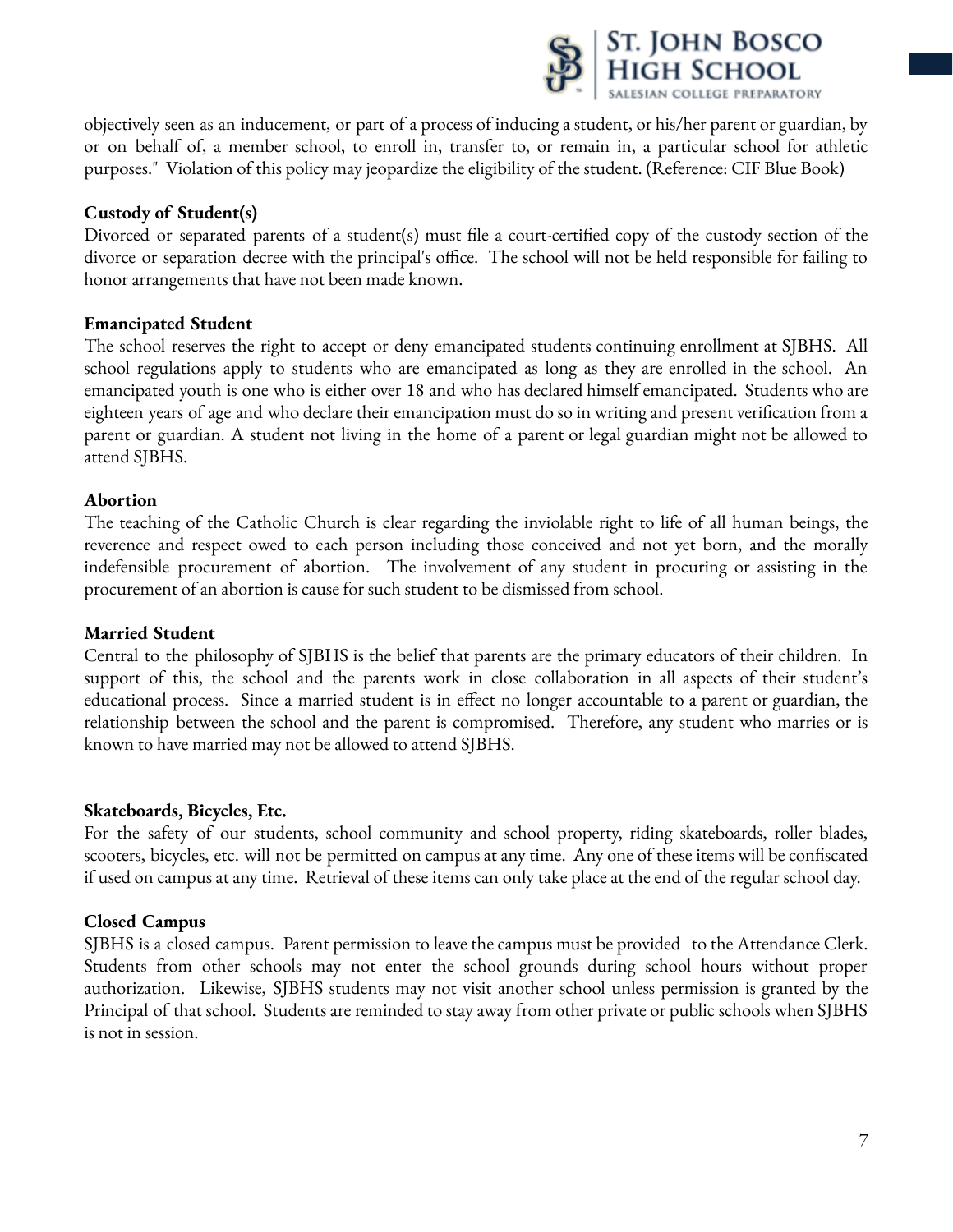objectively seen as an inducement, or part of a process of inducing a student, or his/her parent or guardian, by or on behalf of, a member school, to enroll in, transfer to, or remain in, a particular school for athletic purposes." Violation of this policy may jeopardize the eligibility of the student. (Reference: CIF Blue Book)

**Custody of Student(s)**

Divorced or separated parents of a student(s) must file a court-certified copy of the custody section of the divorce or separation decree with the principal's office. The school will not be held responsible for failing to honor arrangements that have not been made known.

**Emancipated Student**

The school reserves the right to accept or deny emancipated students continuing enrollment at SJBHS. All school regulations apply to students who are emancipated as long as they are enrolled in the school. An emancipated youth is one who is either over 18 and who has declared himself emancipated. Students who are eighteen years of age and who declare their emancipation must do so in writing and present verification from a parent or guardian. A student not living in the home of a parent or legal guardian might not be allowed to attend SJBHS.

**Abortion**

The teaching of the Catholic Church is clear regarding the inviolable right to life of all human beings, the reverence and respect owed to each person including those conceived and not yet born, and the morally indefensible procurement of abortion. The involvement of any student in procuring or assisting in the procurement of an abortion is cause for such student to be dismissed from school.

**Married Student**

Central to the philosophy of SJBHS is the belief that parents are the primary educators of their children. In support of this, the school and the parents work in close collaboration in all aspects of their student's educational process. Since a married student is in effect no longer accountable to a parent or guardian, the relationship between the school and the parent is compromised. Therefore, any student who marries or is known to have married may not be allowed to attend SJBHS.

**Skateboards, Bicycles, Etc.**

For the safety of our students, school community and school property, riding skateboards, roller blades, scooters, bicycles, etc. will not be permitted on campus at any time. Any one of these items will be confiscated if used on campus at any time. Retrieval of these items can only take place at the end of the regular school day.

**Closed Campus**

SJBHS is a closed campus. Parent permission to leave the campus must be provided to the Attendance Clerk. Students from other schools may not enter the school grounds during school hours without proper authorization. Likewise, SJBHS students may not visit another school unless permission is granted by the Principal of that school. Students are reminded to stay away from other private or public schools when SJBHS is not in session.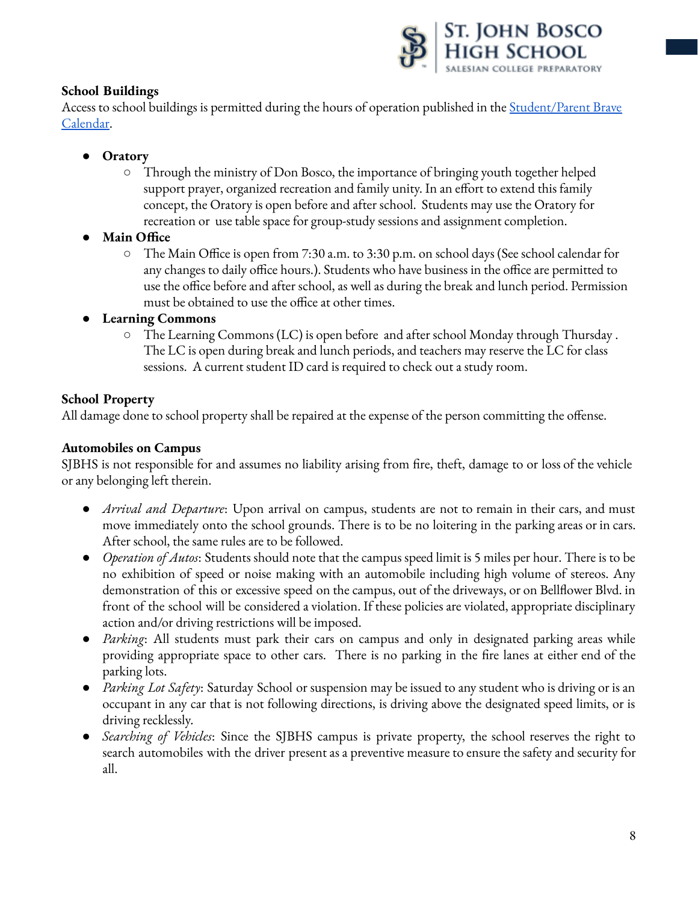**School Buildings**

Access to school buildings is permitted during the hours of operation published in the [Student/Parent Brave Calendar](#).

- **Oratory**
  - Through the ministry of Don Bosco, the importance of bringing youth together helped support prayer, organized recreation and family unity. In an effort to extend this family concept, the Oratory is open before and after school. Students may use the Oratory for recreation or use table space for group-study sessions and assignment completion.
- **Main Office**
  - The Main Office is open from 7:30 a.m. to 3:30 p.m. on school days (See school calendar for any changes to daily office hours.). Students who have business in the office are permitted to use the office before and after school, as well as during the break and lunch period. Permission must be obtained to use the office at other times.
- **Learning Commons**
  - The Learning Commons (LC) is open before and after school Monday through Thursday . The LC is open during break and lunch periods, and teachers may reserve the LC for class sessions. A current student ID card is required to check out a study room.

**School Property**

All damage done to school property shall be repaired at the expense of the person committing the offense.

**Automobiles on Campus**

SJBHS is not responsible for and assumes no liability arising from fire, theft, damage to or loss of the vehicle or any belonging left therein.

- *Arrival and Departure*: Upon arrival on campus, students are not to remain in their cars, and must move immediately onto the school grounds. There is to be no loitering in the parking areas or in cars. After school, the same rules are to be followed.
- *Operation of Autos*: Students should note that the campus speed limit is 5 miles per hour. There is to be no exhibition of speed or noise making with an automobile including high volume of stereos. Any demonstration of this or excessive speed on the campus, out of the driveways, or on Bellflower Blvd. in front of the school will be considered a violation. If these policies are violated, appropriate disciplinary action and/or driving restrictions will be imposed.
- *Parking*: All students must park their cars on campus and only in designated parking areas while providing appropriate space to other cars. There is no parking in the fire lanes at either end of the parking lots.
- *Parking Lot Safety*: Saturday School or suspension may be issued to any student who is driving or is an occupant in any car that is not following directions, is driving above the designated speed limits, or is driving recklessly.
- *Searching of Vehicles*: Since the SJBHS campus is private property, the school reserves the right to search automobiles with the driver present as a preventive measure to ensure the safety and security for all.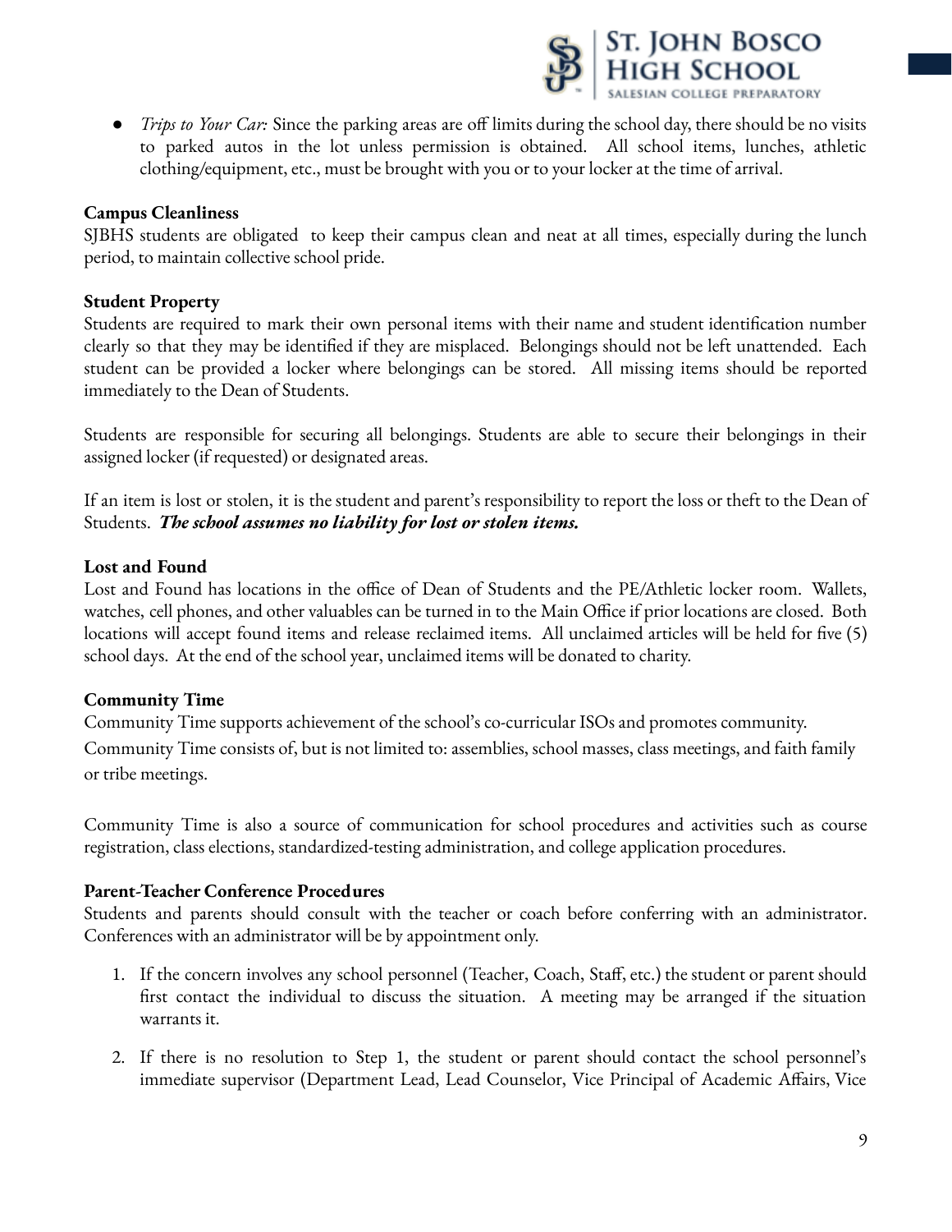- *Trips to Your Car:* Since the parking areas are off limits during the school day, there should be no visits to parked autos in the lot unless permission is obtained. All school items, lunches, athletic clothing/equipment, etc., must be brought with you or to your locker at the time of arrival.

**Campus Cleanliness**
SJBHS students are obligated to keep their campus clean and neat at all times, especially during the lunch period, to maintain collective school pride.

**Student Property**
Students are required to mark their own personal items with their name and student identification number clearly so that they may be identified if they are misplaced. Belongings should not be left unattended. Each student can be provided a locker where belongings can be stored. All missing items should be reported immediately to the Dean of Students.

Students are responsible for securing all belongings. Students are able to secure their belongings in their assigned locker (if requested) or designated areas.

If an item is lost or stolen, it is the student and parent's responsibility to report the loss or theft to the Dean of Students. ***The school assumes no liability for lost or stolen items.***

**Lost and Found**
Lost and Found has locations in the office of Dean of Students and the PE/Athletic locker room. Wallets, watches, cell phones, and other valuables can be turned in to the Main Office if prior locations are closed. Both locations will accept found items and release reclaimed items. All unclaimed articles will be held for five (5) school days. At the end of the school year, unclaimed items will be donated to charity.

**Community Time**
Community Time supports achievement of the school's co-curricular ISOs and promotes community. Community Time consists of, but is not limited to: assemblies, school masses, class meetings, and faith family or tribe meetings.

Community Time is also a source of communication for school procedures and activities such as course registration, class elections, standardized-testing administration, and college application procedures.

**Parent-Teacher Conference Procedures**
Students and parents should consult with the teacher or coach before conferring with an administrator. Conferences with an administrator will be by appointment only.

1. If the concern involves any school personnel (Teacher, Coach, Staff, etc.) the student or parent should first contact the individual to discuss the situation. A meeting may be arranged if the situation warrants it.

2. If there is no resolution to Step 1, the student or parent should contact the school personnel's immediate supervisor (Department Lead, Lead Counselor, Vice Principal of Academic Affairs, Vice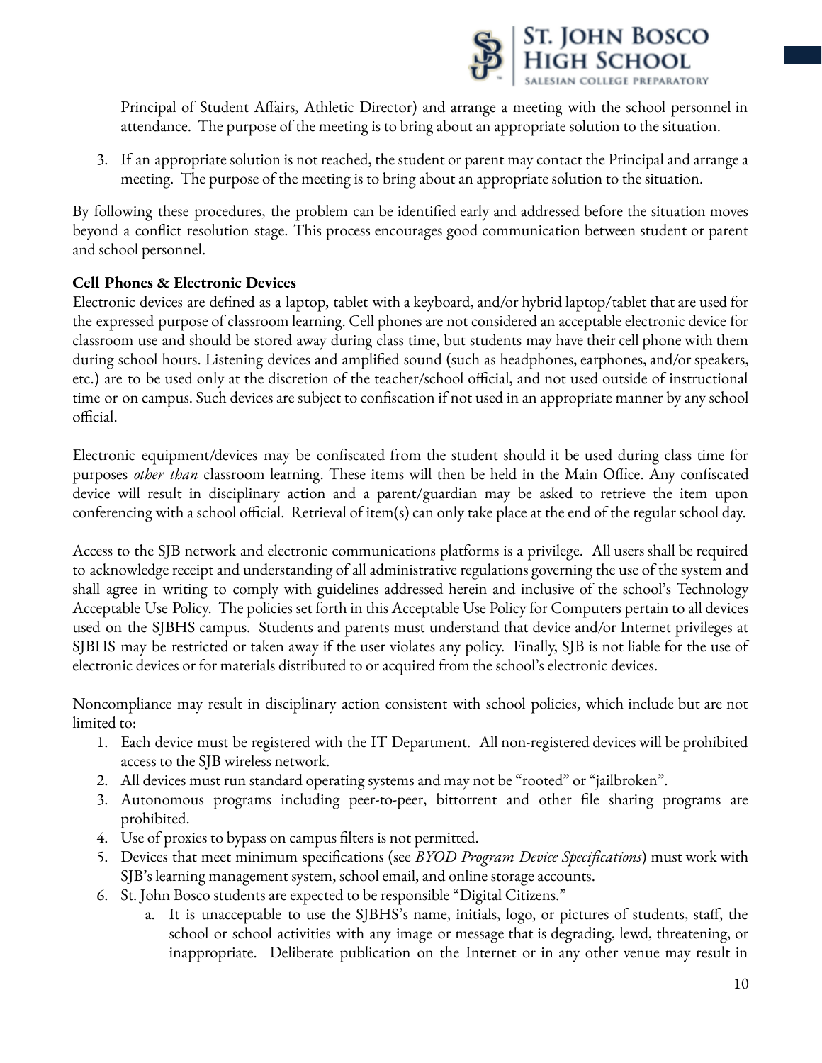Principal of Student Affairs, Athletic Director) and arrange a meeting with the school personnel in attendance. The purpose of the meeting is to bring about an appropriate solution to the situation.

3. If an appropriate solution is not reached, the student or parent may contact the Principal and arrange a meeting. The purpose of the meeting is to bring about an appropriate solution to the situation.

By following these procedures, the problem can be identified early and addressed before the situation moves beyond a conflict resolution stage. This process encourages good communication between student or parent and school personnel.

**Cell Phones & Electronic Devices**

Electronic devices are defined as a laptop, tablet with a keyboard, and/or hybrid laptop/tablet that are used for the expressed purpose of classroom learning. Cell phones are not considered an acceptable electronic device for classroom use and should be stored away during class time, but students may have their cell phone with them during school hours. Listening devices and amplified sound (such as headphones, earphones, and/or speakers, etc.) are to be used only at the discretion of the teacher/school official, and not used outside of instructional time or on campus. Such devices are subject to confiscation if not used in an appropriate manner by any school official.

Electronic equipment/devices may be confiscated from the student should it be used during class time for purposes *other than* classroom learning. These items will then be held in the Main Office. Any confiscated device will result in disciplinary action and a parent/guardian may be asked to retrieve the item upon conferencing with a school official. Retrieval of item(s) can only take place at the end of the regular school day.

Access to the SJB network and electronic communications platforms is a privilege. All users shall be required to acknowledge receipt and understanding of all administrative regulations governing the use of the system and shall agree in writing to comply with guidelines addressed herein and inclusive of the school's Technology Acceptable Use Policy. The policies set forth in this Acceptable Use Policy for Computers pertain to all devices used on the SJBHS campus. Students and parents must understand that device and/or Internet privileges at SJBHS may be restricted or taken away if the user violates any policy. Finally, SJB is not liable for the use of electronic devices or for materials distributed to or acquired from the school's electronic devices.

Noncompliance may result in disciplinary action consistent with school policies, which include but are not limited to:

1. Each device must be registered with the IT Department. All non-registered devices will be prohibited access to the SJB wireless network.
2. All devices must run standard operating systems and may not be "rooted" or "jailbroken".
3. Autonomous programs including peer-to-peer, bittorrent and other file sharing programs are prohibited.
4. Use of proxies to bypass on campus filters is not permitted.
5. Devices that meet minimum specifications (see *BYOD Program Device Specifications*) must work with SJB's learning management system, school email, and online storage accounts.
6. St. John Bosco students are expected to be responsible "Digital Citizens."
   a. It is unacceptable to use the SJBHS's name, initials, logo, or pictures of students, staff, the school or school activities with any image or message that is degrading, lewd, threatening, or inappropriate. Deliberate publication on the Internet or in any other venue may result in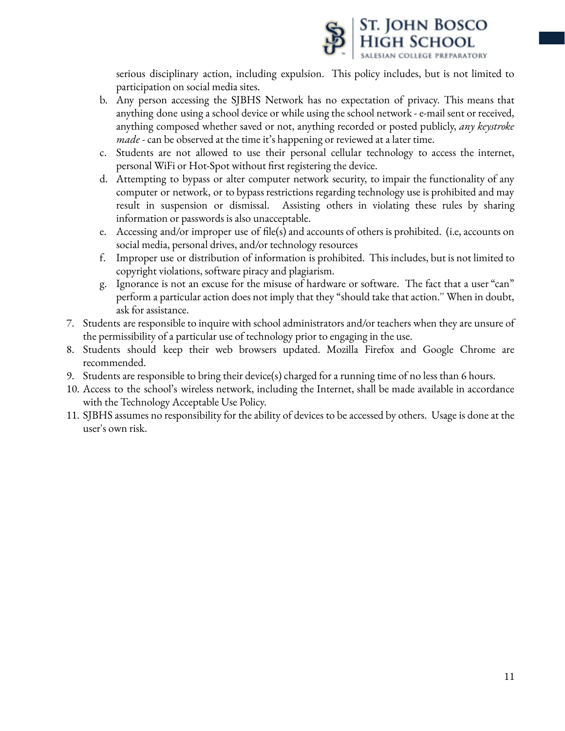serious disciplinary action, including expulsion. This policy includes, but is not limited to participation on social media sites.

b. Any person accessing the SJBHS Network has no expectation of privacy. This means that anything done using a school device or while using the school network - e-mail sent or received, anything composed whether saved or not, anything recorded or posted publicly, *any keystroke made* - can be observed at the time it's happening or reviewed at a later time.

c. Students are not allowed to use their personal cellular technology to access the internet, personal WiFi or Hot-Spot without first registering the device.

d. Attempting to bypass or alter computer network security, to impair the functionality of any computer or network, or to bypass restrictions regarding technology use is prohibited and may result in suspension or dismissal. Assisting others in violating these rules by sharing information or passwords is also unacceptable.

e. Accessing and/or improper use of file(s) and accounts of others is prohibited. (i.e, accounts on social media, personal drives, and/or technology resources

f. Improper use or distribution of information is prohibited. This includes, but is not limited to copyright violations, software piracy and plagiarism.

g. Ignorance is not an excuse for the misuse of hardware or software. The fact that a user "can" perform a particular action does not imply that they "should take that action.'' When in doubt, ask for assistance.

7. Students are responsible to inquire with school administrators and/or teachers when they are unsure of the permissibility of a particular use of technology prior to engaging in the use.
8. Students should keep their web browsers updated. Mozilla Firefox and Google Chrome are recommended.
9. Students are responsible to bring their device(s) charged for a running time of no less than 6 hours.
10. Access to the school's wireless network, including the Internet, shall be made available in accordance with the Technology Acceptable Use Policy.
11. SJBHS assumes no responsibility for the ability of devices to be accessed by others. Usage is done at the user's own risk.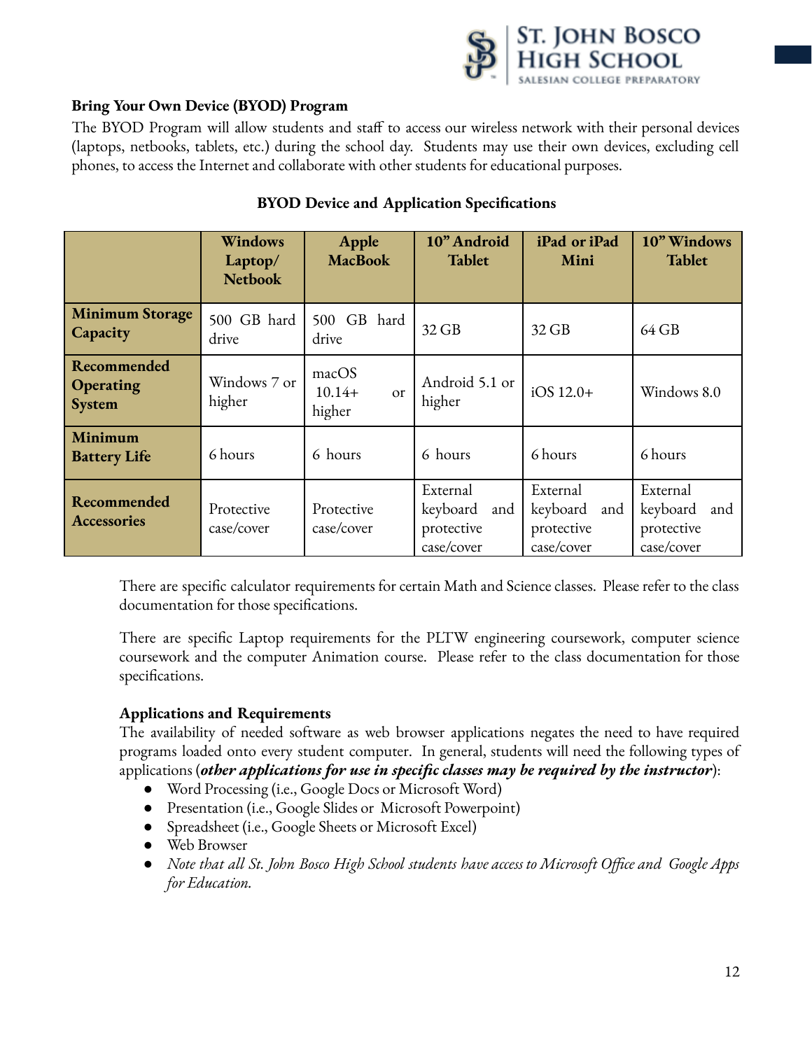**Bring Your Own Device (BYOD) Program**

The BYOD Program will allow students and staff to access our wireless network with their personal devices (laptops, netbooks, tablets, etc.) during the school day. Students may use their own devices, excluding cell phones, to access the Internet and collaborate with other students for educational purposes.

**BYOD Device and Application Specifications**

| | Windows Laptop/ Netbook | Apple MacBook | 10" Android Tablet | iPad or iPad Mini | 10" Windows Tablet |
|---|---|---|---|---|---|
| **Minimum Storage Capacity** | 500 GB hard drive | 500 GB hard drive | 32 GB | 32 GB | 64 GB |
| **Recommended Operating System** | Windows 7 or higher | macOS 10.14+ or higher | Android 5.1 or higher | iOS 12.0+ | Windows 8.0 |
| **Minimum Battery Life** | 6 hours | 6 hours | 6 hours | 6 hours | 6 hours |
| **Recommended Accessories** | Protective case/cover | Protective case/cover | External keyboard and protective case/cover | External keyboard and protective case/cover | External keyboard and protective case/cover |

There are specific calculator requirements for certain Math and Science classes. Please refer to the class documentation for those specifications.

There are specific Laptop requirements for the PLTW engineering coursework, computer science coursework and the computer Animation course. Please refer to the class documentation for those specifications.

**Applications and Requirements**

The availability of needed software as web browser applications negates the need to have required programs loaded onto every student computer. In general, students will need the following types of applications (***other applications for use in specific classes may be required by the instructor***):

- Word Processing (i.e., Google Docs or Microsoft Word)
- Presentation (i.e., Google Slides or Microsoft Powerpoint)
- Spreadsheet (i.e., Google Sheets or Microsoft Excel)
- Web Browser
- *Note that all St. John Bosco High School students have access to Microsoft Office and Google Apps for Education.*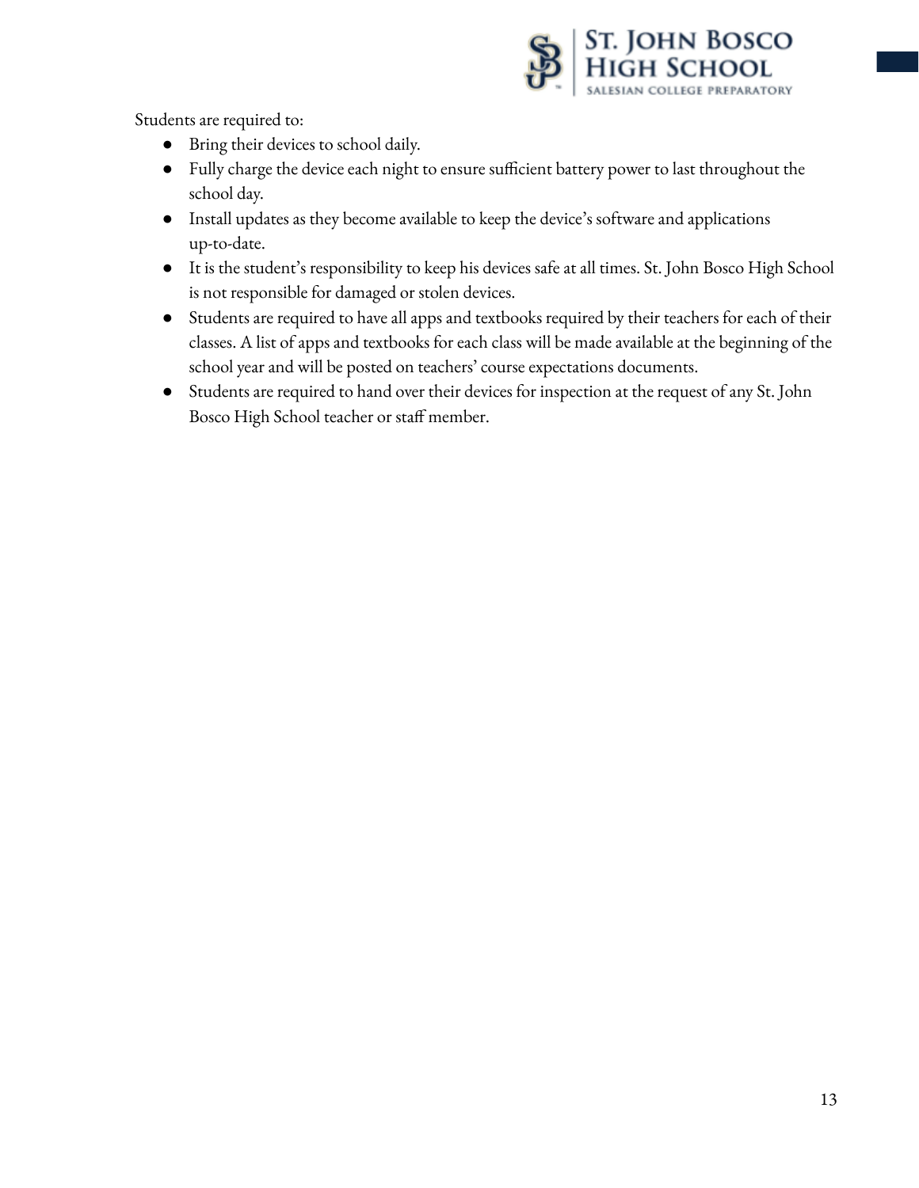Students are required to:

- Bring their devices to school daily.
- Fully charge the device each night to ensure sufficient battery power to last throughout the school day.
- Install updates as they become available to keep the device's software and applications up-to-date.
- It is the student's responsibility to keep his devices safe at all times. St. John Bosco High School is not responsible for damaged or stolen devices.
- Students are required to have all apps and textbooks required by their teachers for each of their classes. A list of apps and textbooks for each class will be made available at the beginning of the school year and will be posted on teachers' course expectations documents.
- Students are required to hand over their devices for inspection at the request of any St. John Bosco High School teacher or staff member.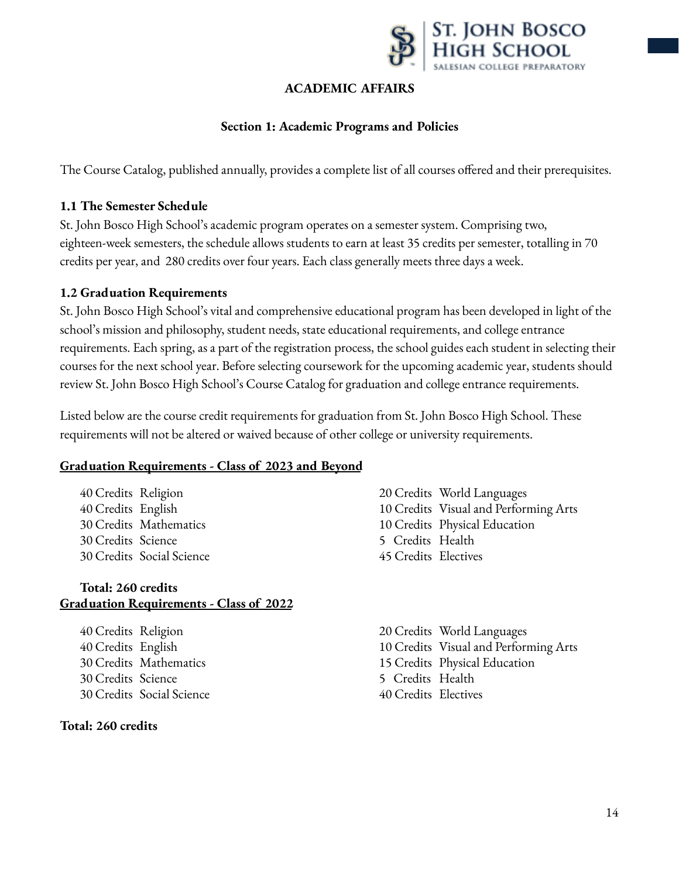# ACADEMIC AFFAIRS

## Section 1: Academic Programs and Policies

The Course Catalog, published annually, provides a complete list of all courses offered and their prerequisites.

### 1.1 The Semester Schedule

St. John Bosco High School's academic program operates on a semester system. Comprising two, eighteen-week semesters, the schedule allows students to earn at least 35 credits per semester, totalling in 70 credits per year, and 280 credits over four years. Each class generally meets three days a week.

### 1.2 Graduation Requirements

St. John Bosco High School's vital and comprehensive educational program has been developed in light of the school's mission and philosophy, student needs, state educational requirements, and college entrance requirements. Each spring, as a part of the registration process, the school guides each student in selecting their courses for the next school year. Before selecting coursework for the upcoming academic year, students should review St. John Bosco High School's Course Catalog for graduation and college entrance requirements.

Listed below are the course credit requirements for graduation from St. John Bosco High School. These requirements will not be altered or waived because of other college or university requirements.

**Graduation Requirements - Class of 2023 and Beyond**

- 40 Credits Religion
- 40 Credits English
- 30 Credits Mathematics
- 30 Credits Science
- 30 Credits Social Science
- 20 Credits World Languages
- 10 Credits Visual and Performing Arts
- 10 Credits Physical Education
- 5 Credits Health
- 45 Credits Electives

**Total: 260 credits**

**Graduation Requirements - Class of 2022**

- 40 Credits Religion
- 40 Credits English
- 30 Credits Mathematics
- 30 Credits Science
- 30 Credits Social Science
- 20 Credits World Languages
- 10 Credits Visual and Performing Arts
- 15 Credits Physical Education
- 5 Credits Health
- 40 Credits Electives

**Total: 260 credits**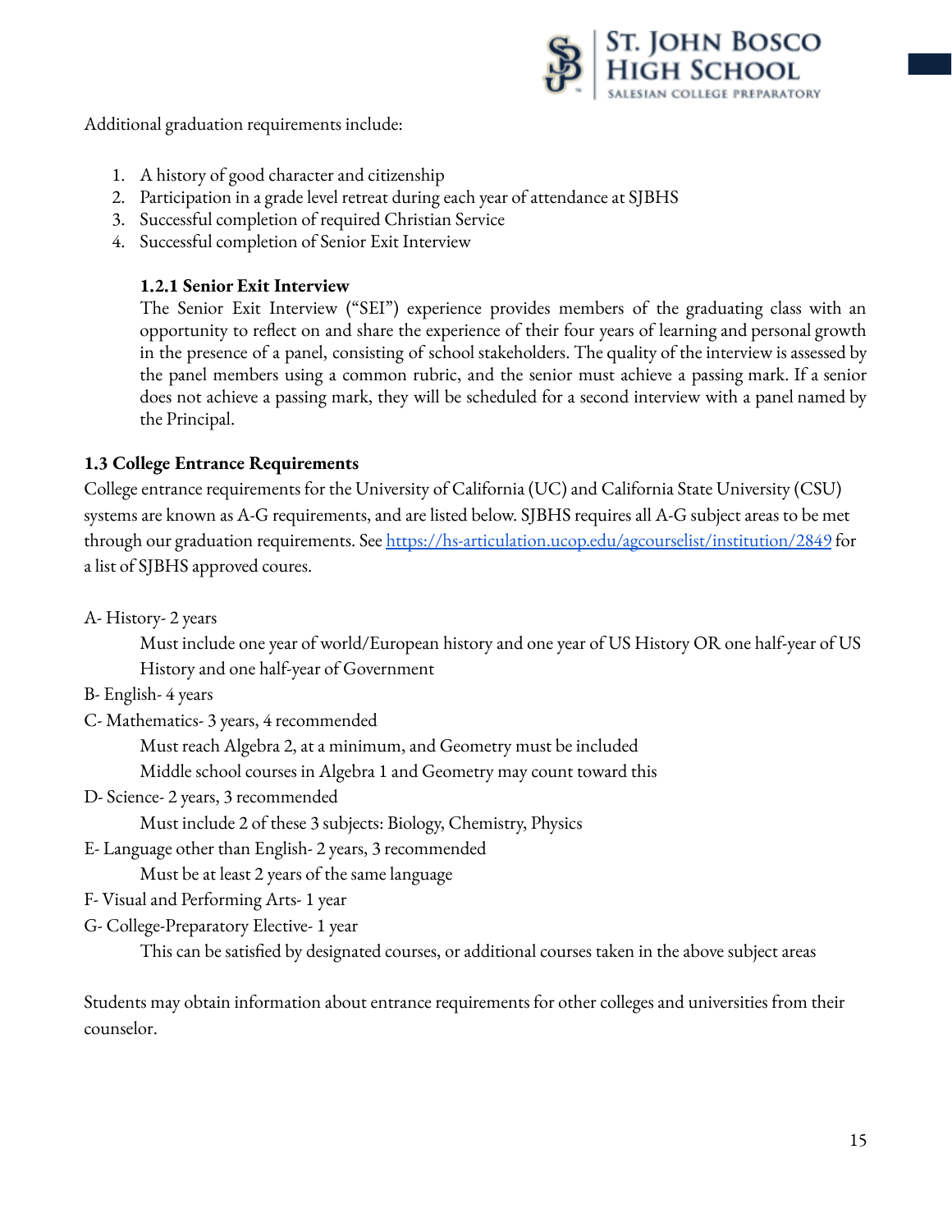Additional graduation requirements include:

1. A history of good character and citizenship
2. Participation in a grade level retreat during each year of attendance at SJBHS
3. Successful completion of required Christian Service
4. Successful completion of Senior Exit Interview

#### 1.2.1 Senior Exit Interview

The Senior Exit Interview ("SEI") experience provides members of the graduating class with an opportunity to reflect on and share the experience of their four years of learning and personal growth in the presence of a panel, consisting of school stakeholders. The quality of the interview is assessed by the panel members using a common rubric, and the senior must achieve a passing mark. If a senior does not achieve a passing mark, they will be scheduled for a second interview with a panel named by the Principal.

### 1.3 College Entrance Requirements

College entrance requirements for the University of California (UC) and California State University (CSU) systems are known as A-G requirements, and are listed below. SJBHS requires all A-G subject areas to be met through our graduation requirements. See [https://hs-articulation.ucop.edu/agcourselist/institution/2849](https://hs-articulation.ucop.edu/agcourselist/institution/2849) for a list of SJBHS approved coures.

A- History- 2 years
- Must include one year of world/European history and one year of US History OR one half-year of US History and one half-year of Government

B- English- 4 years

C- Mathematics- 3 years, 4 recommended
- Must reach Algebra 2, at a minimum, and Geometry must be included
- Middle school courses in Algebra 1 and Geometry may count toward this

D- Science- 2 years, 3 recommended
- Must include 2 of these 3 subjects: Biology, Chemistry, Physics

E- Language other than English- 2 years, 3 recommended
- Must be at least 2 years of the same language

F- Visual and Performing Arts- 1 year

G- College-Preparatory Elective- 1 year
- This can be satisfied by designated courses, or additional courses taken in the above subject areas

Students may obtain information about entrance requirements for other colleges and universities from their counselor.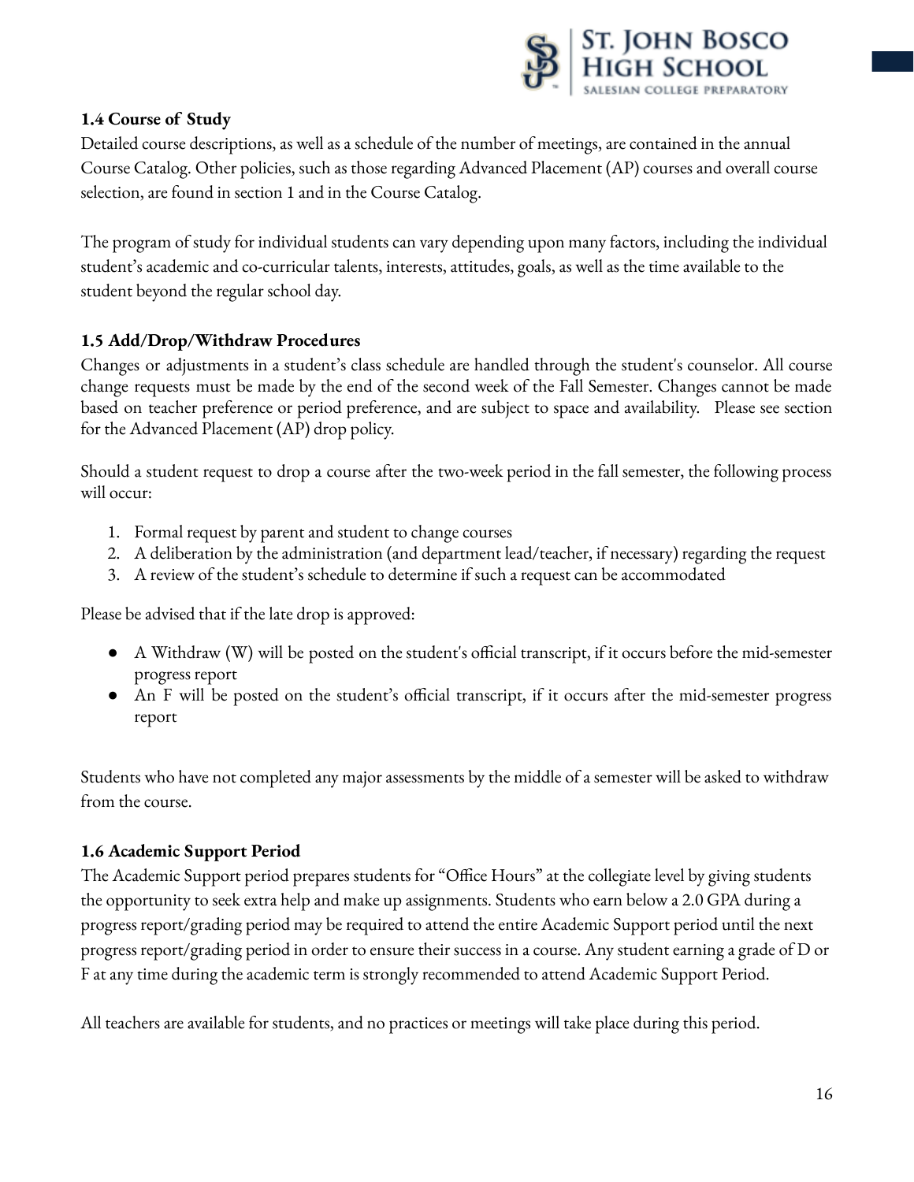### 1.4 Course of Study

Detailed course descriptions, as well as a schedule of the number of meetings, are contained in the annual Course Catalog. Other policies, such as those regarding Advanced Placement (AP) courses and overall course selection, are found in section 1 and in the Course Catalog.

The program of study for individual students can vary depending upon many factors, including the individual student's academic and co-curricular talents, interests, attitudes, goals, as well as the time available to the student beyond the regular school day.

### 1.5 Add/Drop/Withdraw Procedures

Changes or adjustments in a student's class schedule are handled through the student's counselor. All course change requests must be made by the end of the second week of the Fall Semester. Changes cannot be made based on teacher preference or period preference, and are subject to space and availability. Please see section for the Advanced Placement (AP) drop policy.

Should a student request to drop a course after the two-week period in the fall semester, the following process will occur:

1. Formal request by parent and student to change courses
2. A deliberation by the administration (and department lead/teacher, if necessary) regarding the request
3. A review of the student's schedule to determine if such a request can be accommodated

Please be advised that if the late drop is approved:

- A Withdraw (W) will be posted on the student's official transcript, if it occurs before the mid-semester progress report
- An F will be posted on the student's official transcript, if it occurs after the mid-semester progress report

Students who have not completed any major assessments by the middle of a semester will be asked to withdraw from the course.

### 1.6 Academic Support Period

The Academic Support period prepares students for "Office Hours" at the collegiate level by giving students the opportunity to seek extra help and make up assignments. Students who earn below a 2.0 GPA during a progress report/grading period may be required to attend the entire Academic Support period until the next progress report/grading period in order to ensure their success in a course. Any student earning a grade of D or F at any time during the academic term is strongly recommended to attend Academic Support Period.

All teachers are available for students, and no practices or meetings will take place during this period.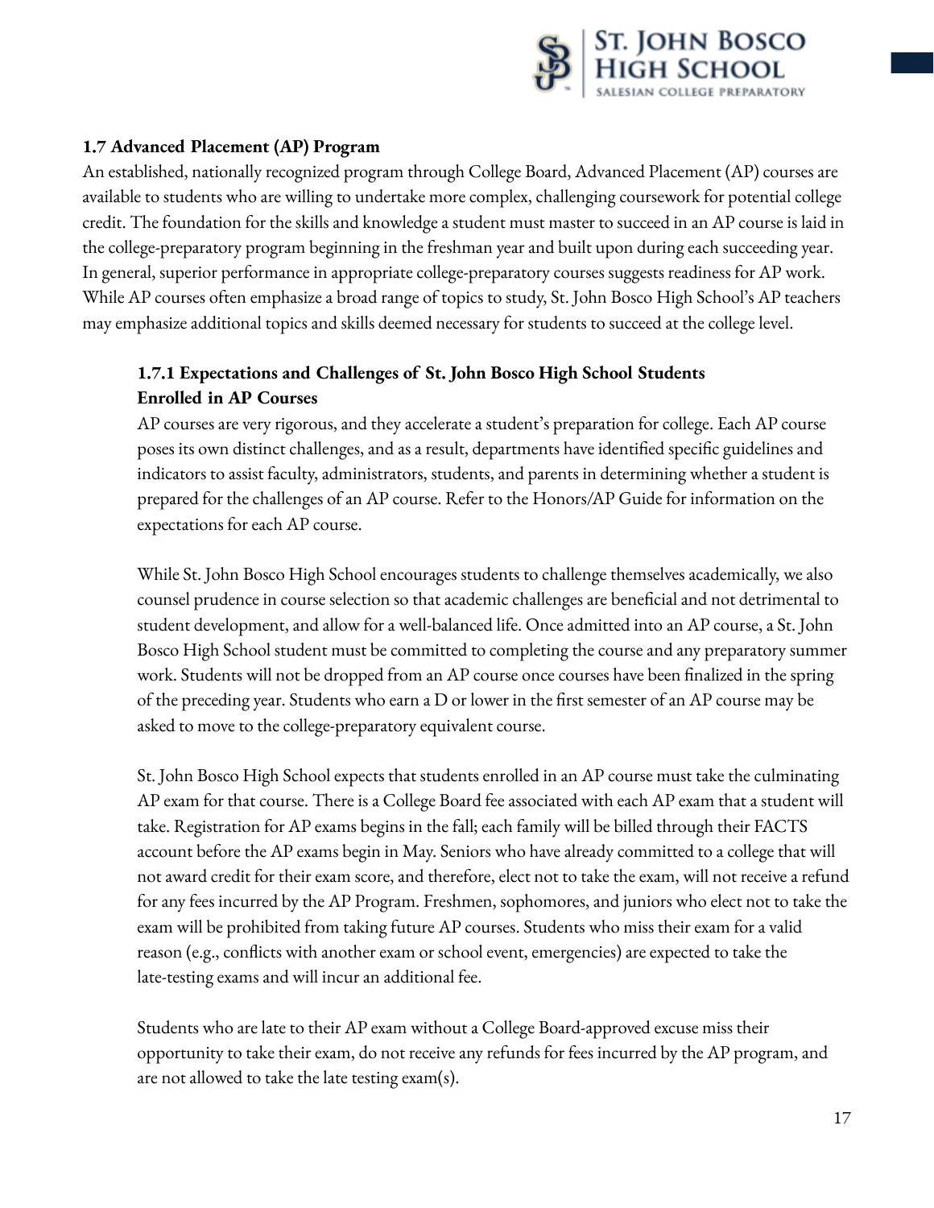### 1.7 Advanced Placement (AP) Program

An established, nationally recognized program through College Board, Advanced Placement (AP) courses are available to students who are willing to undertake more complex, challenging coursework for potential college credit. The foundation for the skills and knowledge a student must master to succeed in an AP course is laid in the college-preparatory program beginning in the freshman year and built upon during each succeeding year. In general, superior performance in appropriate college-preparatory courses suggests readiness for AP work. While AP courses often emphasize a broad range of topics to study, St. John Bosco High School's AP teachers may emphasize additional topics and skills deemed necessary for students to succeed at the college level.

#### 1.7.1 Expectations and Challenges of St. John Bosco High School Students Enrolled in AP Courses

AP courses are very rigorous, and they accelerate a student's preparation for college. Each AP course poses its own distinct challenges, and as a result, departments have identified specific guidelines and indicators to assist faculty, administrators, students, and parents in determining whether a student is prepared for the challenges of an AP course. Refer to the Honors/AP Guide for information on the expectations for each AP course.

While St. John Bosco High School encourages students to challenge themselves academically, we also counsel prudence in course selection so that academic challenges are beneficial and not detrimental to student development, and allow for a well-balanced life. Once admitted into an AP course, a St. John Bosco High School student must be committed to completing the course and any preparatory summer work. Students will not be dropped from an AP course once courses have been finalized in the spring of the preceding year. Students who earn a D or lower in the first semester of an AP course may be asked to move to the college-preparatory equivalent course.

St. John Bosco High School expects that students enrolled in an AP course must take the culminating AP exam for that course. There is a College Board fee associated with each AP exam that a student will take. Registration for AP exams begins in the fall; each family will be billed through their FACTS account before the AP exams begin in May. Seniors who have already committed to a college that will not award credit for their exam score, and therefore, elect not to take the exam, will not receive a refund for any fees incurred by the AP Program. Freshmen, sophomores, and juniors who elect not to take the exam will be prohibited from taking future AP courses. Students who miss their exam for a valid reason (e.g., conflicts with another exam or school event, emergencies) are expected to take the late-testing exams and will incur an additional fee.

Students who are late to their AP exam without a College Board-approved excuse miss their opportunity to take their exam, do not receive any refunds for fees incurred by the AP program, and are not allowed to take the late testing exam(s).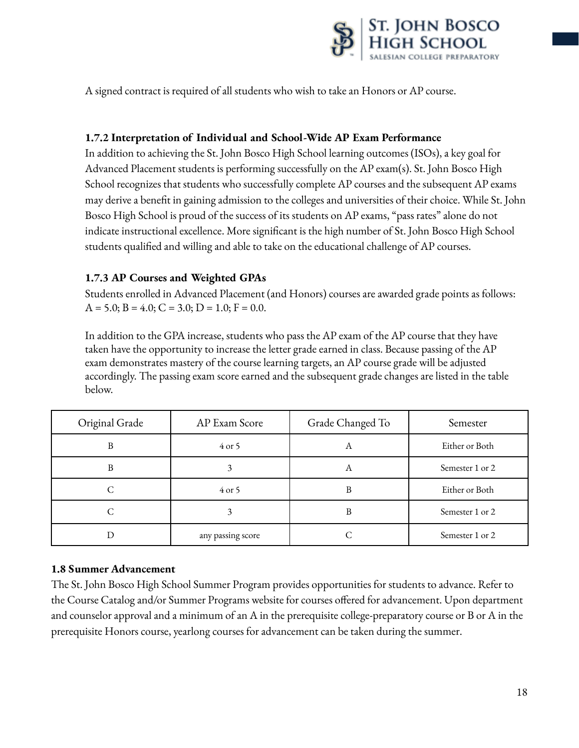A signed contract is required of all students who wish to take an Honors or AP course.

### 1.7.2 Interpretation of Individual and School-Wide AP Exam Performance

In addition to achieving the St. John Bosco High School learning outcomes (ISOs), a key goal for Advanced Placement students is performing successfully on the AP exam(s). St. John Bosco High School recognizes that students who successfully complete AP courses and the subsequent AP exams may derive a benefit in gaining admission to the colleges and universities of their choice. While St. John Bosco High School is proud of the success of its students on AP exams, "pass rates" alone do not indicate instructional excellence. More significant is the high number of St. John Bosco High School students qualified and willing and able to take on the educational challenge of AP courses.

### 1.7.3 AP Courses and Weighted GPAs

Students enrolled in Advanced Placement (and Honors) courses are awarded grade points as follows:
A = 5.0; B = 4.0; C = 3.0; D = 1.0; F = 0.0.

In addition to the GPA increase, students who pass the AP exam of the AP course that they have taken have the opportunity to increase the letter grade earned in class. Because passing of the AP exam demonstrates mastery of the course learning targets, an AP course grade will be adjusted accordingly. The passing exam score earned and the subsequent grade changes are listed in the table below.

| Original Grade | AP Exam Score | Grade Changed To | Semester |
|---|---|---|---|
| B | 4 or 5 | A | Either or Both |
| B | 3 | A | Semester 1 or 2 |
| C | 4 or 5 | B | Either or Both |
| C | 3 | B | Semester 1 or 2 |
| D | any passing score | C | Semester 1 or 2 |

## 1.8 Summer Advancement

The St. John Bosco High School Summer Program provides opportunities for students to advance. Refer to the Course Catalog and/or Summer Programs website for courses offered for advancement. Upon department and counselor approval and a minimum of an A in the prerequisite college-preparatory course or B or A in the prerequisite Honors course, yearlong courses for advancement can be taken during the summer.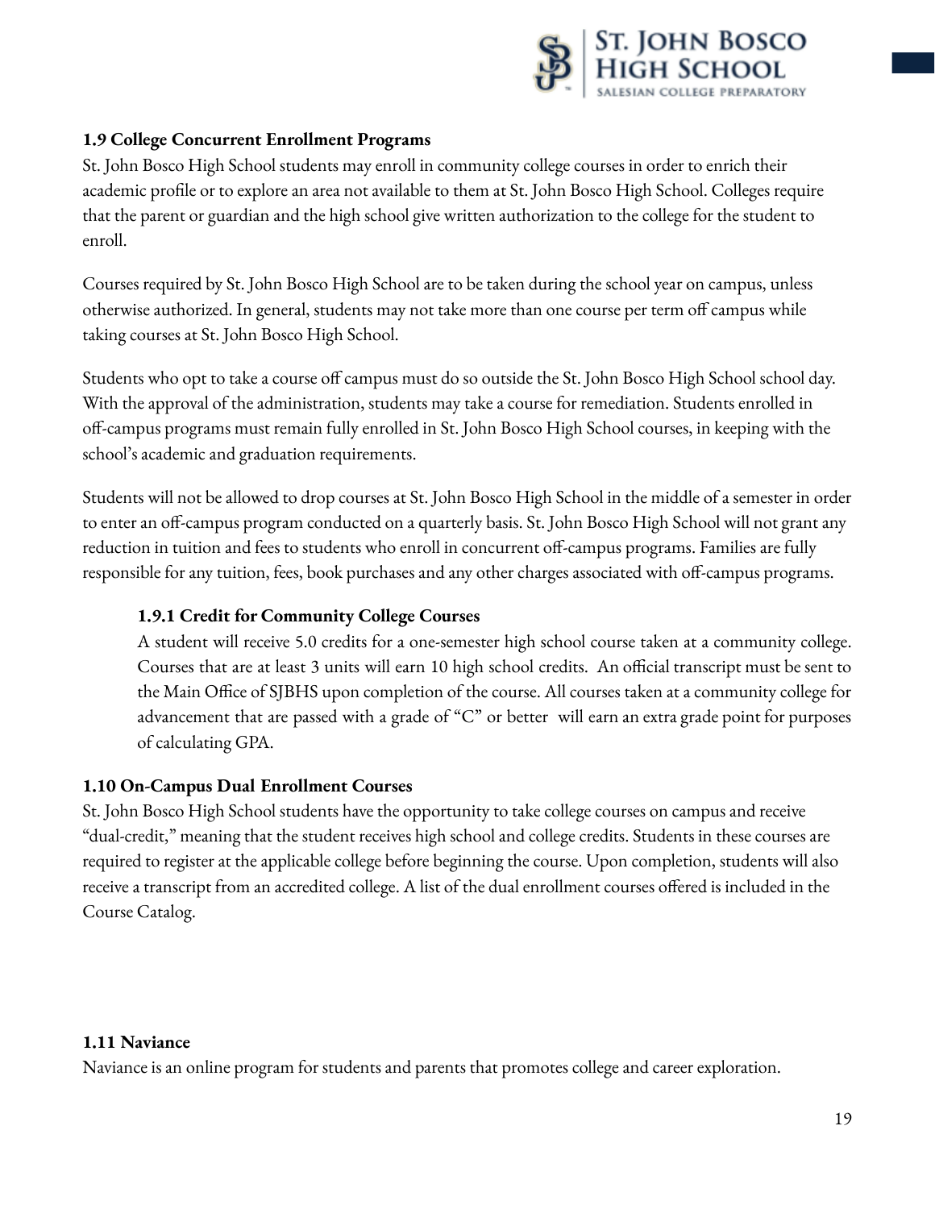### 1.9 College Concurrent Enrollment Programs

St. John Bosco High School students may enroll in community college courses in order to enrich their academic profile or to explore an area not available to them at St. John Bosco High School. Colleges require that the parent or guardian and the high school give written authorization to the college for the student to enroll.

Courses required by St. John Bosco High School are to be taken during the school year on campus, unless otherwise authorized. In general, students may not take more than one course per term off campus while taking courses at St. John Bosco High School.

Students who opt to take a course off campus must do so outside the St. John Bosco High School school day. With the approval of the administration, students may take a course for remediation. Students enrolled in off-campus programs must remain fully enrolled in St. John Bosco High School courses, in keeping with the school's academic and graduation requirements.

Students will not be allowed to drop courses at St. John Bosco High School in the middle of a semester in order to enter an off-campus program conducted on a quarterly basis. St. John Bosco High School will not grant any reduction in tuition and fees to students who enroll in concurrent off-campus programs. Families are fully responsible for any tuition, fees, book purchases and any other charges associated with off-campus programs.

#### 1.9.1 Credit for Community College Courses

A student will receive 5.0 credits for a one-semester high school course taken at a community college. Courses that are at least 3 units will earn 10 high school credits. An official transcript must be sent to the Main Office of SJBHS upon completion of the course. All courses taken at a community college for advancement that are passed with a grade of "C" or better will earn an extra grade point for purposes of calculating GPA.

### 1.10 On-Campus Dual Enrollment Courses

St. John Bosco High School students have the opportunity to take college courses on campus and receive "dual-credit," meaning that the student receives high school and college credits. Students in these courses are required to register at the applicable college before beginning the course. Upon completion, students will also receive a transcript from an accredited college. A list of the dual enrollment courses offered is included in the Course Catalog.

### 1.11 Naviance

Naviance is an online program for students and parents that promotes college and career exploration.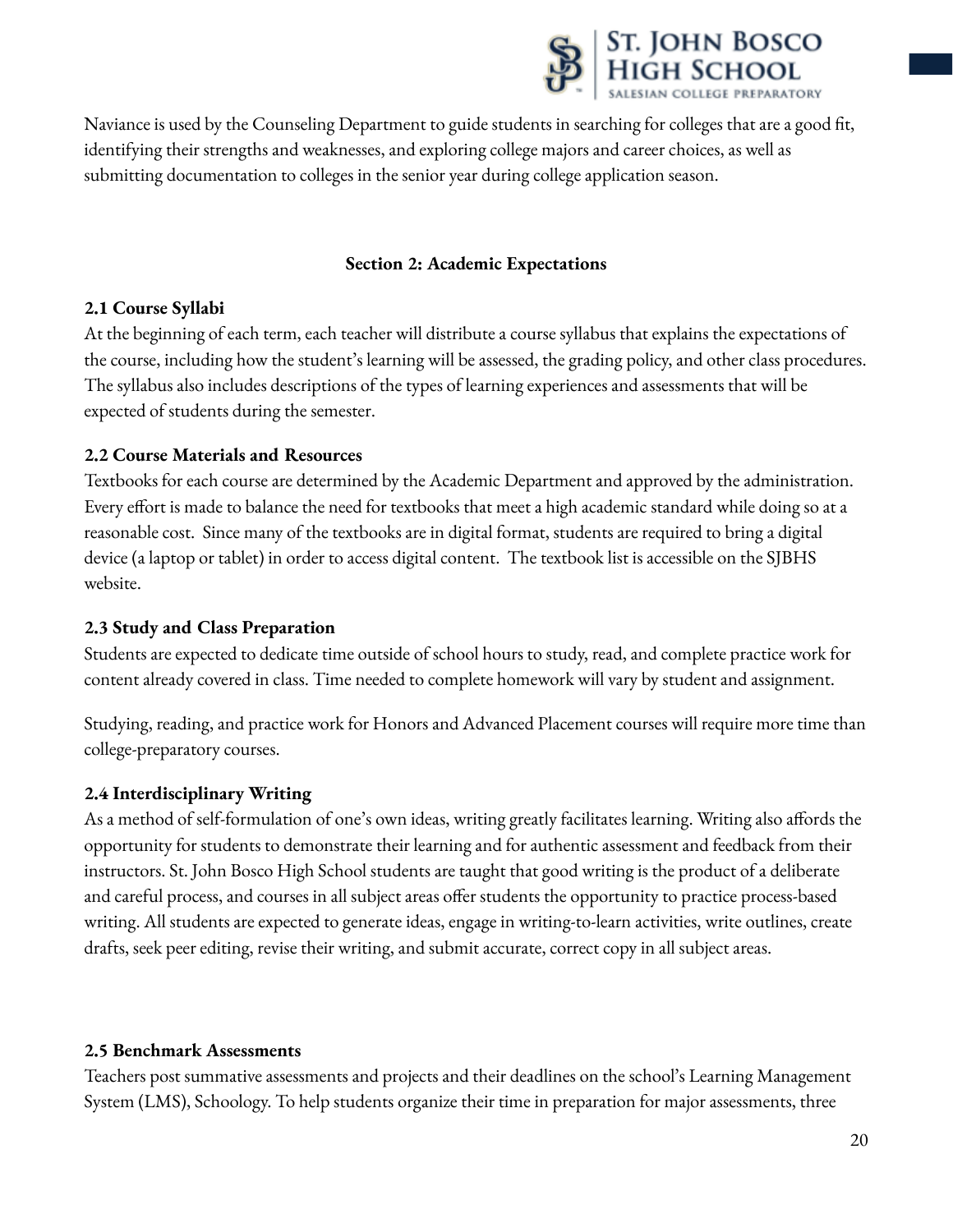Naviance is used by the Counseling Department to guide students in searching for colleges that are a good fit, identifying their strengths and weaknesses, and exploring college majors and career choices, as well as submitting documentation to colleges in the senior year during college application season.

## Section 2: Academic Expectations

### 2.1 Course Syllabi

At the beginning of each term, each teacher will distribute a course syllabus that explains the expectations of the course, including how the student's learning will be assessed, the grading policy, and other class procedures. The syllabus also includes descriptions of the types of learning experiences and assessments that will be expected of students during the semester.

### 2.2 Course Materials and Resources

Textbooks for each course are determined by the Academic Department and approved by the administration. Every effort is made to balance the need for textbooks that meet a high academic standard while doing so at a reasonable cost. Since many of the textbooks are in digital format, students are required to bring a digital device (a laptop or tablet) in order to access digital content. The textbook list is accessible on the SJBHS website.

### 2.3 Study and Class Preparation

Students are expected to dedicate time outside of school hours to study, read, and complete practice work for content already covered in class. Time needed to complete homework will vary by student and assignment.

Studying, reading, and practice work for Honors and Advanced Placement courses will require more time than college-preparatory courses.

### 2.4 Interdisciplinary Writing

As a method of self-formulation of one's own ideas, writing greatly facilitates learning. Writing also affords the opportunity for students to demonstrate their learning and for authentic assessment and feedback from their instructors. St. John Bosco High School students are taught that good writing is the product of a deliberate and careful process, and courses in all subject areas offer students the opportunity to practice process-based writing. All students are expected to generate ideas, engage in writing-to-learn activities, write outlines, create drafts, seek peer editing, revise their writing, and submit accurate, correct copy in all subject areas.

### 2.5 Benchmark Assessments

Teachers post summative assessments and projects and their deadlines on the school's Learning Management System (LMS), Schoology. To help students organize their time in preparation for major assessments, three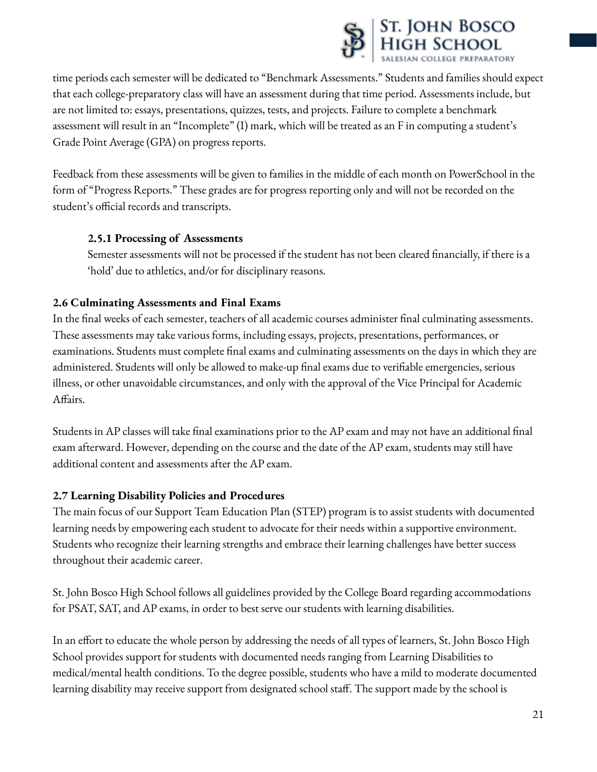time periods each semester will be dedicated to "Benchmark Assessments." Students and families should expect that each college-preparatory class will have an assessment during that time period. Assessments include, but are not limited to: essays, presentations, quizzes, tests, and projects. Failure to complete a benchmark assessment will result in an "Incomplete" (I) mark, which will be treated as an F in computing a student's Grade Point Average (GPA) on progress reports.

Feedback from these assessments will be given to families in the middle of each month on PowerSchool in the form of "Progress Reports." These grades are for progress reporting only and will not be recorded on the student's official records and transcripts.

#### 2.5.1 Processing of Assessments

Semester assessments will not be processed if the student has not been cleared financially, if there is a 'hold' due to athletics, and/or for disciplinary reasons.

### 2.6 Culminating Assessments and Final Exams

In the final weeks of each semester, teachers of all academic courses administer final culminating assessments. These assessments may take various forms, including essays, projects, presentations, performances, or examinations. Students must complete final exams and culminating assessments on the days in which they are administered. Students will only be allowed to make-up final exams due to verifiable emergencies, serious illness, or other unavoidable circumstances, and only with the approval of the Vice Principal for Academic Affairs.

Students in AP classes will take final examinations prior to the AP exam and may not have an additional final exam afterward. However, depending on the course and the date of the AP exam, students may still have additional content and assessments after the AP exam.

### 2.7 Learning Disability Policies and Procedures

The main focus of our Support Team Education Plan (STEP) program is to assist students with documented learning needs by empowering each student to advocate for their needs within a supportive environment. Students who recognize their learning strengths and embrace their learning challenges have better success throughout their academic career.

St. John Bosco High School follows all guidelines provided by the College Board regarding accommodations for PSAT, SAT, and AP exams, in order to best serve our students with learning disabilities.

In an effort to educate the whole person by addressing the needs of all types of learners, St. John Bosco High School provides support for students with documented needs ranging from Learning Disabilities to medical/mental health conditions. To the degree possible, students who have a mild to moderate documented learning disability may receive support from designated school staff. The support made by the school is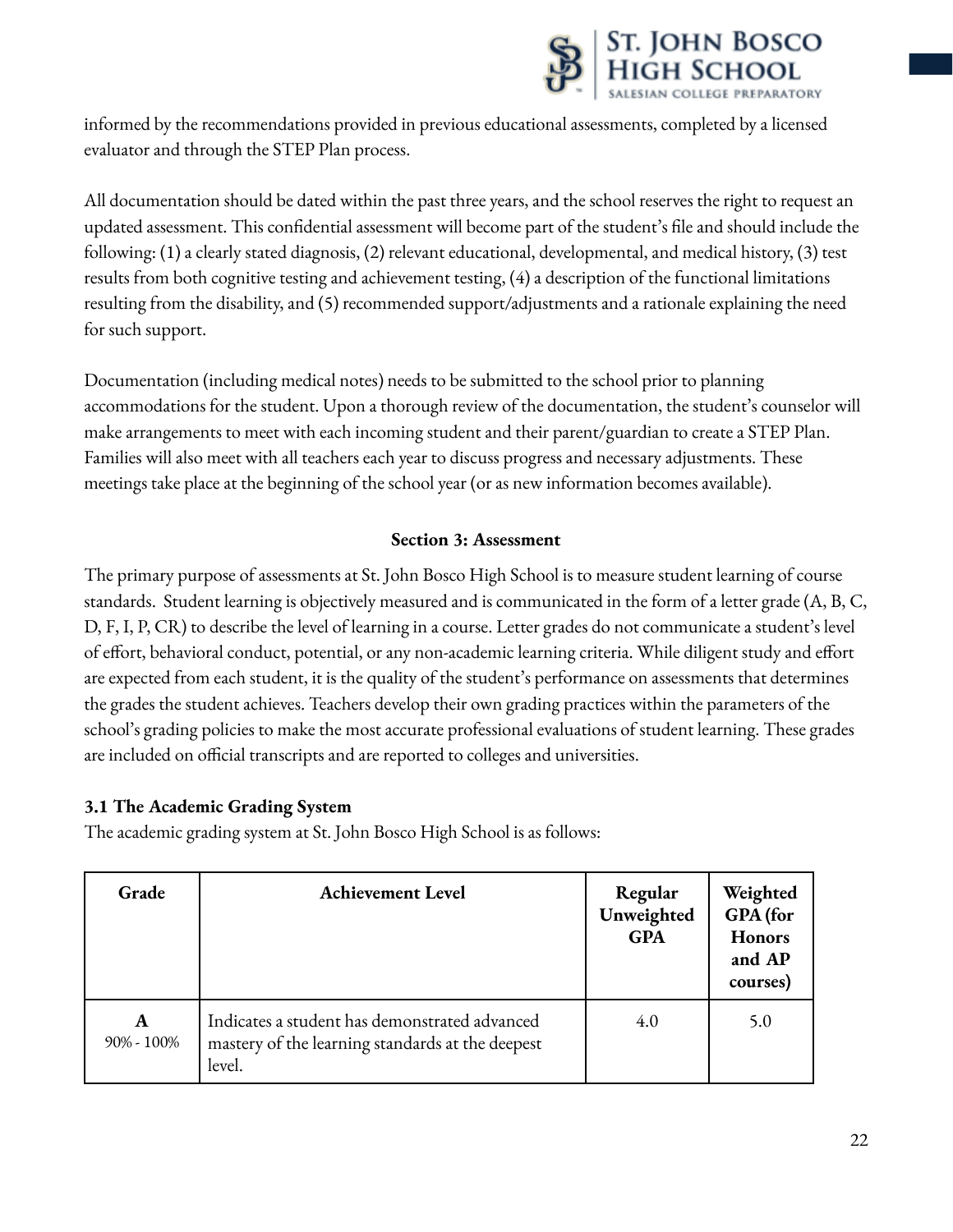informed by the recommendations provided in previous educational assessments, completed by a licensed evaluator and through the STEP Plan process.

All documentation should be dated within the past three years, and the school reserves the right to request an updated assessment. This confidential assessment will become part of the student's file and should include the following: (1) a clearly stated diagnosis, (2) relevant educational, developmental, and medical history, (3) test results from both cognitive testing and achievement testing, (4) a description of the functional limitations resulting from the disability, and (5) recommended support/adjustments and a rationale explaining the need for such support.

Documentation (including medical notes) needs to be submitted to the school prior to planning accommodations for the student. Upon a thorough review of the documentation, the student's counselor will make arrangements to meet with each incoming student and their parent/guardian to create a STEP Plan. Families will also meet with all teachers each year to discuss progress and necessary adjustments. These meetings take place at the beginning of the school year (or as new information becomes available).

## Section 3: Assessment

The primary purpose of assessments at St. John Bosco High School is to measure student learning of course standards. Student learning is objectively measured and is communicated in the form of a letter grade (A, B, C, D, F, I, P, CR) to describe the level of learning in a course. Letter grades do not communicate a student's level of effort, behavioral conduct, potential, or any non-academic learning criteria. While diligent study and effort are expected from each student, it is the quality of the student's performance on assessments that determines the grades the student achieves. Teachers develop their own grading practices within the parameters of the school's grading policies to make the most accurate professional evaluations of student learning. These grades are included on official transcripts and are reported to colleges and universities.

### 3.1 The Academic Grading System

The academic grading system at St. John Bosco High School is as follows:

| Grade | Achievement Level | Regular Unweighted GPA | Weighted GPA (for Honors and AP courses) |
|---|---|---|---|
| **A** 90% - 100% | Indicates a student has demonstrated advanced mastery of the learning standards at the deepest level. | 4.0 | 5.0 |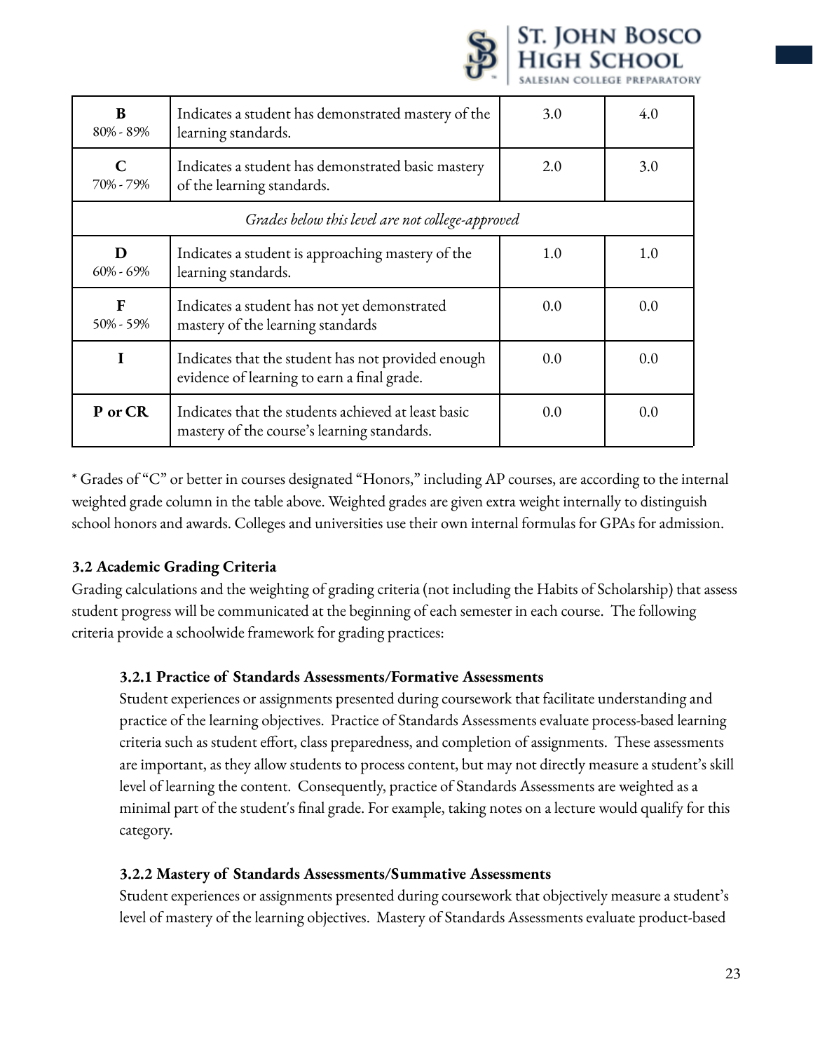| | | | |
|---|---|---|---|
| **B** 80% - 89% | Indicates a student has demonstrated mastery of the learning standards. | 3.0 | 4.0 |
| **C** 70% - 79% | Indicates a student has demonstrated basic mastery of the learning standards. | 2.0 | 3.0 |
| *Grades below this level are not college-approved* | | | |
| **D** 60% - 69% | Indicates a student is approaching mastery of the learning standards. | 1.0 | 1.0 |
| **F** 50% - 59% | Indicates a student has not yet demonstrated mastery of the learning standards | 0.0 | 0.0 |
| **I** | Indicates that the student has not provided enough evidence of learning to earn a final grade. | 0.0 | 0.0 |
| **P or CR** | Indicates that the students achieved at least basic mastery of the course's learning standards. | 0.0 | 0.0 |

* Grades of "C" or better in courses designated "Honors," including AP courses, are according to the internal weighted grade column in the table above. Weighted grades are given extra weight internally to distinguish school honors and awards. Colleges and universities use their own internal formulas for GPAs for admission.

### 3.2 Academic Grading Criteria

Grading calculations and the weighting of grading criteria (not including the Habits of Scholarship) that assess student progress will be communicated at the beginning of each semester in each course. The following criteria provide a schoolwide framework for grading practices:

#### 3.2.1 Practice of Standards Assessments/Formative Assessments

Student experiences or assignments presented during coursework that facilitate understanding and practice of the learning objectives. Practice of Standards Assessments evaluate process-based learning criteria such as student effort, class preparedness, and completion of assignments. These assessments are important, as they allow students to process content, but may not directly measure a student's skill level of learning the content. Consequently, practice of Standards Assessments are weighted as a minimal part of the student's final grade. For example, taking notes on a lecture would qualify for this category.

#### 3.2.2 Mastery of Standards Assessments/Summative Assessments

Student experiences or assignments presented during coursework that objectively measure a student's level of mastery of the learning objectives. Mastery of Standards Assessments evaluate product-based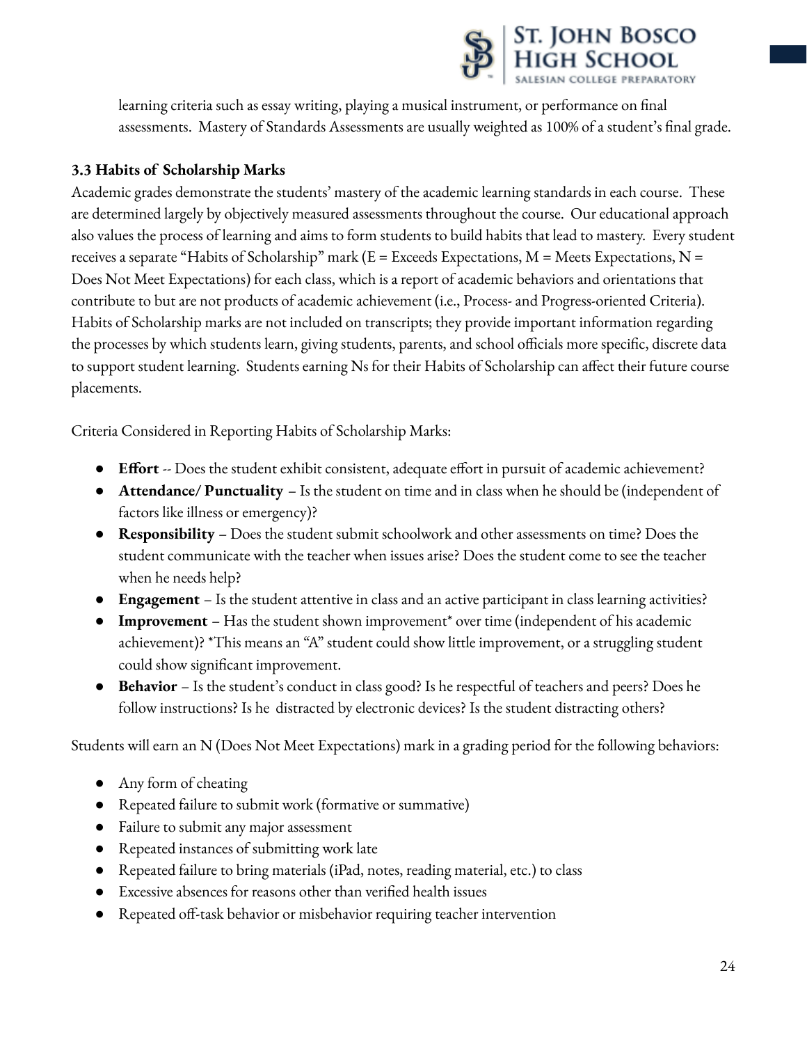learning criteria such as essay writing, playing a musical instrument, or performance on final assessments. Mastery of Standards Assessments are usually weighted as 100% of a student's final grade.

### 3.3 Habits of Scholarship Marks

Academic grades demonstrate the students' mastery of the academic learning standards in each course. These are determined largely by objectively measured assessments throughout the course. Our educational approach also values the process of learning and aims to form students to build habits that lead to mastery. Every student receives a separate "Habits of Scholarship" mark (E = Exceeds Expectations, M = Meets Expectations, N = Does Not Meet Expectations) for each class, which is a report of academic behaviors and orientations that contribute to but are not products of academic achievement (i.e., Process- and Progress-oriented Criteria). Habits of Scholarship marks are not included on transcripts; they provide important information regarding the processes by which students learn, giving students, parents, and school officials more specific, discrete data to support student learning. Students earning Ns for their Habits of Scholarship can affect their future course placements.

Criteria Considered in Reporting Habits of Scholarship Marks:

- **Effort** -- Does the student exhibit consistent, adequate effort in pursuit of academic achievement?
- **Attendance/ Punctuality** – Is the student on time and in class when he should be (independent of factors like illness or emergency)?
- **Responsibility** – Does the student submit schoolwork and other assessments on time? Does the student communicate with the teacher when issues arise? Does the student come to see the teacher when he needs help?
- **Engagement** – Is the student attentive in class and an active participant in class learning activities?
- **Improvement** – Has the student shown improvement* over time (independent of his academic achievement)? *This means an "A" student could show little improvement, or a struggling student could show significant improvement.
- **Behavior** – Is the student's conduct in class good? Is he respectful of teachers and peers? Does he follow instructions? Is he distracted by electronic devices? Is the student distracting others?

Students will earn an N (Does Not Meet Expectations) mark in a grading period for the following behaviors:

- Any form of cheating
- Repeated failure to submit work (formative or summative)
- Failure to submit any major assessment
- Repeated instances of submitting work late
- Repeated failure to bring materials (iPad, notes, reading material, etc.) to class
- Excessive absences for reasons other than verified health issues
- Repeated off-task behavior or misbehavior requiring teacher intervention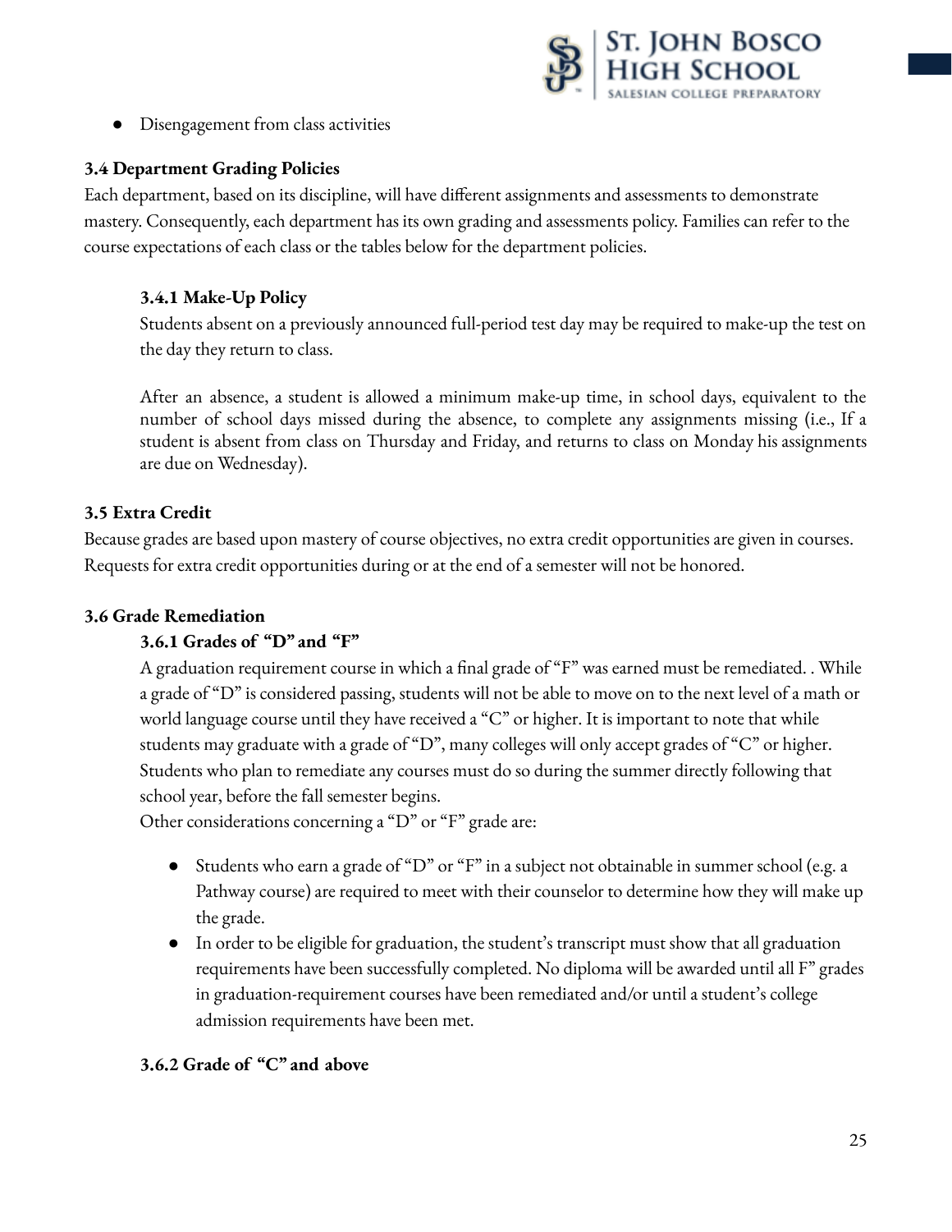- Disengagement from class activities

### 3.4 Department Grading Policies

Each department, based on its discipline, will have different assignments and assessments to demonstrate mastery. Consequently, each department has its own grading and assessments policy. Families can refer to the course expectations of each class or the tables below for the department policies.

#### 3.4.1 Make-Up Policy

Students absent on a previously announced full-period test day may be required to make-up the test on the day they return to class.

After an absence, a student is allowed a minimum make-up time, in school days, equivalent to the number of school days missed during the absence, to complete any assignments missing (i.e., If a student is absent from class on Thursday and Friday, and returns to class on Monday his assignments are due on Wednesday).

### 3.5 Extra Credit

Because grades are based upon mastery of course objectives, no extra credit opportunities are given in courses. Requests for extra credit opportunities during or at the end of a semester will not be honored.

### 3.6 Grade Remediation

#### 3.6.1 Grades of "D" and "F"

A graduation requirement course in which a final grade of "F" was earned must be remediated. . While a grade of "D" is considered passing, students will not be able to move on to the next level of a math or world language course until they have received a "C" or higher. It is important to note that while students may graduate with a grade of "D", many colleges will only accept grades of "C" or higher. Students who plan to remediate any courses must do so during the summer directly following that school year, before the fall semester begins.

Other considerations concerning a "D" or "F" grade are:

- Students who earn a grade of "D" or "F" in a subject not obtainable in summer school (e.g. a Pathway course) are required to meet with their counselor to determine how they will make up the grade.
- In order to be eligible for graduation, the student's transcript must show that all graduation requirements have been successfully completed. No diploma will be awarded until all F" grades in graduation-requirement courses have been remediated and/or until a student's college admission requirements have been met.

#### 3.6.2 Grade of "C" and above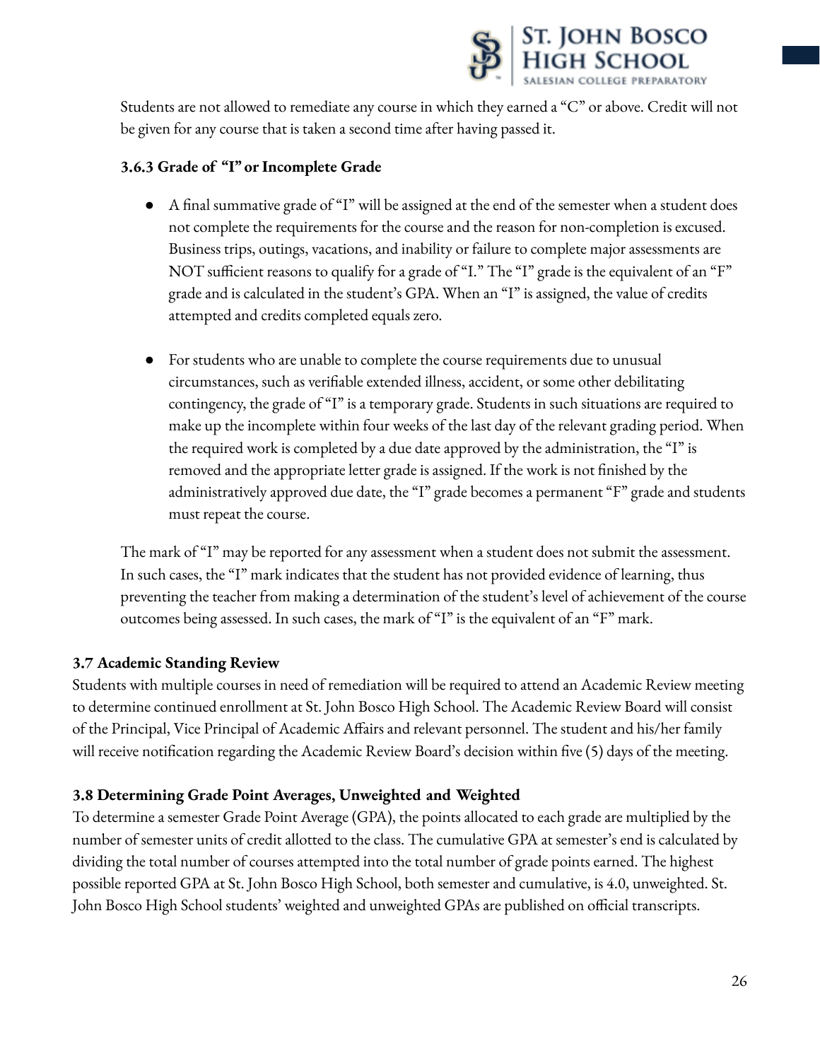Students are not allowed to remediate any course in which they earned a "C" or above. Credit will not be given for any course that is taken a second time after having passed it.

### 3.6.3 Grade of "I" or Incomplete Grade

- A final summative grade of "I" will be assigned at the end of the semester when a student does not complete the requirements for the course and the reason for non-completion is excused. Business trips, outings, vacations, and inability or failure to complete major assessments are NOT sufficient reasons to qualify for a grade of "I." The "I" grade is the equivalent of an "F" grade and is calculated in the student's GPA. When an "I" is assigned, the value of credits attempted and credits completed equals zero.

- For students who are unable to complete the course requirements due to unusual circumstances, such as verifiable extended illness, accident, or some other debilitating contingency, the grade of "I" is a temporary grade. Students in such situations are required to make up the incomplete within four weeks of the last day of the relevant grading period. When the required work is completed by a due date approved by the administration, the "I" is removed and the appropriate letter grade is assigned. If the work is not finished by the administratively approved due date, the "I" grade becomes a permanent "F" grade and students must repeat the course.

The mark of "I" may be reported for any assessment when a student does not submit the assessment. In such cases, the "I" mark indicates that the student has not provided evidence of learning, thus preventing the teacher from making a determination of the student's level of achievement of the course outcomes being assessed. In such cases, the mark of "I" is the equivalent of an "F" mark.

## 3.7 Academic Standing Review

Students with multiple courses in need of remediation will be required to attend an Academic Review meeting to determine continued enrollment at St. John Bosco High School. The Academic Review Board will consist of the Principal, Vice Principal of Academic Affairs and relevant personnel. The student and his/her family will receive notification regarding the Academic Review Board's decision within five (5) days of the meeting.

## 3.8 Determining Grade Point Averages, Unweighted and Weighted

To determine a semester Grade Point Average (GPA), the points allocated to each grade are multiplied by the number of semester units of credit allotted to the class. The cumulative GPA at semester's end is calculated by dividing the total number of courses attempted into the total number of grade points earned. The highest possible reported GPA at St. John Bosco High School, both semester and cumulative, is 4.0, unweighted. St. John Bosco High School students' weighted and unweighted GPAs are published on official transcripts.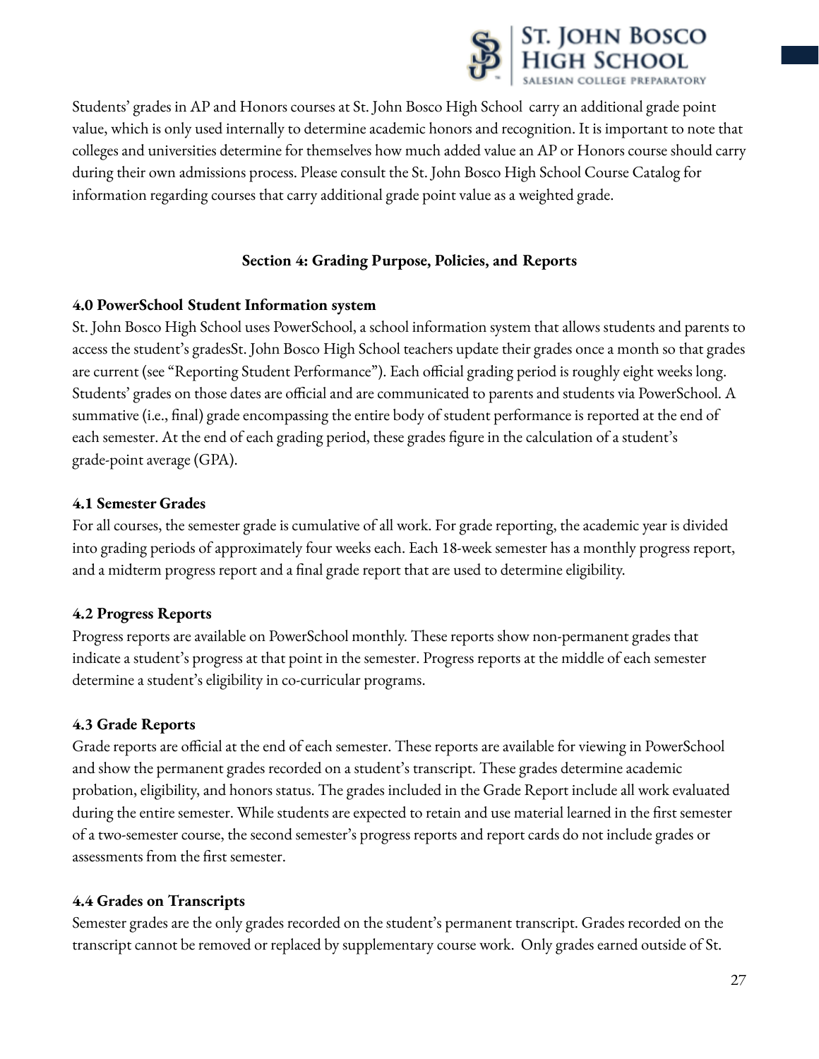Students' grades in AP and Honors courses at St. John Bosco High School carry an additional grade point value, which is only used internally to determine academic honors and recognition. It is important to note that colleges and universities determine for themselves how much added value an AP or Honors course should carry during their own admissions process. Please consult the St. John Bosco High School Course Catalog for information regarding courses that carry additional grade point value as a weighted grade.

## Section 4: Grading Purpose, Policies, and Reports

### 4.0 PowerSchool Student Information system

St. John Bosco High School uses PowerSchool, a school information system that allows students and parents to access the student's gradesSt. John Bosco High School teachers update their grades once a month so that grades are current (see "Reporting Student Performance"). Each official grading period is roughly eight weeks long. Students' grades on those dates are official and are communicated to parents and students via PowerSchool. A summative (i.e., final) grade encompassing the entire body of student performance is reported at the end of each semester. At the end of each grading period, these grades figure in the calculation of a student's grade-point average (GPA).

### 4.1 Semester Grades

For all courses, the semester grade is cumulative of all work. For grade reporting, the academic year is divided into grading periods of approximately four weeks each. Each 18-week semester has a monthly progress report, and a midterm progress report and a final grade report that are used to determine eligibility.

### 4.2 Progress Reports

Progress reports are available on PowerSchool monthly. These reports show non-permanent grades that indicate a student's progress at that point in the semester. Progress reports at the middle of each semester determine a student's eligibility in co-curricular programs.

### 4.3 Grade Reports

Grade reports are official at the end of each semester. These reports are available for viewing in PowerSchool and show the permanent grades recorded on a student's transcript. These grades determine academic probation, eligibility, and honors status. The grades included in the Grade Report include all work evaluated during the entire semester. While students are expected to retain and use material learned in the first semester of a two-semester course, the second semester's progress reports and report cards do not include grades or assessments from the first semester.

### 4.4 Grades on Transcripts

Semester grades are the only grades recorded on the student's permanent transcript. Grades recorded on the transcript cannot be removed or replaced by supplementary course work. Only grades earned outside of St.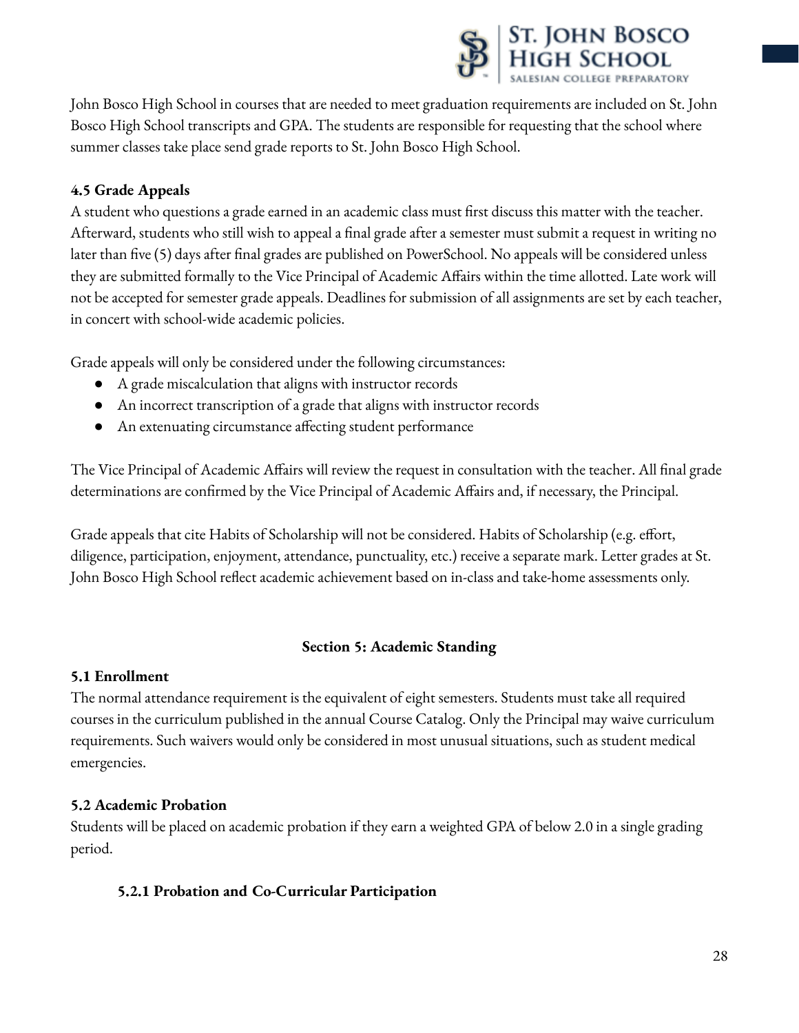John Bosco High School in courses that are needed to meet graduation requirements are included on St. John Bosco High School transcripts and GPA. The students are responsible for requesting that the school where summer classes take place send grade reports to St. John Bosco High School.

### 4.5 Grade Appeals

A student who questions a grade earned in an academic class must first discuss this matter with the teacher. Afterward, students who still wish to appeal a final grade after a semester must submit a request in writing no later than five (5) days after final grades are published on PowerSchool. No appeals will be considered unless they are submitted formally to the Vice Principal of Academic Affairs within the time allotted. Late work will not be accepted for semester grade appeals. Deadlines for submission of all assignments are set by each teacher, in concert with school-wide academic policies.

Grade appeals will only be considered under the following circumstances:

- A grade miscalculation that aligns with instructor records
- An incorrect transcription of a grade that aligns with instructor records
- An extenuating circumstance affecting student performance

The Vice Principal of Academic Affairs will review the request in consultation with the teacher. All final grade determinations are confirmed by the Vice Principal of Academic Affairs and, if necessary, the Principal.

Grade appeals that cite Habits of Scholarship will not be considered. Habits of Scholarship (e.g. effort, diligence, participation, enjoyment, attendance, punctuality, etc.) receive a separate mark. Letter grades at St. John Bosco High School reflect academic achievement based on in-class and take-home assessments only.

## Section 5: Academic Standing

### 5.1 Enrollment

The normal attendance requirement is the equivalent of eight semesters. Students must take all required courses in the curriculum published in the annual Course Catalog. Only the Principal may waive curriculum requirements. Such waivers would only be considered in most unusual situations, such as student medical emergencies.

### 5.2 Academic Probation

Students will be placed on academic probation if they earn a weighted GPA of below 2.0 in a single grading period.

#### 5.2.1 Probation and Co-Curricular Participation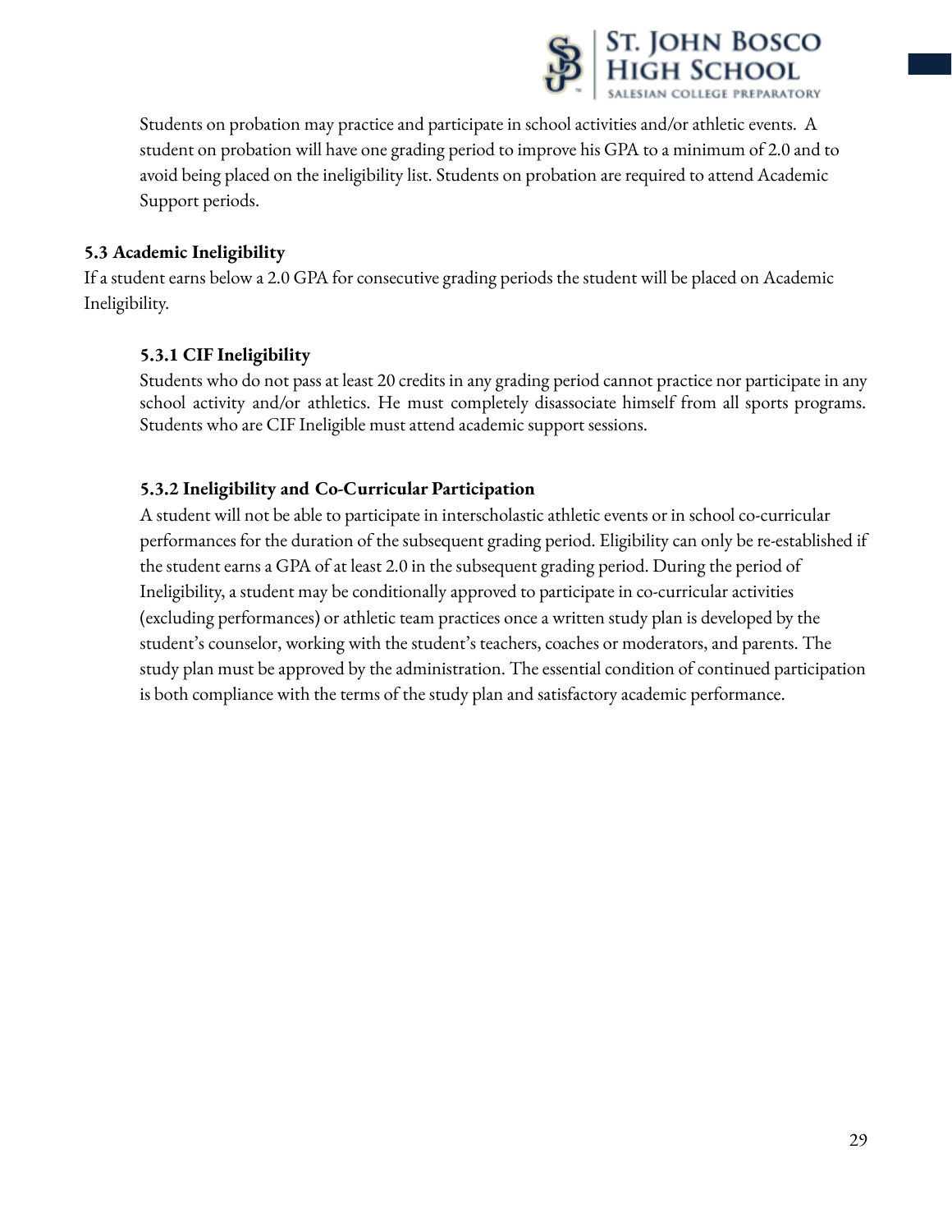Students on probation may practice and participate in school activities and/or athletic events. A student on probation will have one grading period to improve his GPA to a minimum of 2.0 and to avoid being placed on the ineligibility list. Students on probation are required to attend Academic Support periods.

### 5.3 Academic Ineligibility

If a student earns below a 2.0 GPA for consecutive grading periods the student will be placed on Academic Ineligibility.

#### 5.3.1 CIF Ineligibility

Students who do not pass at least 20 credits in any grading period cannot practice nor participate in any school activity and/or athletics. He must completely disassociate himself from all sports programs. Students who are CIF Ineligible must attend academic support sessions.

#### 5.3.2 Ineligibility and Co-Curricular Participation

A student will not be able to participate in interscholastic athletic events or in school co-curricular performances for the duration of the subsequent grading period. Eligibility can only be re-established if the student earns a GPA of at least 2.0 in the subsequent grading period. During the period of Ineligibility, a student may be conditionally approved to participate in co-curricular activities (excluding performances) or athletic team practices once a written study plan is developed by the student's counselor, working with the student's teachers, coaches or moderators, and parents. The study plan must be approved by the administration. The essential condition of continued participation is both compliance with the terms of the study plan and satisfactory academic performance.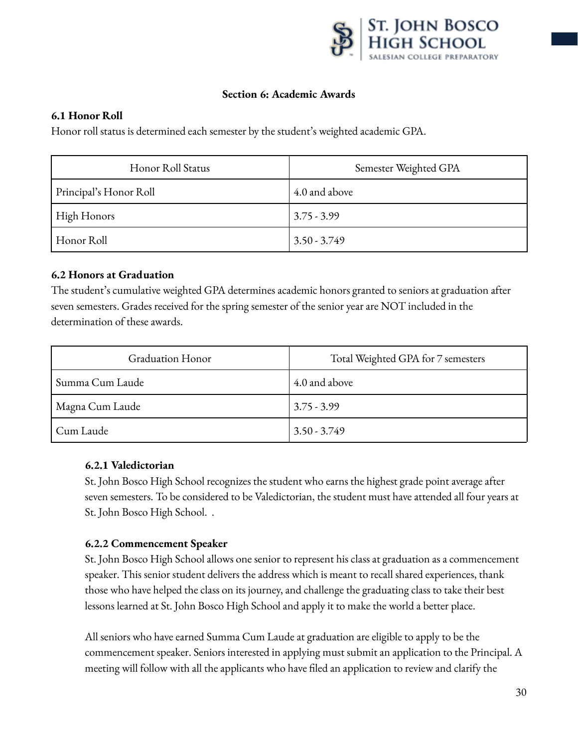## Section 6: Academic Awards

### 6.1 Honor Roll

Honor roll status is determined each semester by the student's weighted academic GPA.

| Honor Roll Status | Semester Weighted GPA |
|---|---|
| Principal's Honor Roll | 4.0 and above |
| High Honors | 3.75 - 3.99 |
| Honor Roll | 3.50 - 3.749 |

### 6.2 Honors at Graduation

The student's cumulative weighted GPA determines academic honors granted to seniors at graduation after seven semesters. Grades received for the spring semester of the senior year are NOT included in the determination of these awards.

| Graduation Honor | Total Weighted GPA for 7 semesters |
|---|---|
| Summa Cum Laude | 4.0 and above |
| Magna Cum Laude | 3.75 - 3.99 |
| Cum Laude | 3.50 - 3.749 |

#### 6.2.1 Valedictorian

St. John Bosco High School recognizes the student who earns the highest grade point average after seven semesters. To be considered to be Valedictorian, the student must have attended all four years at St. John Bosco High School. .

#### 6.2.2 Commencement Speaker

St. John Bosco High School allows one senior to represent his class at graduation as a commencement speaker. This senior student delivers the address which is meant to recall shared experiences, thank those who have helped the class on its journey, and challenge the graduating class to take their best lessons learned at St. John Bosco High School and apply it to make the world a better place.

All seniors who have earned Summa Cum Laude at graduation are eligible to apply to be the commencement speaker. Seniors interested in applying must submit an application to the Principal. A meeting will follow with all the applicants who have filed an application to review and clarify the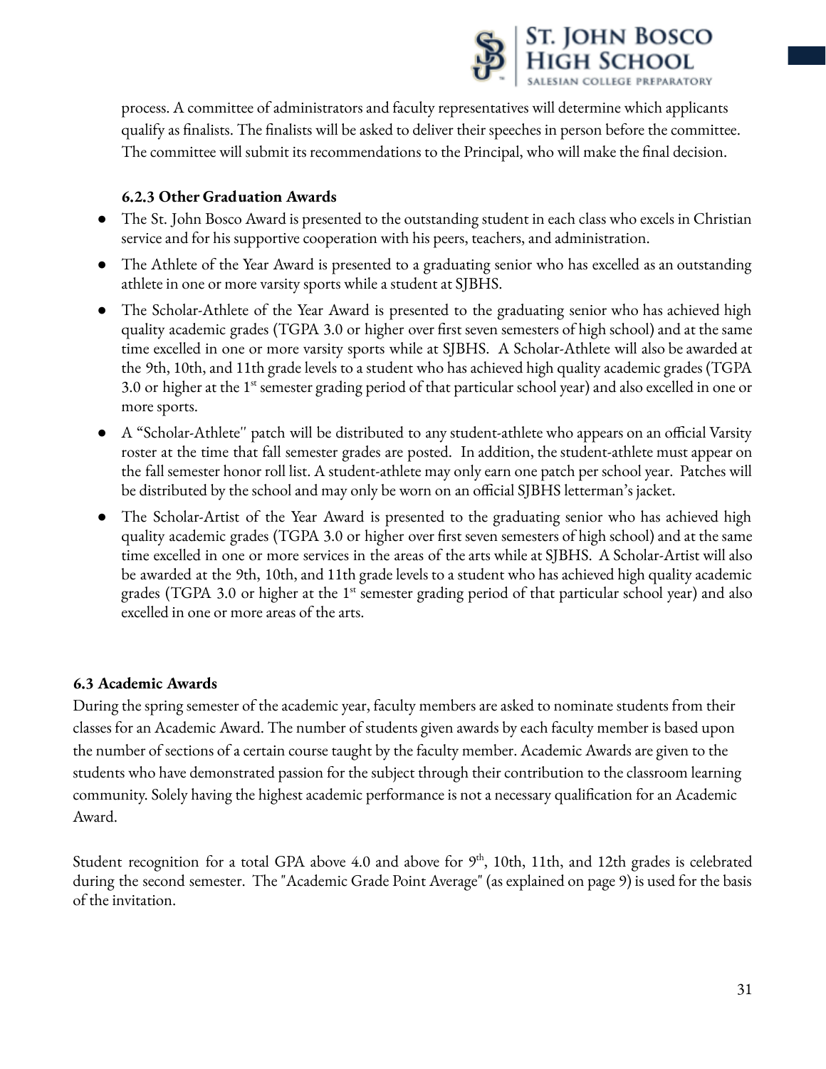process. A committee of administrators and faculty representatives will determine which applicants qualify as finalists. The finalists will be asked to deliver their speeches in person before the committee. The committee will submit its recommendations to the Principal, who will make the final decision.

### 6.2.3 Other Graduation Awards

- The St. John Bosco Award is presented to the outstanding student in each class who excels in Christian service and for his supportive cooperation with his peers, teachers, and administration.
- The Athlete of the Year Award is presented to a graduating senior who has excelled as an outstanding athlete in one or more varsity sports while a student at SJBHS.
- The Scholar-Athlete of the Year Award is presented to the graduating senior who has achieved high quality academic grades (TGPA 3.0 or higher over first seven semesters of high school) and at the same time excelled in one or more varsity sports while at SJBHS. A Scholar-Athlete will also be awarded at the 9th, 10th, and 11th grade levels to a student who has achieved high quality academic grades (TGPA 3.0 or higher at the 1st semester grading period of that particular school year) and also excelled in one or more sports.
- A "Scholar-Athlete" patch will be distributed to any student-athlete who appears on an official Varsity roster at the time that fall semester grades are posted. In addition, the student-athlete must appear on the fall semester honor roll list. A student-athlete may only earn one patch per school year. Patches will be distributed by the school and may only be worn on an official SJBHS letterman's jacket.
- The Scholar-Artist of the Year Award is presented to the graduating senior who has achieved high quality academic grades (TGPA 3.0 or higher over first seven semesters of high school) and at the same time excelled in one or more services in the areas of the arts while at SJBHS. A Scholar-Artist will also be awarded at the 9th, 10th, and 11th grade levels to a student who has achieved high quality academic grades (TGPA 3.0 or higher at the 1st semester grading period of that particular school year) and also excelled in one or more areas of the arts.

## 6.3 Academic Awards

During the spring semester of the academic year, faculty members are asked to nominate students from their classes for an Academic Award. The number of students given awards by each faculty member is based upon the number of sections of a certain course taught by the faculty member. Academic Awards are given to the students who have demonstrated passion for the subject through their contribution to the classroom learning community. Solely having the highest academic performance is not a necessary qualification for an Academic Award.

Student recognition for a total GPA above 4.0 and above for 9th, 10th, 11th, and 12th grades is celebrated during the second semester. The "Academic Grade Point Average" (as explained on page 9) is used for the basis of the invitation.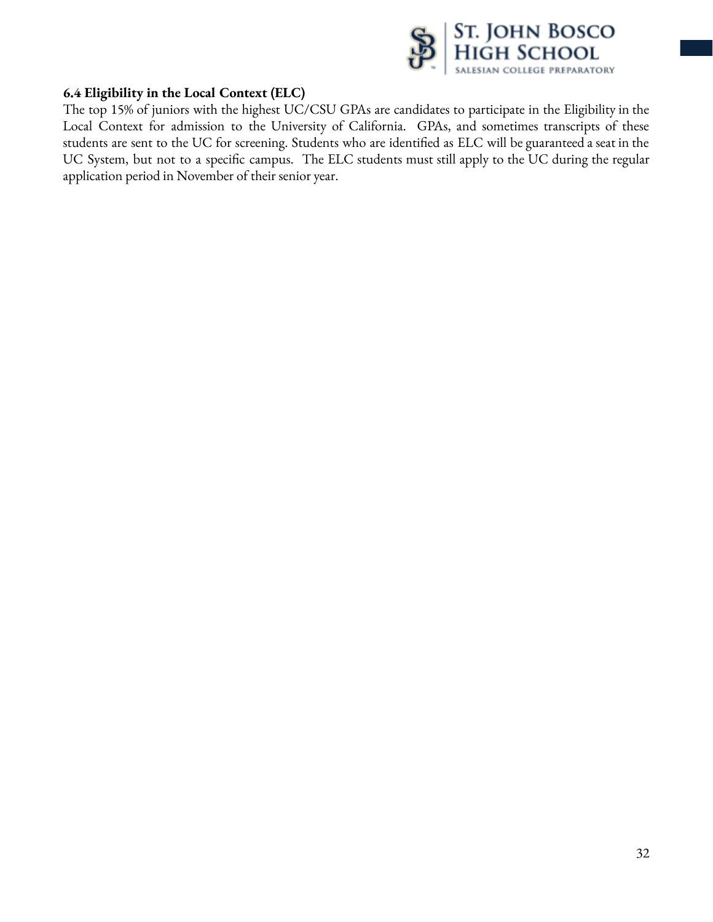### 6.4 Eligibility in the Local Context (ELC)

The top 15% of juniors with the highest UC/CSU GPAs are candidates to participate in the Eligibility in the Local Context for admission to the University of California. GPAs, and sometimes transcripts of these students are sent to the UC for screening. Students who are identified as ELC will be guaranteed a seat in the UC System, but not to a specific campus. The ELC students must still apply to the UC during the regular application period in November of their senior year.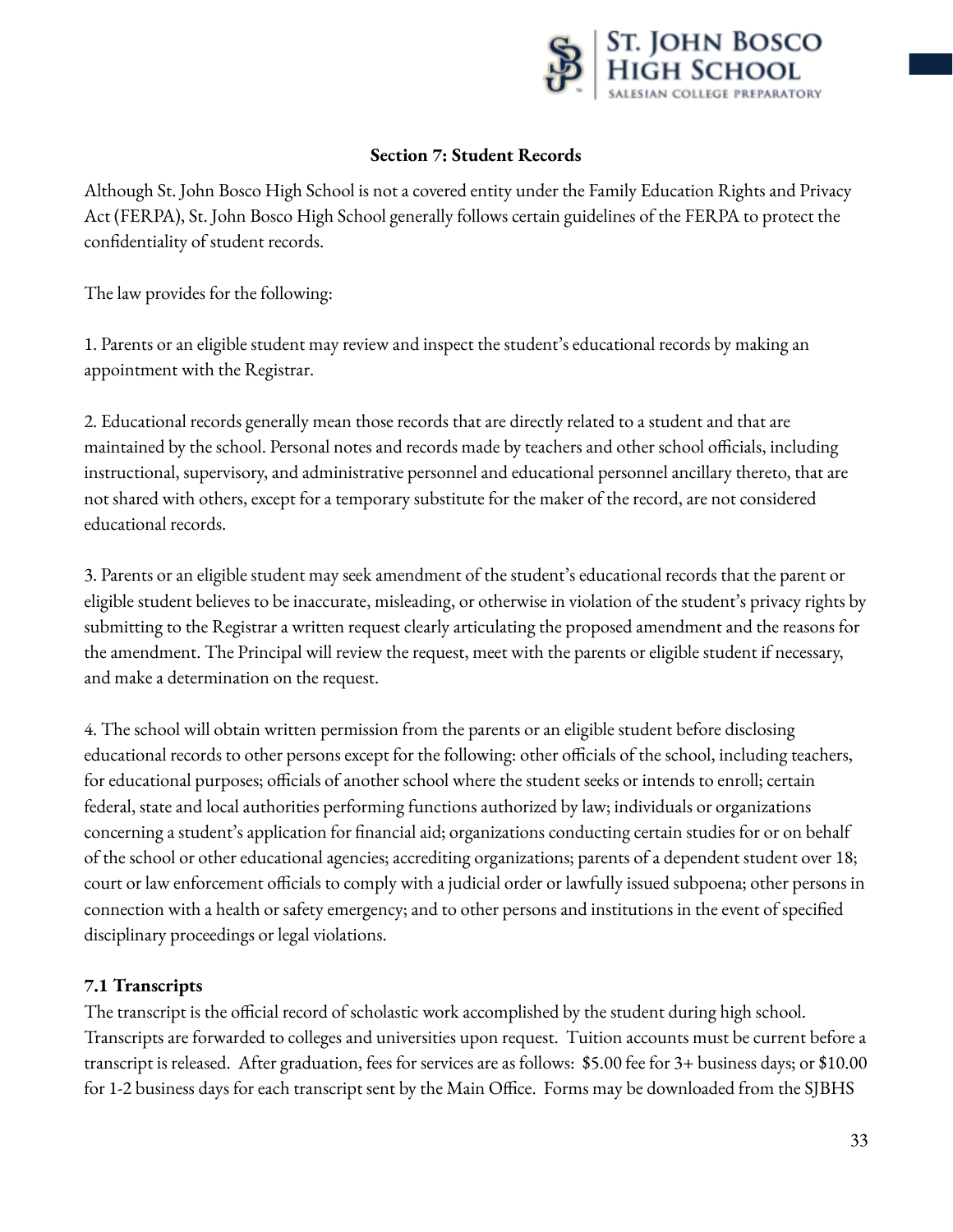## Section 7: Student Records

Although St. John Bosco High School is not a covered entity under the Family Education Rights and Privacy Act (FERPA), St. John Bosco High School generally follows certain guidelines of the FERPA to protect the confidentiality of student records.

The law provides for the following:

1. Parents or an eligible student may review and inspect the student's educational records by making an appointment with the Registrar.

2. Educational records generally mean those records that are directly related to a student and that are maintained by the school. Personal notes and records made by teachers and other school officials, including instructional, supervisory, and administrative personnel and educational personnel ancillary thereto, that are not shared with others, except for a temporary substitute for the maker of the record, are not considered educational records.

3. Parents or an eligible student may seek amendment of the student's educational records that the parent or eligible student believes to be inaccurate, misleading, or otherwise in violation of the student's privacy rights by submitting to the Registrar a written request clearly articulating the proposed amendment and the reasons for the amendment. The Principal will review the request, meet with the parents or eligible student if necessary, and make a determination on the request.

4. The school will obtain written permission from the parents or an eligible student before disclosing educational records to other persons except for the following: other officials of the school, including teachers, for educational purposes; officials of another school where the student seeks or intends to enroll; certain federal, state and local authorities performing functions authorized by law; individuals or organizations concerning a student's application for financial aid; organizations conducting certain studies for or on behalf of the school or other educational agencies; accrediting organizations; parents of a dependent student over 18; court or law enforcement officials to comply with a judicial order or lawfully issued subpoena; other persons in connection with a health or safety emergency; and to other persons and institutions in the event of specified disciplinary proceedings or legal violations.

### 7.1 Transcripts

The transcript is the official record of scholastic work accomplished by the student during high school. Transcripts are forwarded to colleges and universities upon request. Tuition accounts must be current before a transcript is released. After graduation, fees for services are as follows: $5.00 fee for 3+ business days; or $10.00 for 1-2 business days for each transcript sent by the Main Office. Forms may be downloaded from the SJBHS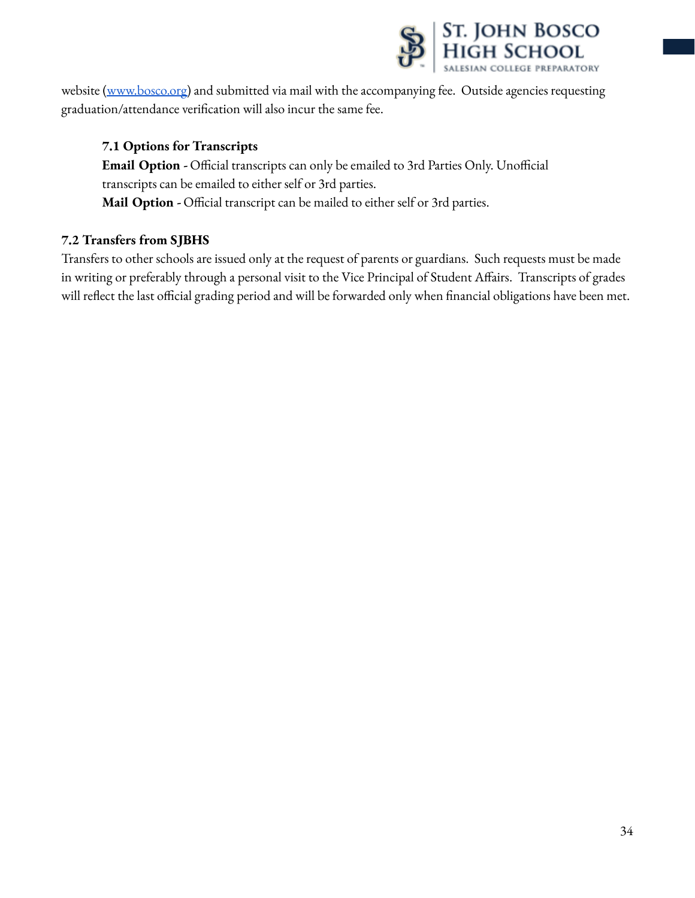website ([www.bosco.org](http://www.bosco.org)) and submitted via mail with the accompanying fee. Outside agencies requesting graduation/attendance verification will also incur the same fee.

### 7.1 Options for Transcripts

**Email Option** - Official transcripts can only be emailed to 3rd Parties Only. Unofficial transcripts can be emailed to either self or 3rd parties.

**Mail Option** - Official transcript can be mailed to either self or 3rd parties.

### 7.2 Transfers from SJBHS

Transfers to other schools are issued only at the request of parents or guardians. Such requests must be made in writing or preferably through a personal visit to the Vice Principal of Student Affairs. Transcripts of grades will reflect the last official grading period and will be forwarded only when financial obligations have been met.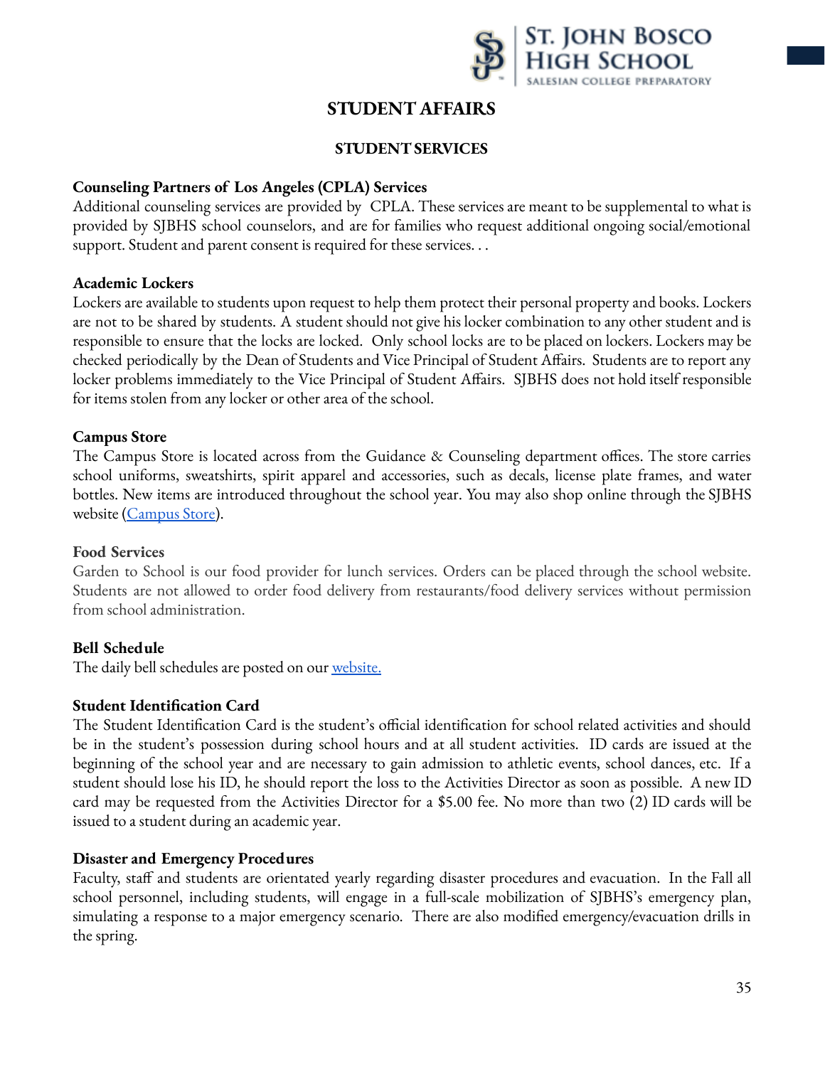# STUDENT AFFAIRS

## STUDENT SERVICES

**Counseling Partners of Los Angeles (CPLA) Services**

Additional counseling services are provided by CPLA. These services are meant to be supplemental to what is provided by SJBHS school counselors, and are for families who request additional ongoing social/emotional support. Student and parent consent is required for these services. . .

**Academic Lockers**

Lockers are available to students upon request to help them protect their personal property and books. Lockers are not to be shared by students. A student should not give his locker combination to any other student and is responsible to ensure that the locks are locked. Only school locks are to be placed on lockers. Lockers may be checked periodically by the Dean of Students and Vice Principal of Student Affairs. Students are to report any locker problems immediately to the Vice Principal of Student Affairs. SJBHS does not hold itself responsible for items stolen from any locker or other area of the school.

**Campus Store**

The Campus Store is located across from the Guidance & Counseling department offices. The store carries school uniforms, sweatshirts, spirit apparel and accessories, such as decals, license plate frames, and water bottles. New items are introduced throughout the school year. You may also shop online through the SJBHS website ([Campus Store](#)).

**Food Services**

Garden to School is our food provider for lunch services. Orders can be placed through the school website. Students are not allowed to order food delivery from restaurants/food delivery services without permission from school administration.

**Bell Schedule**

The daily bell schedules are posted on our [website.](#)

**Student Identification Card**

The Student Identification Card is the student's official identification for school related activities and should be in the student's possession during school hours and at all student activities. ID cards are issued at the beginning of the school year and are necessary to gain admission to athletic events, school dances, etc. If a student should lose his ID, he should report the loss to the Activities Director as soon as possible. A new ID card may be requested from the Activities Director for a $5.00 fee. No more than two (2) ID cards will be issued to a student during an academic year.

**Disaster and Emergency Procedures**

Faculty, staff and students are orientated yearly regarding disaster procedures and evacuation. In the Fall all school personnel, including students, will engage in a full-scale mobilization of SJBHS's emergency plan, simulating a response to a major emergency scenario. There are also modified emergency/evacuation drills in the spring.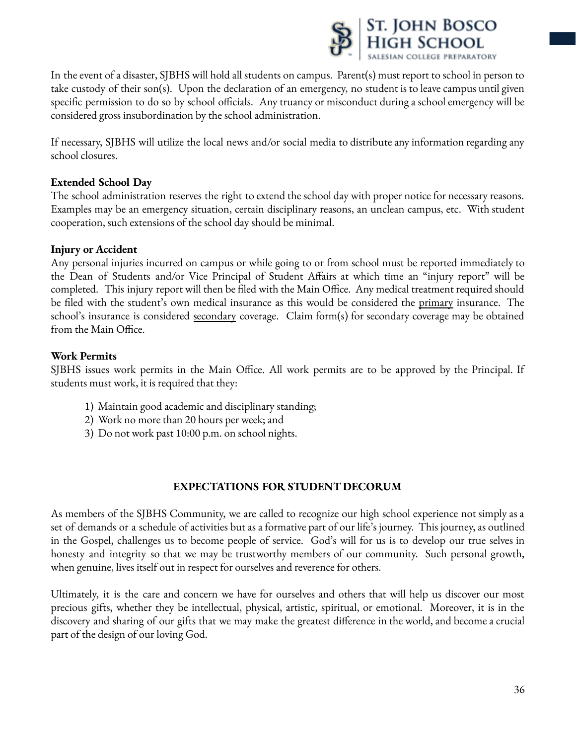In the event of a disaster, SJBHS will hold all students on campus. Parent(s) must report to school in person to take custody of their son(s). Upon the declaration of an emergency, no student is to leave campus until given specific permission to do so by school officials. Any truancy or misconduct during a school emergency will be considered gross insubordination by the school administration.

If necessary, SJBHS will utilize the local news and/or social media to distribute any information regarding any school closures.

**Extended School Day**
The school administration reserves the right to extend the school day with proper notice for necessary reasons. Examples may be an emergency situation, certain disciplinary reasons, an unclean campus, etc. With student cooperation, such extensions of the school day should be minimal.

**Injury or Accident**
Any personal injuries incurred on campus or while going to or from school must be reported immediately to the Dean of Students and/or Vice Principal of Student Affairs at which time an "injury report" will be completed. This injury report will then be filed with the Main Office. Any medical treatment required should be filed with the student's own medical insurance as this would be considered the <u>primary</u> insurance. The school's insurance is considered <u>secondary</u> coverage. Claim form(s) for secondary coverage may be obtained from the Main Office.

**Work Permits**
SJBHS issues work permits in the Main Office. All work permits are to be approved by the Principal. If students must work, it is required that they:

1) Maintain good academic and disciplinary standing;
2) Work no more than 20 hours per week; and
3) Do not work past 10:00 p.m. on school nights.

## EXPECTATIONS FOR STUDENT DECORUM

As members of the SJBHS Community, we are called to recognize our high school experience not simply as a set of demands or a schedule of activities but as a formative part of our life's journey. This journey, as outlined in the Gospel, challenges us to become people of service. God's will for us is to develop our true selves in honesty and integrity so that we may be trustworthy members of our community. Such personal growth, when genuine, lives itself out in respect for ourselves and reverence for others.

Ultimately, it is the care and concern we have for ourselves and others that will help us discover our most precious gifts, whether they be intellectual, physical, artistic, spiritual, or emotional. Moreover, it is in the discovery and sharing of our gifts that we may make the greatest difference in the world, and become a crucial part of the design of our loving God.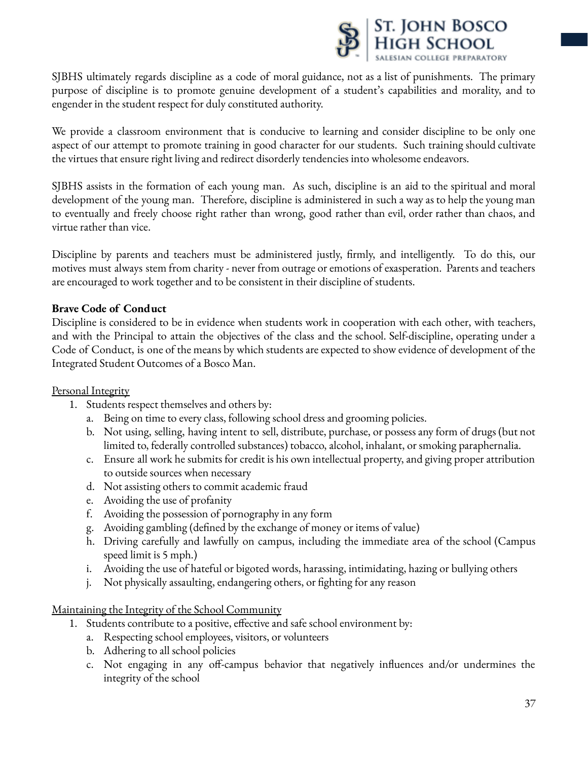SJBHS ultimately regards discipline as a code of moral guidance, not as a list of punishments. The primary purpose of discipline is to promote genuine development of a student's capabilities and morality, and to engender in the student respect for duly constituted authority.

We provide a classroom environment that is conducive to learning and consider discipline to be only one aspect of our attempt to promote training in good character for our students. Such training should cultivate the virtues that ensure right living and redirect disorderly tendencies into wholesome endeavors.

SJBHS assists in the formation of each young man. As such, discipline is an aid to the spiritual and moral development of the young man. Therefore, discipline is administered in such a way as to help the young man to eventually and freely choose right rather than wrong, good rather than evil, order rather than chaos, and virtue rather than vice.

Discipline by parents and teachers must be administered justly, firmly, and intelligently. To do this, our motives must always stem from charity - never from outrage or emotions of exasperation. Parents and teachers are encouraged to work together and to be consistent in their discipline of students.

**Brave Code of Conduct**

Discipline is considered to be in evidence when students work in cooperation with each other, with teachers, and with the Principal to attain the objectives of the class and the school. Self-discipline, operating under a Code of Conduct, is one of the means by which students are expected to show evidence of development of the Integrated Student Outcomes of a Bosco Man.

<u>Personal Integrity</u>

1. Students respect themselves and others by:
   a. Being on time to every class, following school dress and grooming policies.
   b. Not using, selling, having intent to sell, distribute, purchase, or possess any form of drugs (but not limited to, federally controlled substances) tobacco, alcohol, inhalant, or smoking paraphernalia.
   c. Ensure all work he submits for credit is his own intellectual property, and giving proper attribution to outside sources when necessary
   d. Not assisting others to commit academic fraud
   e. Avoiding the use of profanity
   f. Avoiding the possession of pornography in any form
   g. Avoiding gambling (defined by the exchange of money or items of value)
   h. Driving carefully and lawfully on campus, including the immediate area of the school (Campus speed limit is 5 mph.)
   i. Avoiding the use of hateful or bigoted words, harassing, intimidating, hazing or bullying others
   j. Not physically assaulting, endangering others, or fighting for any reason

<u>Maintaining the Integrity of the School Community</u>

1. Students contribute to a positive, effective and safe school environment by:
   a. Respecting school employees, visitors, or volunteers
   b. Adhering to all school policies
   c. Not engaging in any off-campus behavior that negatively influences and/or undermines the integrity of the school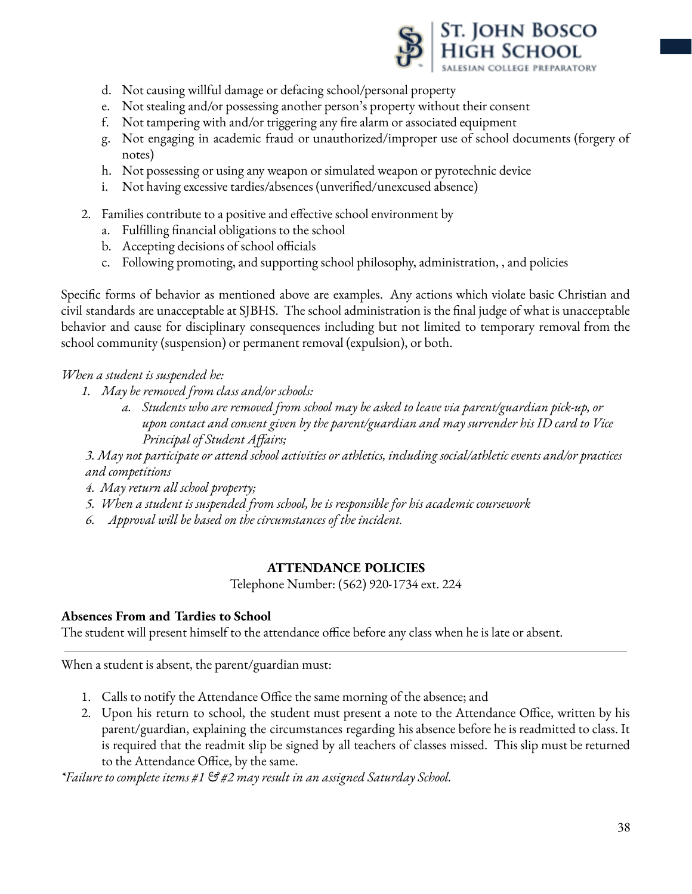d. Not causing willful damage or defacing school/personal property
e. Not stealing and/or possessing another person's property without their consent
f. Not tampering with and/or triggering any fire alarm or associated equipment
g. Not engaging in academic fraud or unauthorized/improper use of school documents (forgery of notes)
h. Not possessing or using any weapon or simulated weapon or pyrotechnic device
i. Not having excessive tardies/absences (unverified/unexcused absence)

2. Families contribute to a positive and effective school environment by
   a. Fulfilling financial obligations to the school
   b. Accepting decisions of school officials
   c. Following promoting, and supporting school philosophy, administration, , and policies

Specific forms of behavior as mentioned above are examples. Any actions which violate basic Christian and civil standards are unacceptable at SJBHS. The school administration is the final judge of what is unacceptable behavior and cause for disciplinary consequences including but not limited to temporary removal from the school community (suspension) or permanent removal (expulsion), or both.

*When a student is suspended he:*

1. *May be removed from class and/or schools:*
   a. *Students who are removed from school may be asked to leave via parent/guardian pick-up, or upon contact and consent given by the parent/guardian and may surrender his ID card to Vice Principal of Student Affairs;*

*3. May not participate or attend school activities or athletics, including social/athletic events and/or practices and competitions*

*4. May return all school property;*

*5. When a student is suspended from school, he is responsible for his academic coursework*

*6. Approval will be based on the circumstances of the incident.*

## ATTENDANCE POLICIES

Telephone Number: (562) 920-1734 ext. 224

**Absences From and Tardies to School**

The student will present himself to the attendance office before any class when he is late or absent.

---

When a student is absent, the parent/guardian must:

1. Calls to notify the Attendance Office the same morning of the absence; and
2. Upon his return to school, the student must present a note to the Attendance Office, written by his parent/guardian, explaining the circumstances regarding his absence before he is readmitted to class. It is required that the readmit slip be signed by all teachers of classes missed. This slip must be returned to the Attendance Office, by the same.

*\*Failure to complete items #1 & #2 may result in an assigned Saturday School.*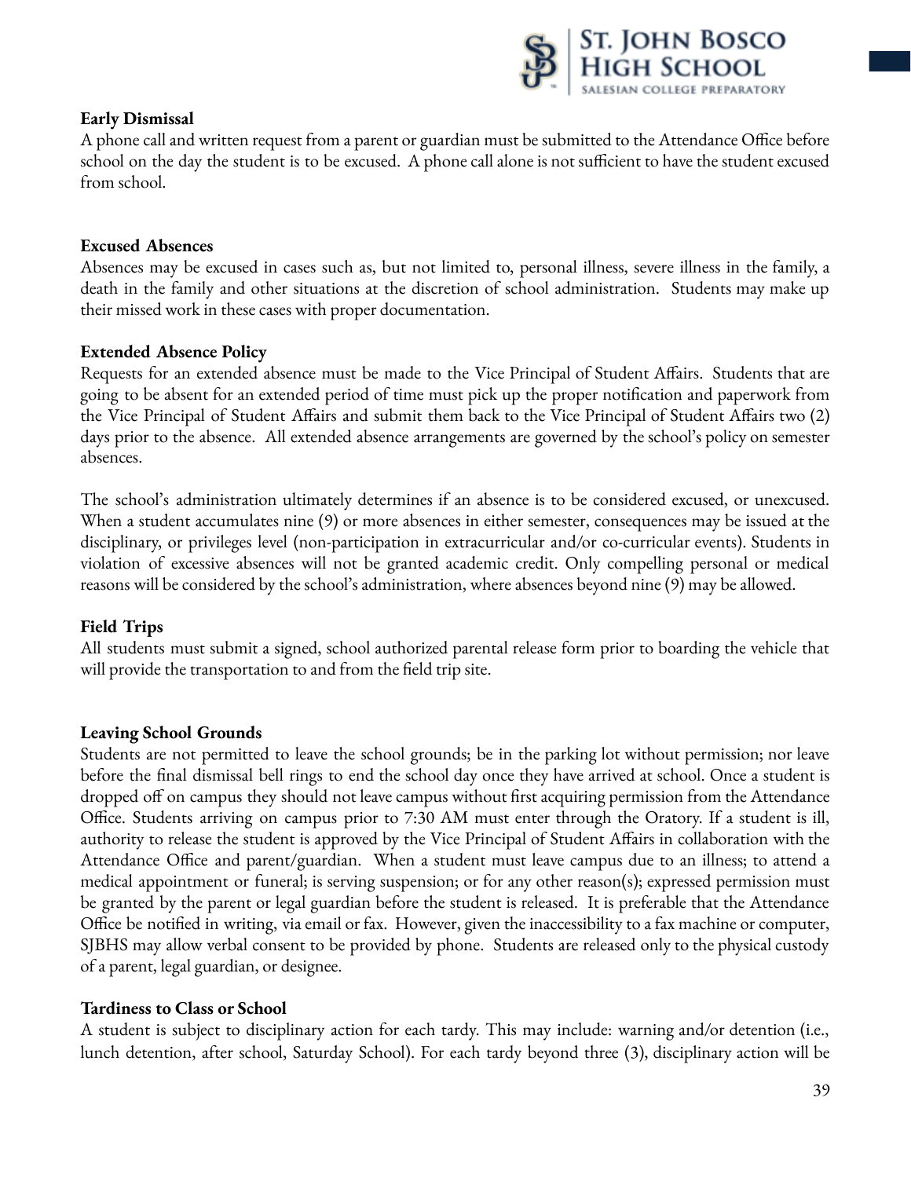**Early Dismissal**

A phone call and written request from a parent or guardian must be submitted to the Attendance Office before school on the day the student is to be excused. A phone call alone is not sufficient to have the student excused from school.

**Excused Absences**

Absences may be excused in cases such as, but not limited to, personal illness, severe illness in the family, a death in the family and other situations at the discretion of school administration. Students may make up their missed work in these cases with proper documentation.

**Extended Absence Policy**

Requests for an extended absence must be made to the Vice Principal of Student Affairs. Students that are going to be absent for an extended period of time must pick up the proper notification and paperwork from the Vice Principal of Student Affairs and submit them back to the Vice Principal of Student Affairs two (2) days prior to the absence. All extended absence arrangements are governed by the school's policy on semester absences.

The school's administration ultimately determines if an absence is to be considered excused, or unexcused. When a student accumulates nine (9) or more absences in either semester, consequences may be issued at the disciplinary, or privileges level (non-participation in extracurricular and/or co-curricular events). Students in violation of excessive absences will not be granted academic credit. Only compelling personal or medical reasons will be considered by the school's administration, where absences beyond nine (9) may be allowed.

**Field Trips**

All students must submit a signed, school authorized parental release form prior to boarding the vehicle that will provide the transportation to and from the field trip site.

**Leaving School Grounds**

Students are not permitted to leave the school grounds; be in the parking lot without permission; nor leave before the final dismissal bell rings to end the school day once they have arrived at school. Once a student is dropped off on campus they should not leave campus without first acquiring permission from the Attendance Office. Students arriving on campus prior to 7:30 AM must enter through the Oratory. If a student is ill, authority to release the student is approved by the Vice Principal of Student Affairs in collaboration with the Attendance Office and parent/guardian. When a student must leave campus due to an illness; to attend a medical appointment or funeral; is serving suspension; or for any other reason(s); expressed permission must be granted by the parent or legal guardian before the student is released. It is preferable that the Attendance Office be notified in writing, via email or fax. However, given the inaccessibility to a fax machine or computer, SJBHS may allow verbal consent to be provided by phone. Students are released only to the physical custody of a parent, legal guardian, or designee.

**Tardiness to Class or School**

A student is subject to disciplinary action for each tardy. This may include: warning and/or detention (i.e., lunch detention, after school, Saturday School). For each tardy beyond three (3), disciplinary action will be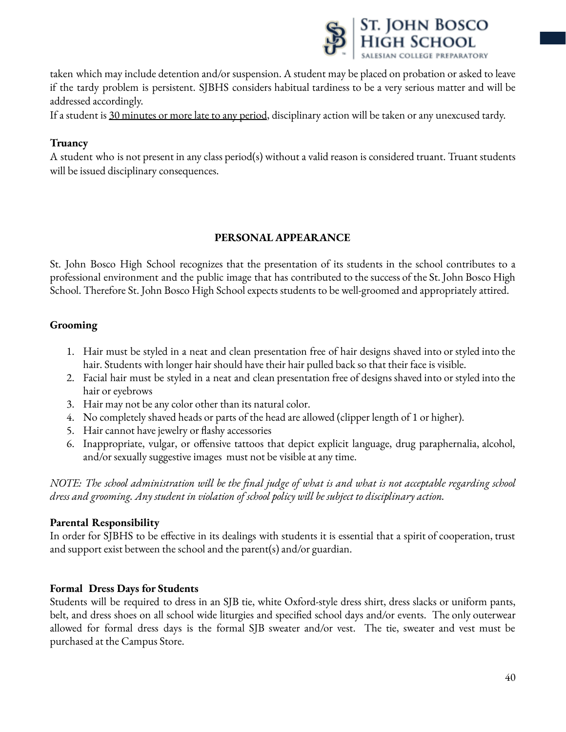taken which may include detention and/or suspension. A student may be placed on probation or asked to leave if the tardy problem is persistent. SJBHS considers habitual tardiness to be a very serious matter and will be addressed accordingly.
If a student is <u>30 minutes or more late to any period</u>, disciplinary action will be taken or any unexcused tardy.

**Truancy**
A student who is not present in any class period(s) without a valid reason is considered truant. Truant students will be issued disciplinary consequences.

## PERSONAL APPEARANCE

St. John Bosco High School recognizes that the presentation of its students in the school contributes to a professional environment and the public image that has contributed to the success of the St. John Bosco High School. Therefore St. John Bosco High School expects students to be well-groomed and appropriately attired.

**Grooming**

1. Hair must be styled in a neat and clean presentation free of hair designs shaved into or styled into the hair. Students with longer hair should have their hair pulled back so that their face is visible.
2. Facial hair must be styled in a neat and clean presentation free of designs shaved into or styled into the hair or eyebrows
3. Hair may not be any color other than its natural color.
4. No completely shaved heads or parts of the head are allowed (clipper length of 1 or higher).
5. Hair cannot have jewelry or flashy accessories
6. Inappropriate, vulgar, or offensive tattoos that depict explicit language, drug paraphernalia, alcohol, and/or sexually suggestive images must not be visible at any time.

*NOTE: The school administration will be the final judge of what is and what is not acceptable regarding school dress and grooming. Any student in violation of school policy will be subject to disciplinary action.*

**Parental Responsibility**
In order for SJBHS to be effective in its dealings with students it is essential that a spirit of cooperation, trust and support exist between the school and the parent(s) and/or guardian.

**Formal Dress Days for Students**
Students will be required to dress in an SJB tie, white Oxford-style dress shirt, dress slacks or uniform pants, belt, and dress shoes on all school wide liturgies and specified school days and/or events. The only outerwear allowed for formal dress days is the formal SJB sweater and/or vest. The tie, sweater and vest must be purchased at the Campus Store.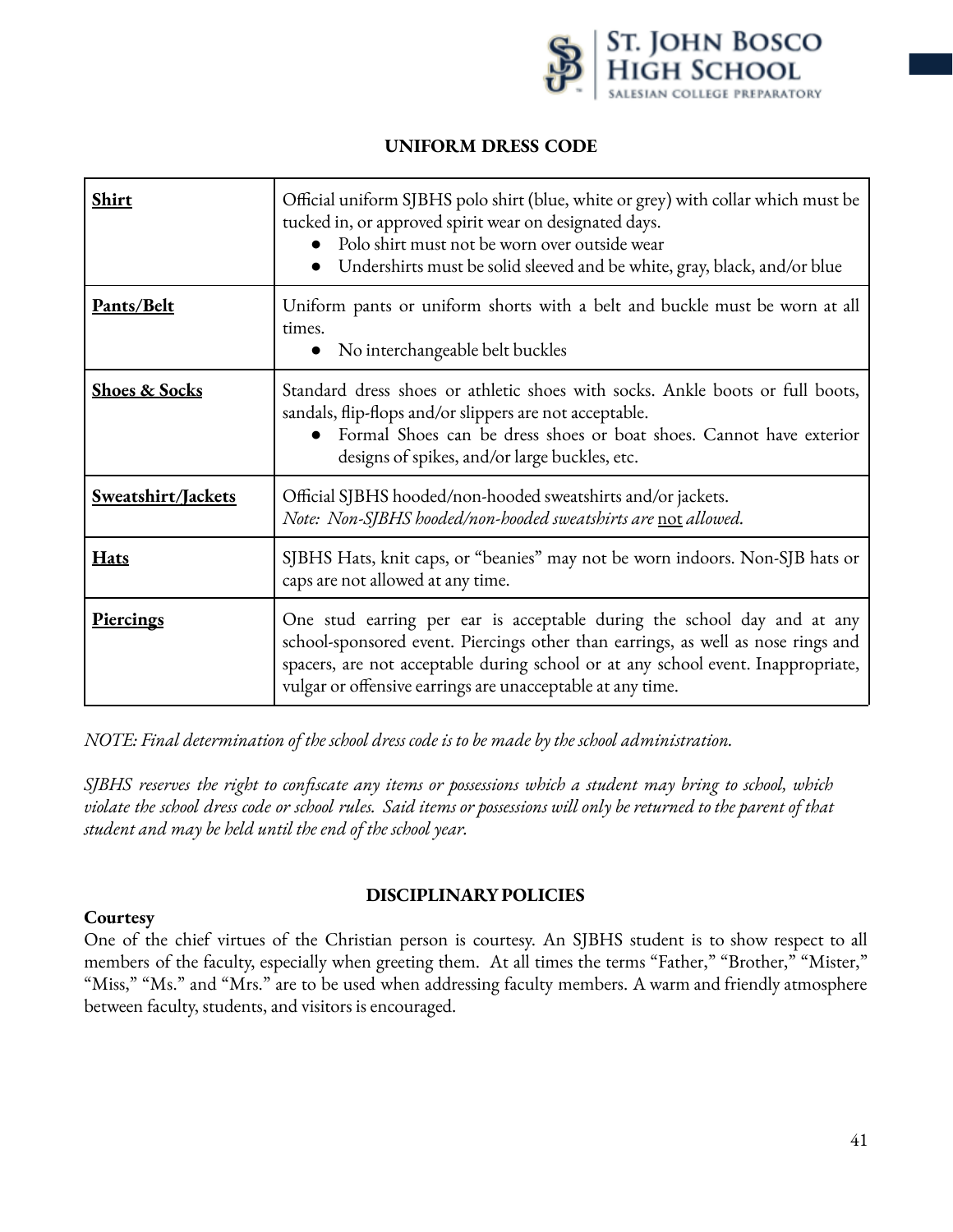## UNIFORM DRESS CODE

| | |
|---|---|
| **Shirt** | Official uniform SJBHS polo shirt (blue, white or grey) with collar which must be tucked in, or approved spirit wear on designated days.<br>● Polo shirt must not be worn over outside wear<br>● Undershirts must be solid sleeved and be white, gray, black, and/or blue |
| **Pants/Belt** | Uniform pants or uniform shorts with a belt and buckle must be worn at all times.<br>● No interchangeable belt buckles |
| **Shoes & Socks** | Standard dress shoes or athletic shoes with socks. Ankle boots or full boots, sandals, flip-flops and/or slippers are not acceptable.<br>● Formal Shoes can be dress shoes or boat shoes. Cannot have exterior designs of spikes, and/or large buckles, etc. |
| **Sweatshirt/Jackets** | Official SJBHS hooded/non-hooded sweatshirts and/or jackets.<br>*Note: Non-SJBHS hooded/non-hooded sweatshirts are not allowed.* |
| **Hats** | SJBHS Hats, knit caps, or "beanies" may not be worn indoors. Non-SJB hats or caps are not allowed at any time. |
| **Piercings** | One stud earring per ear is acceptable during the school day and at any school-sponsored event. Piercings other than earrings, as well as nose rings and spacers, are not acceptable during school or at any school event. Inappropriate, vulgar or offensive earrings are unacceptable at any time. |

*NOTE: Final determination of the school dress code is to be made by the school administration.*

*SJBHS reserves the right to confiscate any items or possessions which a student may bring to school, which violate the school dress code or school rules. Said items or possessions will only be returned to the parent of that student and may be held until the end of the school year.*

## DISCIPLINARY POLICIES

### Courtesy

One of the chief virtues of the Christian person is courtesy. An SJBHS student is to show respect to all members of the faculty, especially when greeting them. At all times the terms "Father," "Brother," "Mister," "Miss," "Ms." and "Mrs." are to be used when addressing faculty members. A warm and friendly atmosphere between faculty, students, and visitors is encouraged.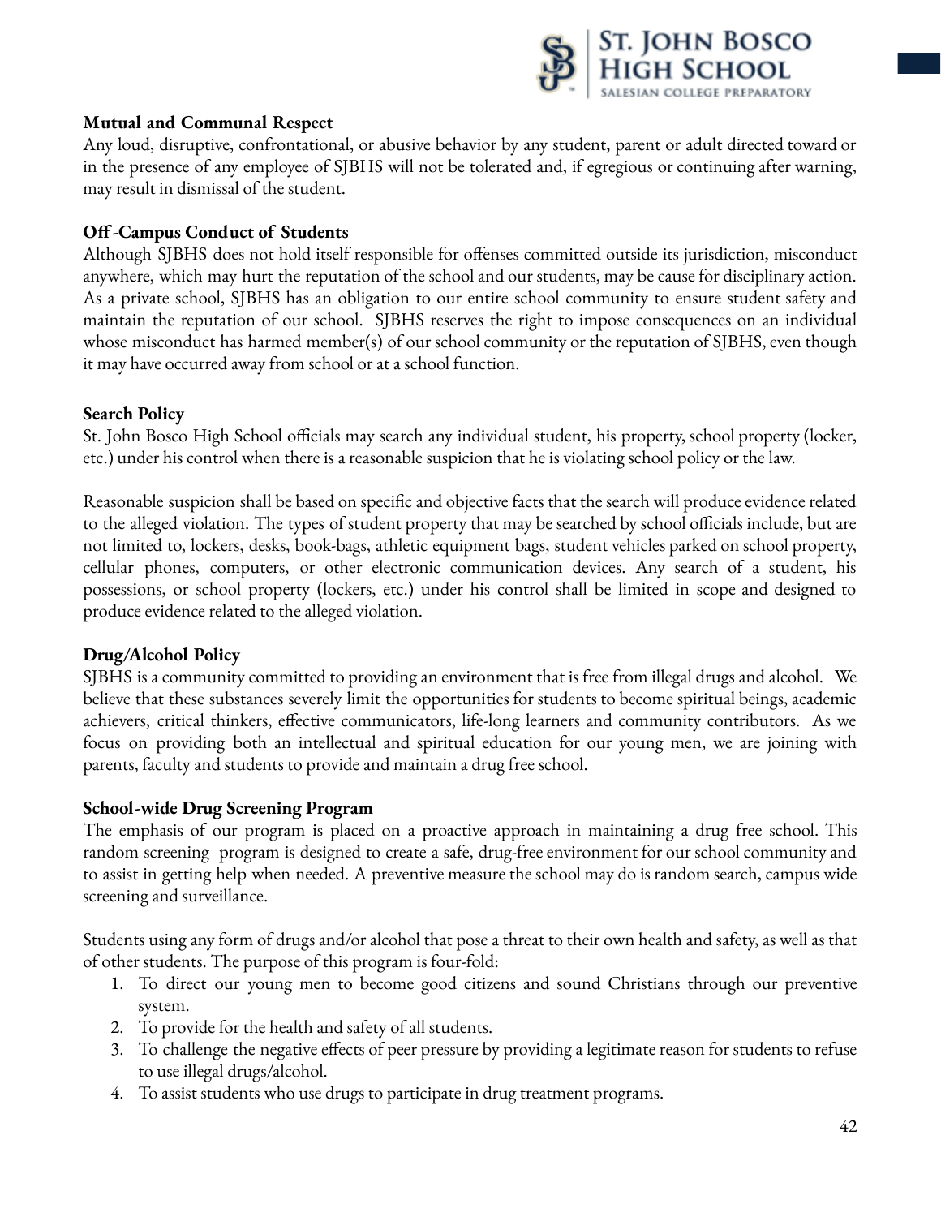**Mutual and Communal Respect**

Any loud, disruptive, confrontational, or abusive behavior by any student, parent or adult directed toward or in the presence of any employee of SJBHS will not be tolerated and, if egregious or continuing after warning, may result in dismissal of the student.

**Off-Campus Conduct of Students**

Although SJBHS does not hold itself responsible for offenses committed outside its jurisdiction, misconduct anywhere, which may hurt the reputation of the school and our students, may be cause for disciplinary action. As a private school, SJBHS has an obligation to our entire school community to ensure student safety and maintain the reputation of our school. SJBHS reserves the right to impose consequences on an individual whose misconduct has harmed member(s) of our school community or the reputation of SJBHS, even though it may have occurred away from school or at a school function.

**Search Policy**

St. John Bosco High School officials may search any individual student, his property, school property (locker, etc.) under his control when there is a reasonable suspicion that he is violating school policy or the law.

Reasonable suspicion shall be based on specific and objective facts that the search will produce evidence related to the alleged violation. The types of student property that may be searched by school officials include, but are not limited to, lockers, desks, book-bags, athletic equipment bags, student vehicles parked on school property, cellular phones, computers, or other electronic communication devices. Any search of a student, his possessions, or school property (lockers, etc.) under his control shall be limited in scope and designed to produce evidence related to the alleged violation.

**Drug/Alcohol Policy**

SJBHS is a community committed to providing an environment that is free from illegal drugs and alcohol. We believe that these substances severely limit the opportunities for students to become spiritual beings, academic achievers, critical thinkers, effective communicators, life-long learners and community contributors. As we focus on providing both an intellectual and spiritual education for our young men, we are joining with parents, faculty and students to provide and maintain a drug free school.

**School-wide Drug Screening Program**

The emphasis of our program is placed on a proactive approach in maintaining a drug free school. This random screening program is designed to create a safe, drug-free environment for our school community and to assist in getting help when needed. A preventive measure the school may do is random search, campus wide screening and surveillance.

Students using any form of drugs and/or alcohol that pose a threat to their own health and safety, as well as that of other students. The purpose of this program is four-fold:

1. To direct our young men to become good citizens and sound Christians through our preventive system.
2. To provide for the health and safety of all students.
3. To challenge the negative effects of peer pressure by providing a legitimate reason for students to refuse to use illegal drugs/alcohol.
4. To assist students who use drugs to participate in drug treatment programs.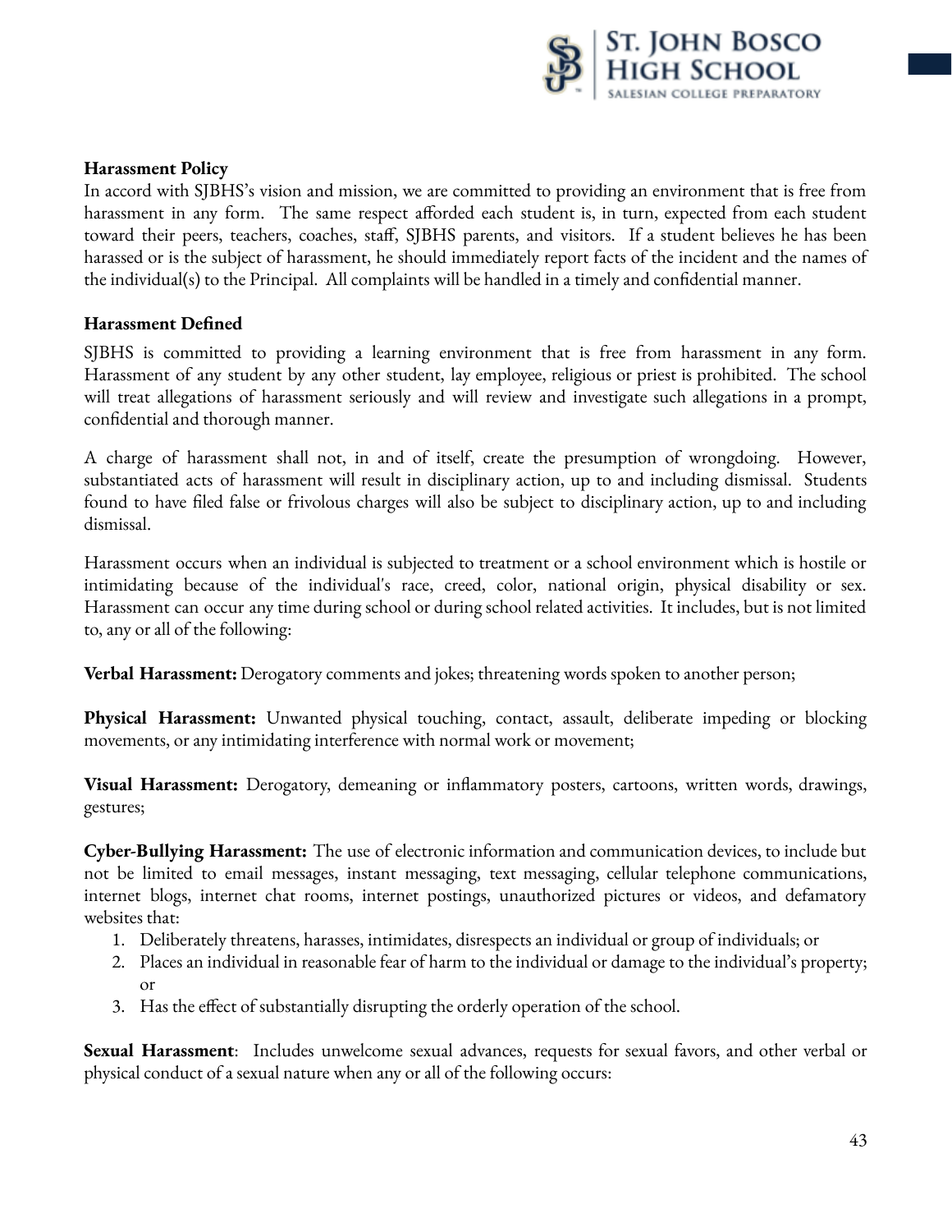**Harassment Policy**

In accord with SJBHS's vision and mission, we are committed to providing an environment that is free from harassment in any form. The same respect afforded each student is, in turn, expected from each student toward their peers, teachers, coaches, staff, SJBHS parents, and visitors. If a student believes he has been harassed or is the subject of harassment, he should immediately report facts of the incident and the names of the individual(s) to the Principal. All complaints will be handled in a timely and confidential manner.

**Harassment Defined**

SJBHS is committed to providing a learning environment that is free from harassment in any form. Harassment of any student by any other student, lay employee, religious or priest is prohibited. The school will treat allegations of harassment seriously and will review and investigate such allegations in a prompt, confidential and thorough manner.

A charge of harassment shall not, in and of itself, create the presumption of wrongdoing. However, substantiated acts of harassment will result in disciplinary action, up to and including dismissal. Students found to have filed false or frivolous charges will also be subject to disciplinary action, up to and including dismissal.

Harassment occurs when an individual is subjected to treatment or a school environment which is hostile or intimidating because of the individual's race, creed, color, national origin, physical disability or sex. Harassment can occur any time during school or during school related activities. It includes, but is not limited to, any or all of the following:

**Verbal Harassment:** Derogatory comments and jokes; threatening words spoken to another person;

**Physical Harassment:** Unwanted physical touching, contact, assault, deliberate impeding or blocking movements, or any intimidating interference with normal work or movement;

**Visual Harassment:** Derogatory, demeaning or inflammatory posters, cartoons, written words, drawings, gestures;

**Cyber-Bullying Harassment:** The use of electronic information and communication devices, to include but not be limited to email messages, instant messaging, text messaging, cellular telephone communications, internet blogs, internet chat rooms, internet postings, unauthorized pictures or videos, and defamatory websites that:

1. Deliberately threatens, harasses, intimidates, disrespects an individual or group of individuals; or
2. Places an individual in reasonable fear of harm to the individual or damage to the individual's property; or
3. Has the effect of substantially disrupting the orderly operation of the school.

**Sexual Harassment**: Includes unwelcome sexual advances, requests for sexual favors, and other verbal or physical conduct of a sexual nature when any or all of the following occurs: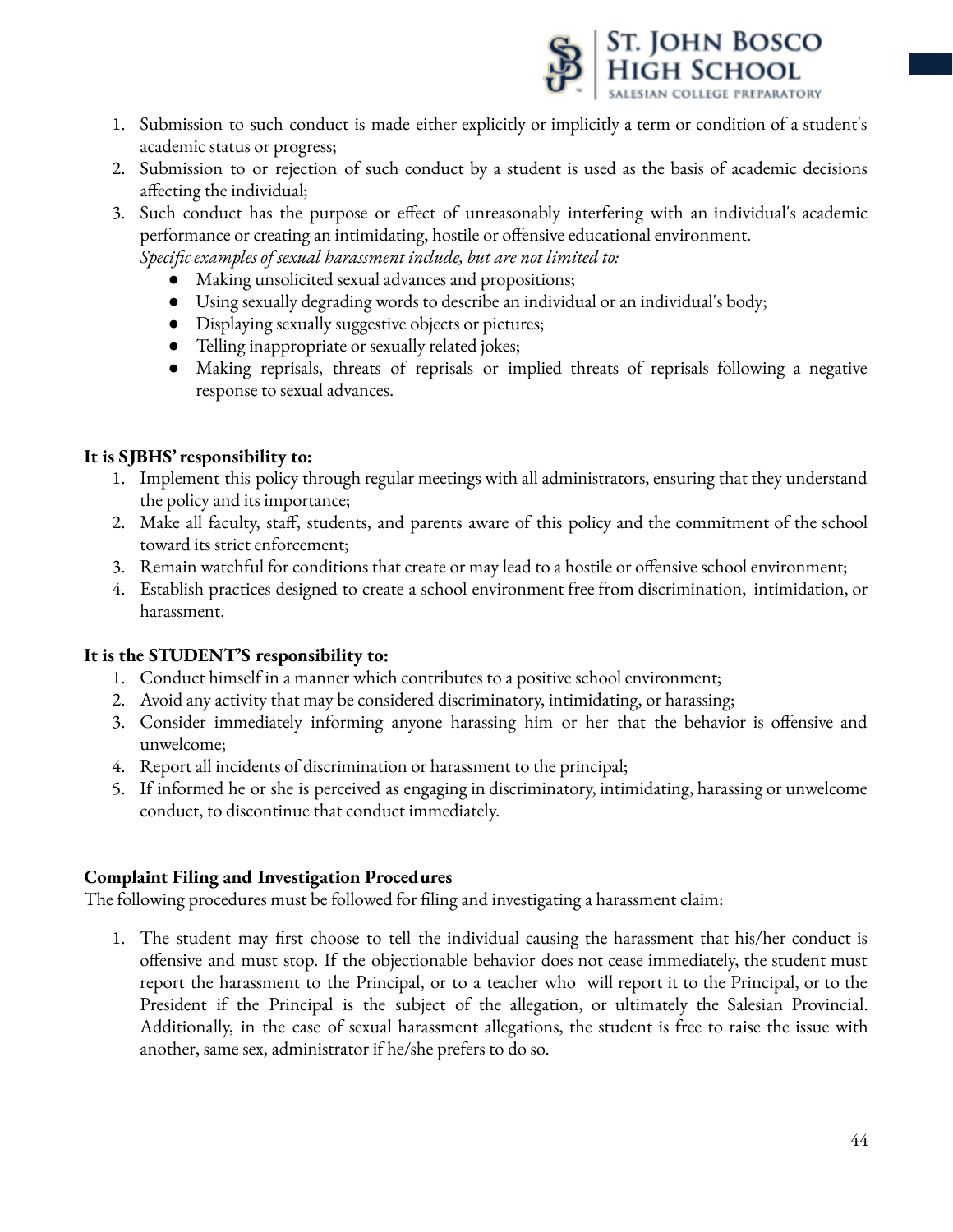1. Submission to such conduct is made either explicitly or implicitly a term or condition of a student's academic status or progress;
2. Submission to or rejection of such conduct by a student is used as the basis of academic decisions affecting the individual;
3. Such conduct has the purpose or effect of unreasonably interfering with an individual's academic performance or creating an intimidating, hostile or offensive educational environment.
   *Specific examples of sexual harassment include, but are not limited to:*
   - Making unsolicited sexual advances and propositions;
   - Using sexually degrading words to describe an individual or an individual's body;
   - Displaying sexually suggestive objects or pictures;
   - Telling inappropriate or sexually related jokes;
   - Making reprisals, threats of reprisals or implied threats of reprisals following a negative response to sexual advances.

**It is SJBHS' responsibility to:**

1. Implement this policy through regular meetings with all administrators, ensuring that they understand the policy and its importance;
2. Make all faculty, staff, students, and parents aware of this policy and the commitment of the school toward its strict enforcement;
3. Remain watchful for conditions that create or may lead to a hostile or offensive school environment;
4. Establish practices designed to create a school environment free from discrimination, intimidation, or harassment.

**It is the STUDENT'S responsibility to:**

1. Conduct himself in a manner which contributes to a positive school environment;
2. Avoid any activity that may be considered discriminatory, intimidating, or harassing;
3. Consider immediately informing anyone harassing him or her that the behavior is offensive and unwelcome;
4. Report all incidents of discrimination or harassment to the principal;
5. If informed he or she is perceived as engaging in discriminatory, intimidating, harassing or unwelcome conduct, to discontinue that conduct immediately.

**Complaint Filing and Investigation Procedures**

The following procedures must be followed for filing and investigating a harassment claim:

1. The student may first choose to tell the individual causing the harassment that his/her conduct is offensive and must stop. If the objectionable behavior does not cease immediately, the student must report the harassment to the Principal, or to a teacher who will report it to the Principal, or to the President if the Principal is the subject of the allegation, or ultimately the Salesian Provincial. Additionally, in the case of sexual harassment allegations, the student is free to raise the issue with another, same sex, administrator if he/she prefers to do so.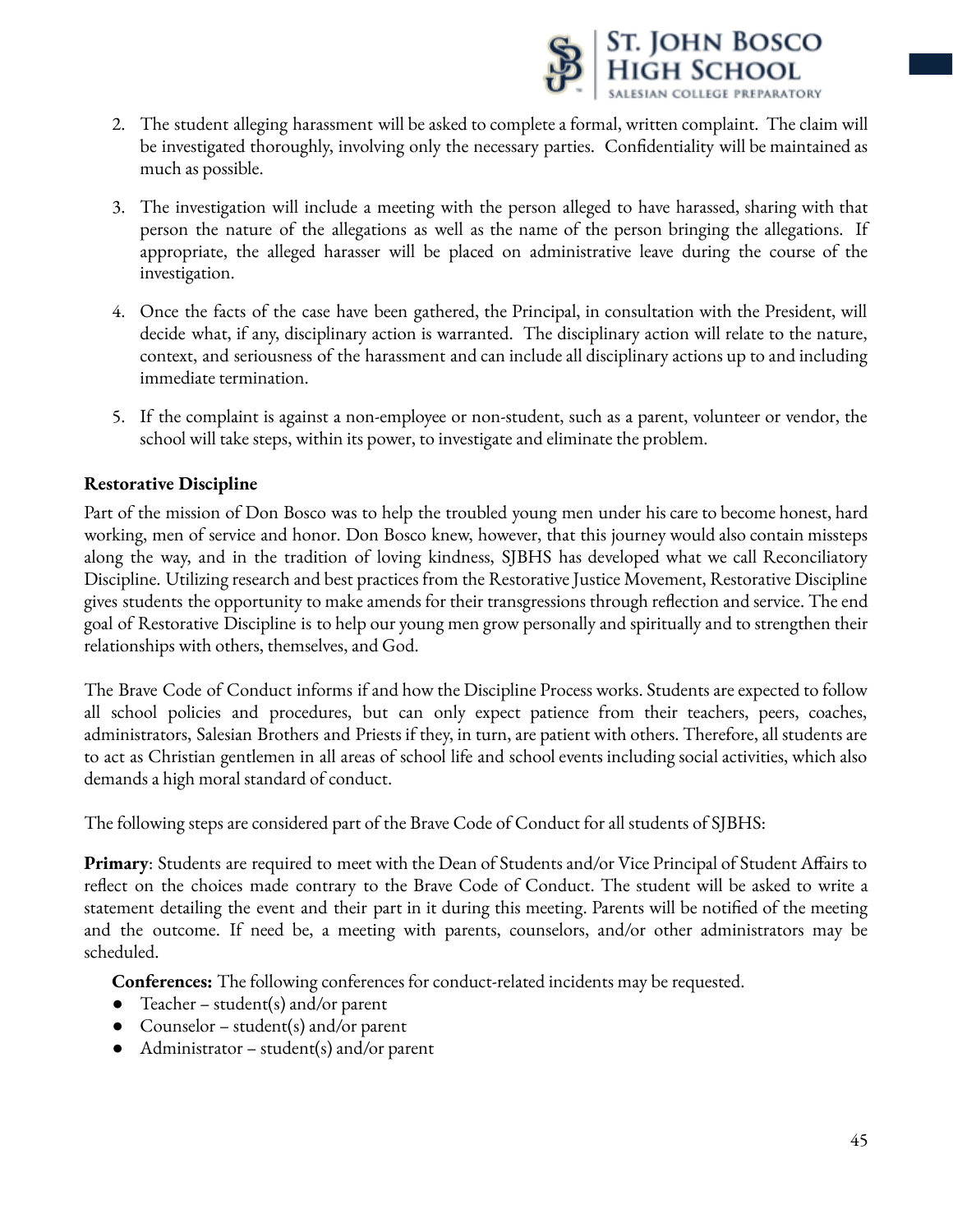2. The student alleging harassment will be asked to complete a formal, written complaint. The claim will be investigated thoroughly, involving only the necessary parties. Confidentiality will be maintained as much as possible.

3. The investigation will include a meeting with the person alleged to have harassed, sharing with that person the nature of the allegations as well as the name of the person bringing the allegations. If appropriate, the alleged harasser will be placed on administrative leave during the course of the investigation.

4. Once the facts of the case have been gathered, the Principal, in consultation with the President, will decide what, if any, disciplinary action is warranted. The disciplinary action will relate to the nature, context, and seriousness of the harassment and can include all disciplinary actions up to and including immediate termination.

5. If the complaint is against a non-employee or non-student, such as a parent, volunteer or vendor, the school will take steps, within its power, to investigate and eliminate the problem.

**Restorative Discipline**

Part of the mission of Don Bosco was to help the troubled young men under his care to become honest, hard working, men of service and honor. Don Bosco knew, however, that this journey would also contain missteps along the way, and in the tradition of loving kindness, SJBHS has developed what we call Reconciliatory Discipline. Utilizing research and best practices from the Restorative Justice Movement, Restorative Discipline gives students the opportunity to make amends for their transgressions through reflection and service. The end goal of Restorative Discipline is to help our young men grow personally and spiritually and to strengthen their relationships with others, themselves, and God.

The Brave Code of Conduct informs if and how the Discipline Process works. Students are expected to follow all school policies and procedures, but can only expect patience from their teachers, peers, coaches, administrators, Salesian Brothers and Priests if they, in turn, are patient with others. Therefore, all students are to act as Christian gentlemen in all areas of school life and school events including social activities, which also demands a high moral standard of conduct.

The following steps are considered part of the Brave Code of Conduct for all students of SJBHS:

**Primary**: Students are required to meet with the Dean of Students and/or Vice Principal of Student Affairs to reflect on the choices made contrary to the Brave Code of Conduct. The student will be asked to write a statement detailing the event and their part in it during this meeting. Parents will be notified of the meeting and the outcome. If need be, a meeting with parents, counselors, and/or other administrators may be scheduled.

**Conferences:** The following conferences for conduct-related incidents may be requested.

- Teacher – student(s) and/or parent
- Counselor – student(s) and/or parent
- Administrator – student(s) and/or parent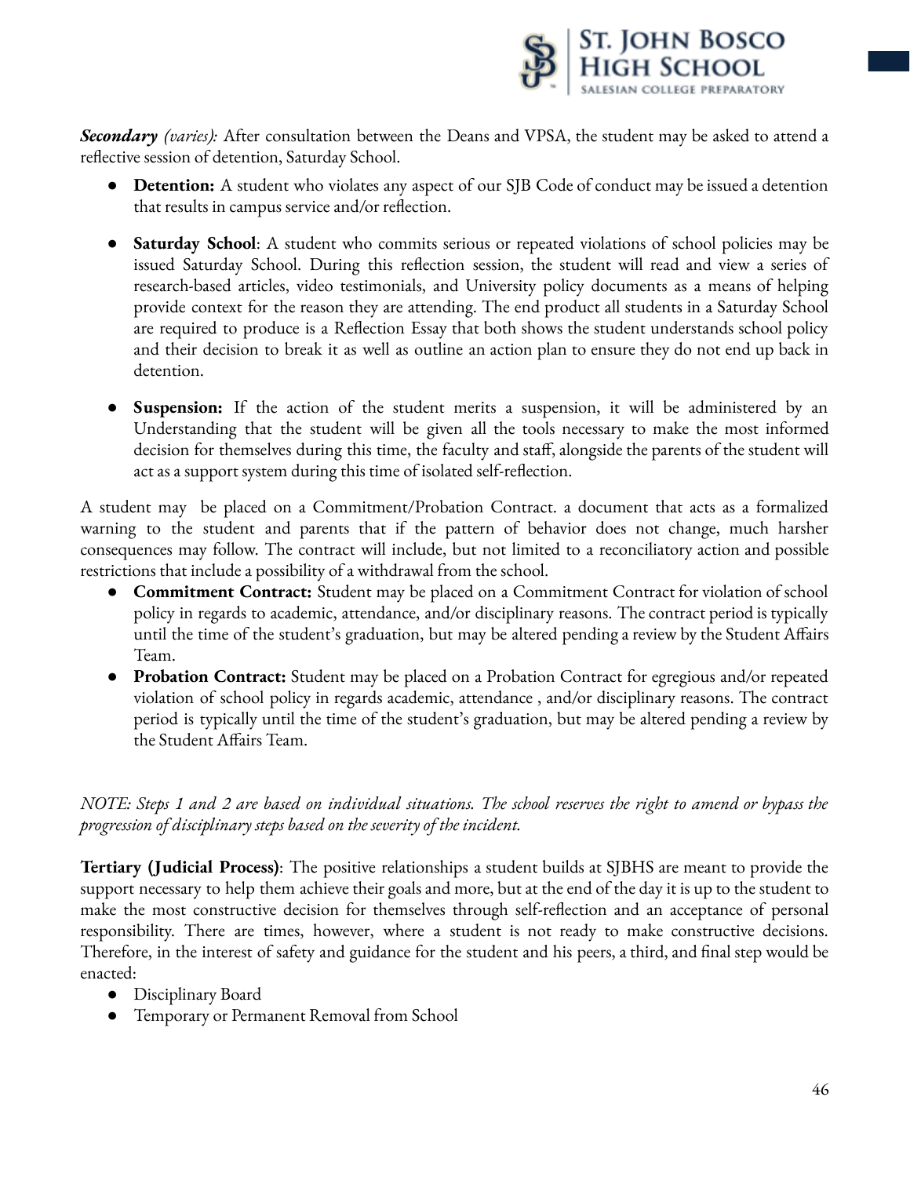***Secondary*** *(varies):* After consultation between the Deans and VPSA, the student may be asked to attend a reflective session of detention, Saturday School.

- **Detention:** A student who violates any aspect of our SJB Code of conduct may be issued a detention that results in campus service and/or reflection.
- **Saturday School**: A student who commits serious or repeated violations of school policies may be issued Saturday School. During this reflection session, the student will read and view a series of research-based articles, video testimonials, and University policy documents as a means of helping provide context for the reason they are attending. The end product all students in a Saturday School are required to produce is a Reflection Essay that both shows the student understands school policy and their decision to break it as well as outline an action plan to ensure they do not end up back in detention.
- **Suspension:** If the action of the student merits a suspension, it will be administered by an Understanding that the student will be given all the tools necessary to make the most informed decision for themselves during this time, the faculty and staff, alongside the parents of the student will act as a support system during this time of isolated self-reflection.

A student may be placed on a Commitment/Probation Contract. a document that acts as a formalized warning to the student and parents that if the pattern of behavior does not change, much harsher consequences may follow. The contract will include, but not limited to a reconciliatory action and possible restrictions that include a possibility of a withdrawal from the school.

- **Commitment Contract:** Student may be placed on a Commitment Contract for violation of school policy in regards to academic, attendance, and/or disciplinary reasons. The contract period is typically until the time of the student's graduation, but may be altered pending a review by the Student Affairs Team.
- **Probation Contract:** Student may be placed on a Probation Contract for egregious and/or repeated violation of school policy in regards academic, attendance , and/or disciplinary reasons. The contract period is typically until the time of the student's graduation, but may be altered pending a review by the Student Affairs Team.

*NOTE: Steps 1 and 2 are based on individual situations. The school reserves the right to amend or bypass the progression of disciplinary steps based on the severity of the incident.*

**Tertiary (Judicial Process)**: The positive relationships a student builds at SJBHS are meant to provide the support necessary to help them achieve their goals and more, but at the end of the day it is up to the student to make the most constructive decision for themselves through self-reflection and an acceptance of personal responsibility. There are times, however, where a student is not ready to make constructive decisions. Therefore, in the interest of safety and guidance for the student and his peers, a third, and final step would be enacted:

- Disciplinary Board
- Temporary or Permanent Removal from School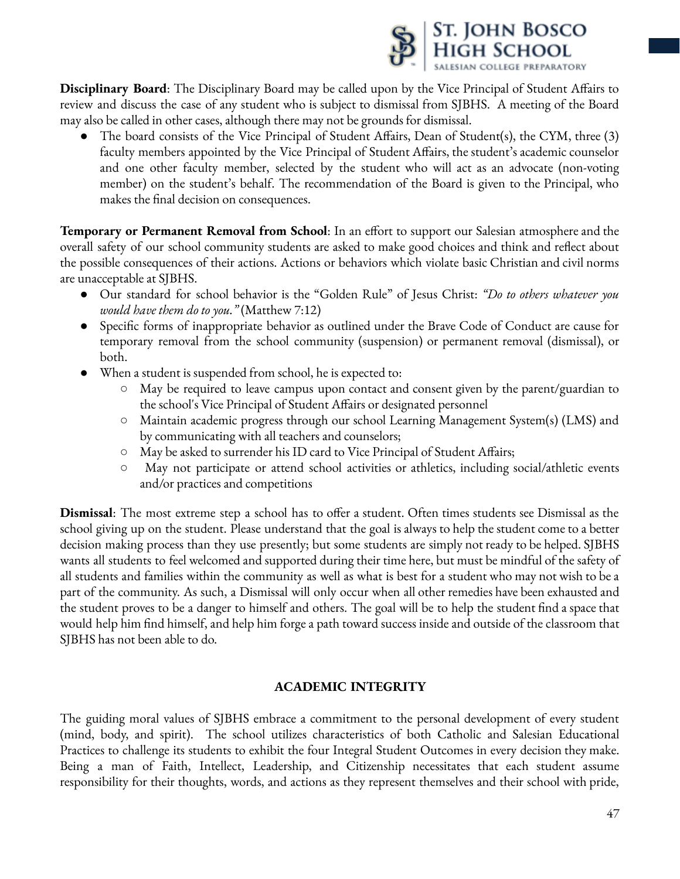**Disciplinary Board**: The Disciplinary Board may be called upon by the Vice Principal of Student Affairs to review and discuss the case of any student who is subject to dismissal from SJBHS. A meeting of the Board may also be called in other cases, although there may not be grounds for dismissal.

- The board consists of the Vice Principal of Student Affairs, Dean of Student(s), the CYM, three (3) faculty members appointed by the Vice Principal of Student Affairs, the student's academic counselor and one other faculty member, selected by the student who will act as an advocate (non-voting member) on the student's behalf. The recommendation of the Board is given to the Principal, who makes the final decision on consequences.

**Temporary or Permanent Removal from School**: In an effort to support our Salesian atmosphere and the overall safety of our school community students are asked to make good choices and think and reflect about the possible consequences of their actions. Actions or behaviors which violate basic Christian and civil norms are unacceptable at SJBHS.

- Our standard for school behavior is the "Golden Rule" of Jesus Christ: *"Do to others whatever you would have them do to you."* (Matthew 7:12)
- Specific forms of inappropriate behavior as outlined under the Brave Code of Conduct are cause for temporary removal from the school community (suspension) or permanent removal (dismissal), or both.
- When a student is suspended from school, he is expected to:
    - May be required to leave campus upon contact and consent given by the parent/guardian to the school's Vice Principal of Student Affairs or designated personnel
    - Maintain academic progress through our school Learning Management System(s) (LMS) and by communicating with all teachers and counselors;
    - May be asked to surrender his ID card to Vice Principal of Student Affairs;
    - May not participate or attend school activities or athletics, including social/athletic events and/or practices and competitions

**Dismissal**: The most extreme step a school has to offer a student. Often times students see Dismissal as the school giving up on the student. Please understand that the goal is always to help the student come to a better decision making process than they use presently; but some students are simply not ready to be helped. SJBHS wants all students to feel welcomed and supported during their time here, but must be mindful of the safety of all students and families within the community as well as what is best for a student who may not wish to be a part of the community. As such, a Dismissal will only occur when all other remedies have been exhausted and the student proves to be a danger to himself and others. The goal will be to help the student find a space that would help him find himself, and help him forge a path toward success inside and outside of the classroom that SJBHS has not been able to do.

## ACADEMIC INTEGRITY

The guiding moral values of SJBHS embrace a commitment to the personal development of every student (mind, body, and spirit). The school utilizes characteristics of both Catholic and Salesian Educational Practices to challenge its students to exhibit the four Integral Student Outcomes in every decision they make. Being a man of Faith, Intellect, Leadership, and Citizenship necessitates that each student assume responsibility for their thoughts, words, and actions as they represent themselves and their school with pride,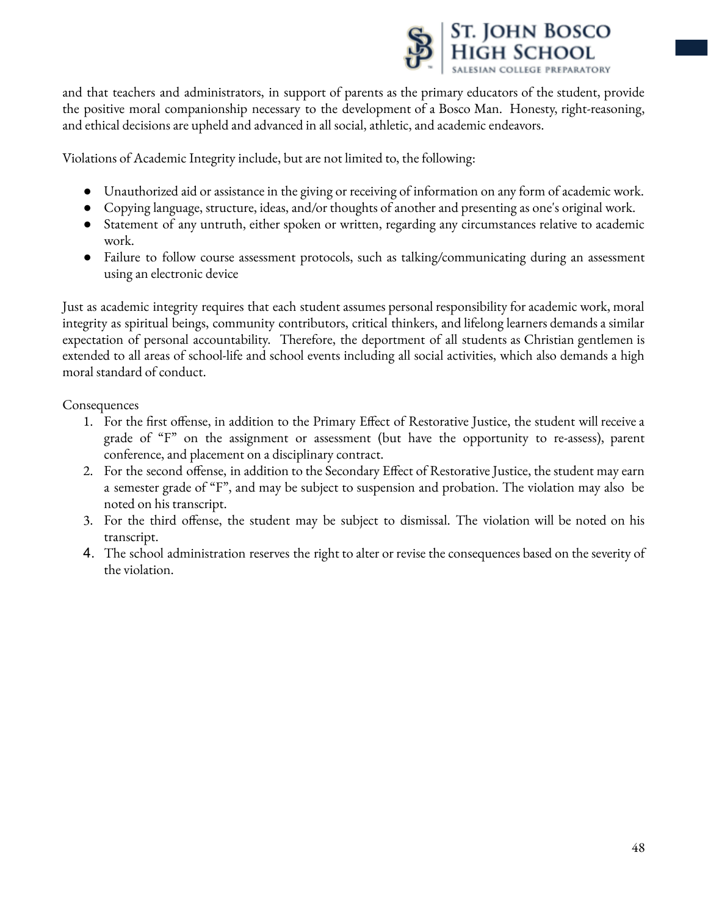and that teachers and administrators, in support of parents as the primary educators of the student, provide the positive moral companionship necessary to the development of a Bosco Man. Honesty, right-reasoning, and ethical decisions are upheld and advanced in all social, athletic, and academic endeavors.

Violations of Academic Integrity include, but are not limited to, the following:

- Unauthorized aid or assistance in the giving or receiving of information on any form of academic work.
- Copying language, structure, ideas, and/or thoughts of another and presenting as one's original work.
- Statement of any untruth, either spoken or written, regarding any circumstances relative to academic work.
- Failure to follow course assessment protocols, such as talking/communicating during an assessment using an electronic device

Just as academic integrity requires that each student assumes personal responsibility for academic work, moral integrity as spiritual beings, community contributors, critical thinkers, and lifelong learners demands a similar expectation of personal accountability. Therefore, the deportment of all students as Christian gentlemen is extended to all areas of school-life and school events including all social activities, which also demands a high moral standard of conduct.

Consequences

1. For the first offense, in addition to the Primary Effect of Restorative Justice, the student will receive a grade of "F" on the assignment or assessment (but have the opportunity to re-assess), parent conference, and placement on a disciplinary contract.
2. For the second offense, in addition to the Secondary Effect of Restorative Justice, the student may earn a semester grade of "F", and may be subject to suspension and probation. The violation may also be noted on his transcript.
3. For the third offense, the student may be subject to dismissal. The violation will be noted on his transcript.
4. The school administration reserves the right to alter or revise the consequences based on the severity of the violation.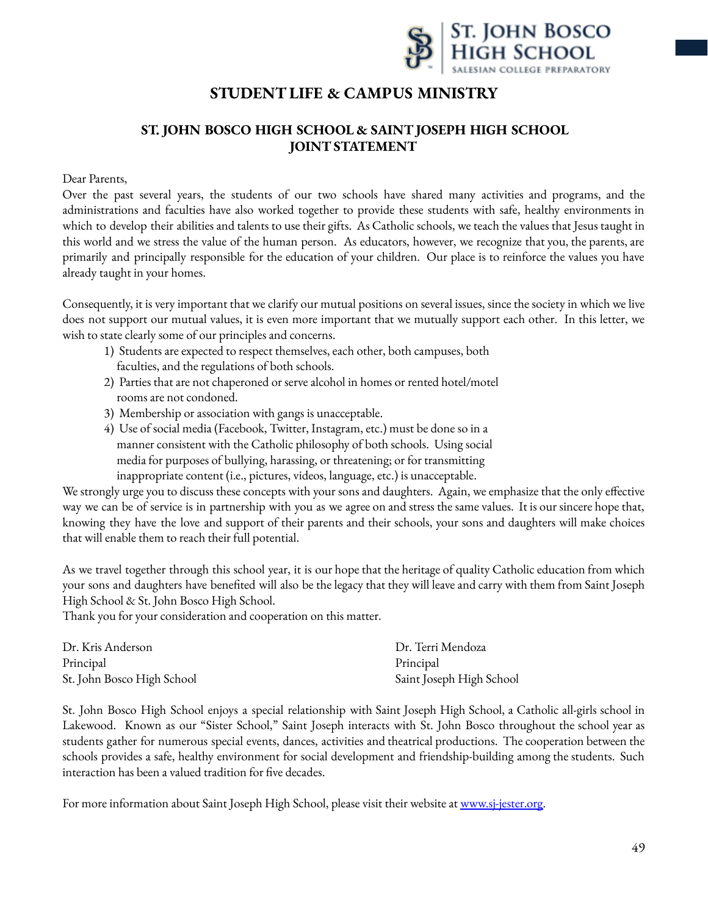# STUDENT LIFE & CAMPUS MINISTRY

## ST. JOHN BOSCO HIGH SCHOOL & SAINT JOSEPH HIGH SCHOOL JOINT STATEMENT

Dear Parents,

Over the past several years, the students of our two schools have shared many activities and programs, and the administrations and faculties have also worked together to provide these students with safe, healthy environments in which to develop their abilities and talents to use their gifts. As Catholic schools, we teach the values that Jesus taught in this world and we stress the value of the human person. As educators, however, we recognize that you, the parents, are primarily and principally responsible for the education of your children. Our place is to reinforce the values you have already taught in your homes.

Consequently, it is very important that we clarify our mutual positions on several issues, since the society in which we live does not support our mutual values, it is even more important that we mutually support each other. In this letter, we wish to state clearly some of our principles and concerns.

1) Students are expected to respect themselves, each other, both campuses, both faculties, and the regulations of both schools.
2) Parties that are not chaperoned or serve alcohol in homes or rented hotel/motel rooms are not condoned.
3) Membership or association with gangs is unacceptable.
4) Use of social media (Facebook, Twitter, Instagram, etc.) must be done so in a manner consistent with the Catholic philosophy of both schools. Using social media for purposes of bullying, harassing, or threatening; or for transmitting inappropriate content (i.e., pictures, videos, language, etc.) is unacceptable.

We strongly urge you to discuss these concepts with your sons and daughters. Again, we emphasize that the only effective way we can be of service is in partnership with you as we agree on and stress the same values. It is our sincere hope that, knowing they have the love and support of their parents and their schools, your sons and daughters will make choices that will enable them to reach their full potential.

As we travel together through this school year, it is our hope that the heritage of quality Catholic education from which your sons and daughters have benefited will also be the legacy that they will leave and carry with them from Saint Joseph High School & St. John Bosco High School.

Thank you for your consideration and cooperation on this matter.

Dr. Kris Anderson
Principal
St. John Bosco High School

Dr. Terri Mendoza
Principal
Saint Joseph High School

St. John Bosco High School enjoys a special relationship with Saint Joseph High School, a Catholic all-girls school in Lakewood. Known as our "Sister School," Saint Joseph interacts with St. John Bosco throughout the school year as students gather for numerous special events, dances, activities and theatrical productions. The cooperation between the schools provides a safe, healthy environment for social development and friendship-building among the students. Such interaction has been a valued tradition for five decades.

For more information about Saint Joseph High School, please visit their website at www.sj-jester.org.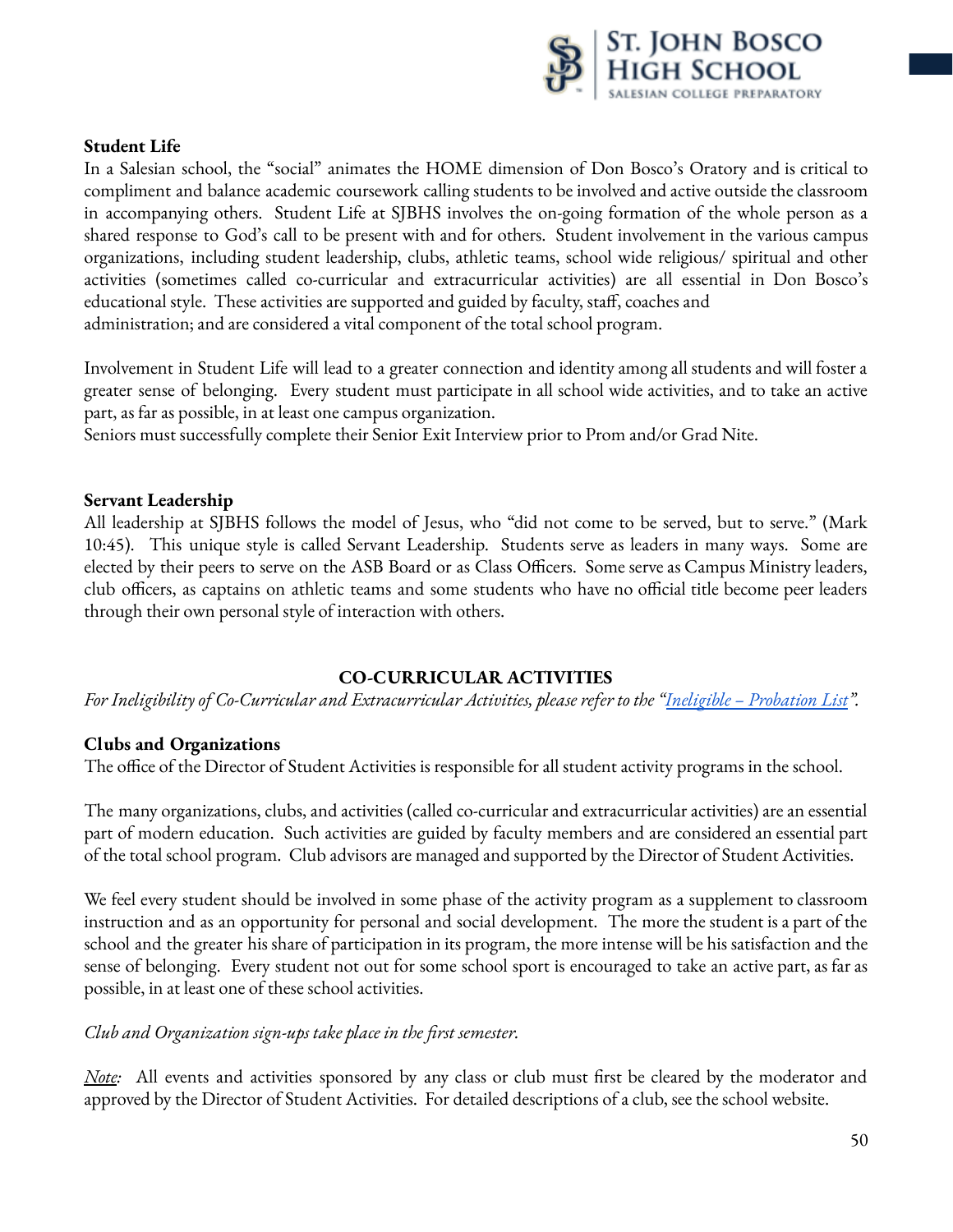**Student Life**

In a Salesian school, the "social" animates the HOME dimension of Don Bosco's Oratory and is critical to compliment and balance academic coursework calling students to be involved and active outside the classroom in accompanying others. Student Life at SJBHS involves the on-going formation of the whole person as a shared response to God's call to be present with and for others. Student involvement in the various campus organizations, including student leadership, clubs, athletic teams, school wide religious/ spiritual and other activities (sometimes called co-curricular and extracurricular activities) are all essential in Don Bosco's educational style. These activities are supported and guided by faculty, staff, coaches and administration; and are considered a vital component of the total school program.

Involvement in Student Life will lead to a greater connection and identity among all students and will foster a greater sense of belonging. Every student must participate in all school wide activities, and to take an active part, as far as possible, in at least one campus organization.
Seniors must successfully complete their Senior Exit Interview prior to Prom and/or Grad Nite.

**Servant Leadership**

All leadership at SJBHS follows the model of Jesus, who "did not come to be served, but to serve." (Mark 10:45). This unique style is called Servant Leadership. Students serve as leaders in many ways. Some are elected by their peers to serve on the ASB Board or as Class Officers. Some serve as Campus Ministry leaders, club officers, as captains on athletic teams and some students who have no official title become peer leaders through their own personal style of interaction with others.

## CO-CURRICULAR ACTIVITIES

*For Ineligibility of Co-Curricular and Extracurricular Activities, please refer to the "Ineligible – Probation List".*

**Clubs and Organizations**

The office of the Director of Student Activities is responsible for all student activity programs in the school.

The many organizations, clubs, and activities (called co-curricular and extracurricular activities) are an essential part of modern education. Such activities are guided by faculty members and are considered an essential part of the total school program. Club advisors are managed and supported by the Director of Student Activities.

We feel every student should be involved in some phase of the activity program as a supplement to classroom instruction and as an opportunity for personal and social development. The more the student is a part of the school and the greater his share of participation in its program, the more intense will be his satisfaction and the sense of belonging. Every student not out for some school sport is encouraged to take an active part, as far as possible, in at least one of these school activities.

*Club and Organization sign-ups take place in the first semester.*

*Note:* All events and activities sponsored by any class or club must first be cleared by the moderator and approved by the Director of Student Activities. For detailed descriptions of a club, see the school website.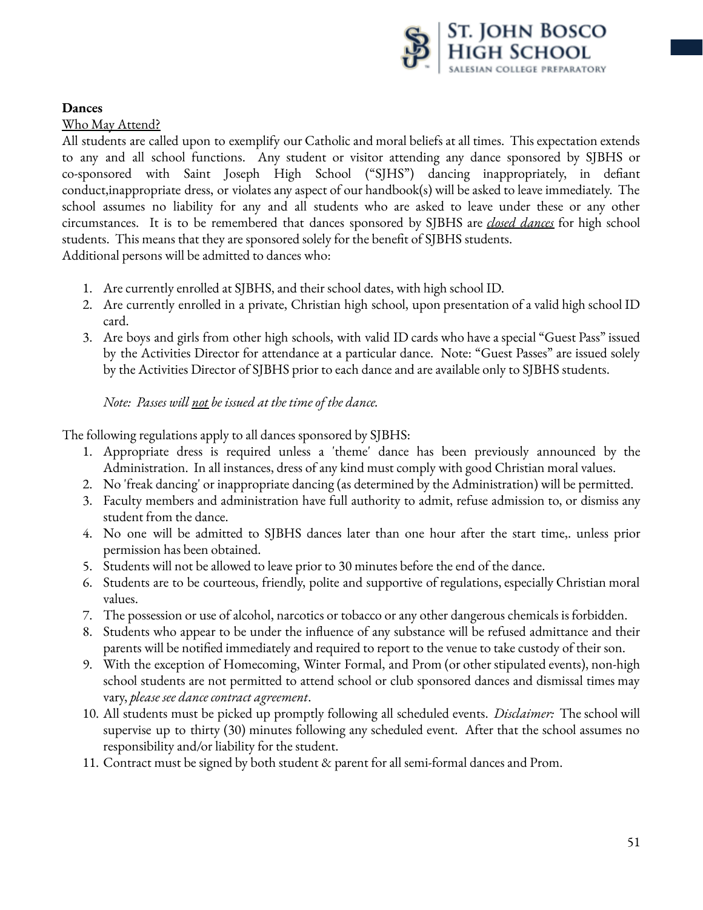**Dances**

Who May Attend?

All students are called upon to exemplify our Catholic and moral beliefs at all times. This expectation extends to any and all school functions. Any student or visitor attending any dance sponsored by SJBHS or co-sponsored with Saint Joseph High School ("SJHS") dancing inappropriately, in defiant conduct,inappropriate dress, or violates any aspect of our handbook(s) will be asked to leave immediately. The school assumes no liability for any and all students who are asked to leave under these or any other circumstances. It is to be remembered that dances sponsored by SJBHS are ***closed dances*** for high school students. This means that they are sponsored solely for the benefit of SJBHS students.
Additional persons will be admitted to dances who:

1. Are currently enrolled at SJBHS, and their school dates, with high school ID.
2. Are currently enrolled in a private, Christian high school, upon presentation of a valid high school ID card.
3. Are boys and girls from other high schools, with valid ID cards who have a special "Guest Pass" issued by the Activities Director for attendance at a particular dance. Note: "Guest Passes" are issued solely by the Activities Director of SJBHS prior to each dance and are available only to SJBHS students.

   *Note: Passes will not be issued at the time of the dance.*

The following regulations apply to all dances sponsored by SJBHS:

1. Appropriate dress is required unless a 'theme' dance has been previously announced by the Administration. In all instances, dress of any kind must comply with good Christian moral values.
2. No 'freak dancing' or inappropriate dancing (as determined by the Administration) will be permitted.
3. Faculty members and administration have full authority to admit, refuse admission to, or dismiss any student from the dance.
4. No one will be admitted to SJBHS dances later than one hour after the start time,. unless prior permission has been obtained.
5. Students will not be allowed to leave prior to 30 minutes before the end of the dance.
6. Students are to be courteous, friendly, polite and supportive of regulations, especially Christian moral values.
7. The possession or use of alcohol, narcotics or tobacco or any other dangerous chemicals is forbidden.
8. Students who appear to be under the influence of any substance will be refused admittance and their parents will be notified immediately and required to report to the venue to take custody of their son.
9. With the exception of Homecoming, Winter Formal, and Prom (or other stipulated events), non-high school students are not permitted to attend school or club sponsored dances and dismissal times may vary, *please see dance contract agreement*.
10. All students must be picked up promptly following all scheduled events. *Disclaimer:* The school will supervise up to thirty (30) minutes following any scheduled event. After that the school assumes no responsibility and/or liability for the student.
11. Contract must be signed by both student & parent for all semi-formal dances and Prom.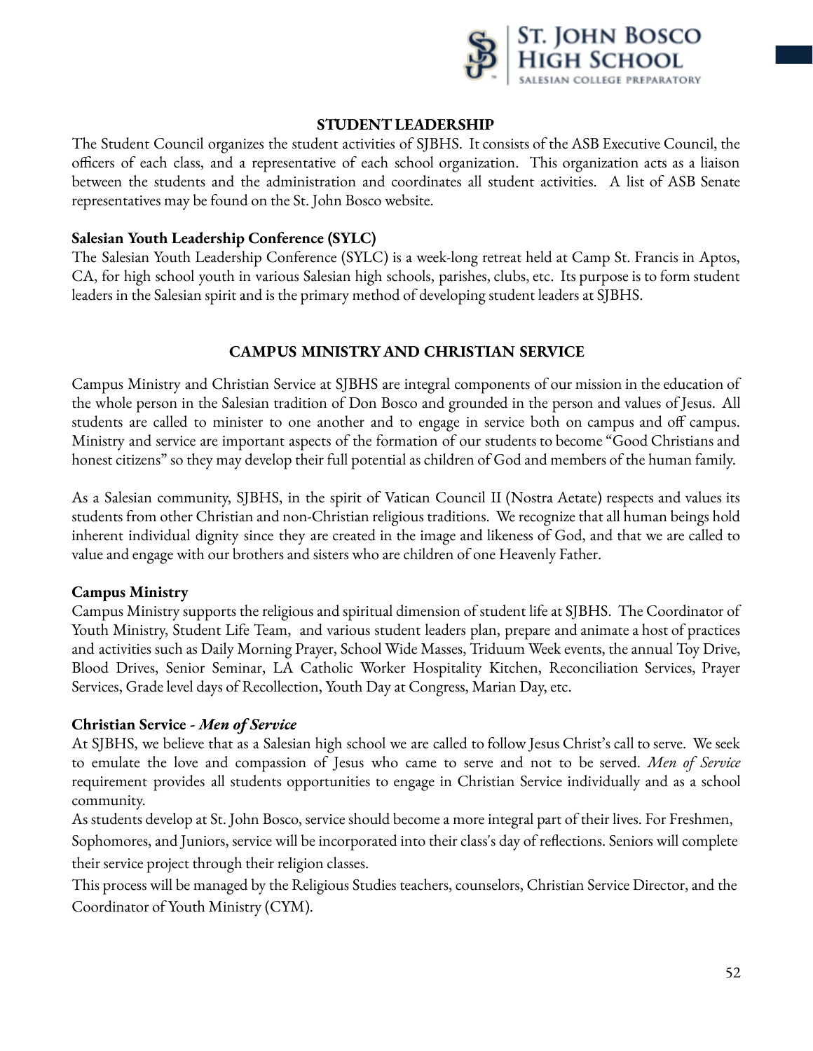## STUDENT LEADERSHIP

The Student Council organizes the student activities of SJBHS. It consists of the ASB Executive Council, the officers of each class, and a representative of each school organization. This organization acts as a liaison between the students and the administration and coordinates all student activities. A list of ASB Senate representatives may be found on the St. John Bosco website.

### Salesian Youth Leadership Conference (SYLC)

The Salesian Youth Leadership Conference (SYLC) is a week-long retreat held at Camp St. Francis in Aptos, CA, for high school youth in various Salesian high schools, parishes, clubs, etc. Its purpose is to form student leaders in the Salesian spirit and is the primary method of developing student leaders at SJBHS.

## CAMPUS MINISTRY AND CHRISTIAN SERVICE

Campus Ministry and Christian Service at SJBHS are integral components of our mission in the education of the whole person in the Salesian tradition of Don Bosco and grounded in the person and values of Jesus. All students are called to minister to one another and to engage in service both on campus and off campus. Ministry and service are important aspects of the formation of our students to become "Good Christians and honest citizens" so they may develop their full potential as children of God and members of the human family.

As a Salesian community, SJBHS, in the spirit of Vatican Council II (Nostra Aetate) respects and values its students from other Christian and non-Christian religious traditions. We recognize that all human beings hold inherent individual dignity since they are created in the image and likeness of God, and that we are called to value and engage with our brothers and sisters who are children of one Heavenly Father.

### Campus Ministry

Campus Ministry supports the religious and spiritual dimension of student life at SJBHS. The Coordinator of Youth Ministry, Student Life Team, and various student leaders plan, prepare and animate a host of practices and activities such as Daily Morning Prayer, School Wide Masses, Triduum Week events, the annual Toy Drive, Blood Drives, Senior Seminar, LA Catholic Worker Hospitality Kitchen, Reconciliation Services, Prayer Services, Grade level days of Recollection, Youth Day at Congress, Marian Day, etc.

### Christian Service - *Men of Service*

At SJBHS, we believe that as a Salesian high school we are called to follow Jesus Christ's call to serve. We seek to emulate the love and compassion of Jesus who came to serve and not to be served. *Men of Service* requirement provides all students opportunities to engage in Christian Service individually and as a school community.

As students develop at St. John Bosco, service should become a more integral part of their lives. For Freshmen, Sophomores, and Juniors, service will be incorporated into their class's day of reflections. Seniors will complete their service project through their religion classes.

This process will be managed by the Religious Studies teachers, counselors, Christian Service Director, and the Coordinator of Youth Ministry (CYM).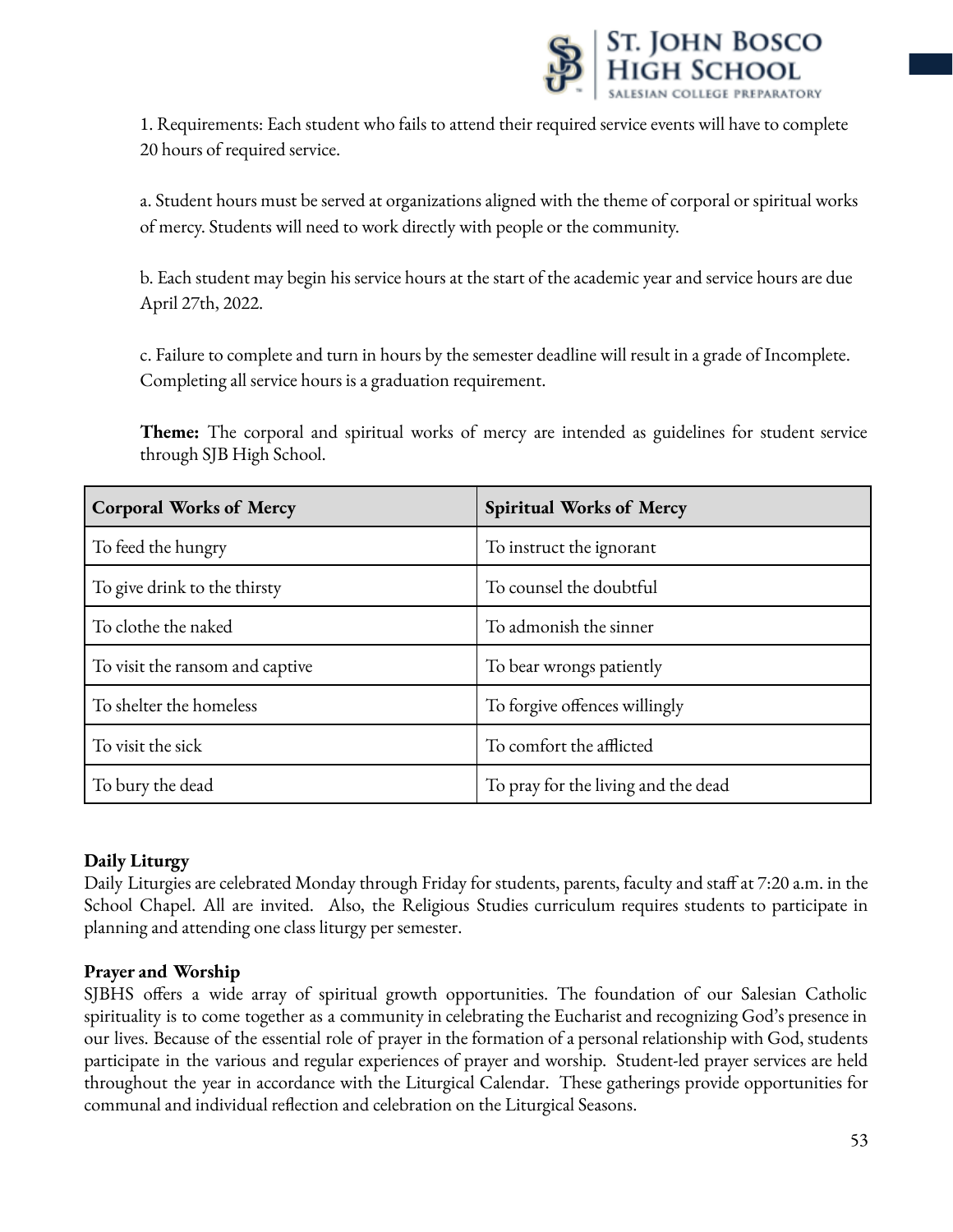1. Requirements: Each student who fails to attend their required service events will have to complete 20 hours of required service.

a. Student hours must be served at organizations aligned with the theme of corporal or spiritual works of mercy. Students will need to work directly with people or the community.

b. Each student may begin his service hours at the start of the academic year and service hours are due April 27th, 2022.

c. Failure to complete and turn in hours by the semester deadline will result in a grade of Incomplete. Completing all service hours is a graduation requirement.

**Theme:** The corporal and spiritual works of mercy are intended as guidelines for student service through SJB High School.

| Corporal Works of Mercy | Spiritual Works of Mercy |
|---|---|
| To feed the hungry | To instruct the ignorant |
| To give drink to the thirsty | To counsel the doubtful |
| To clothe the naked | To admonish the sinner |
| To visit the ransom and captive | To bear wrongs patiently |
| To shelter the homeless | To forgive offences willingly |
| To visit the sick | To comfort the afflicted |
| To bury the dead | To pray for the living and the dead |

**Daily Liturgy**

Daily Liturgies are celebrated Monday through Friday for students, parents, faculty and staff at 7:20 a.m. in the School Chapel. All are invited. Also, the Religious Studies curriculum requires students to participate in planning and attending one class liturgy per semester.

**Prayer and Worship**

SJBHS offers a wide array of spiritual growth opportunities. The foundation of our Salesian Catholic spirituality is to come together as a community in celebrating the Eucharist and recognizing God's presence in our lives. Because of the essential role of prayer in the formation of a personal relationship with God, students participate in the various and regular experiences of prayer and worship. Student-led prayer services are held throughout the year in accordance with the Liturgical Calendar. These gatherings provide opportunities for communal and individual reflection and celebration on the Liturgical Seasons.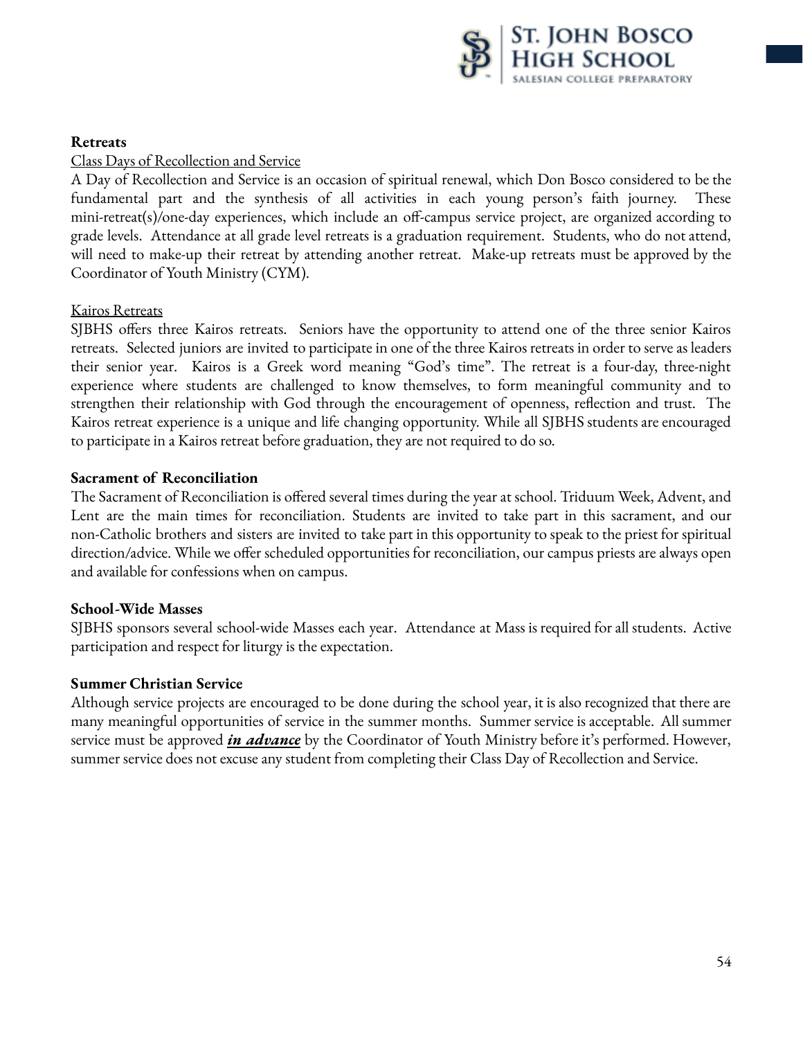**Retreats**

Class Days of Recollection and Service

A Day of Recollection and Service is an occasion of spiritual renewal, which Don Bosco considered to be the fundamental part and the synthesis of all activities in each young person's faith journey. These mini-retreat(s)/one-day experiences, which include an off-campus service project, are organized according to grade levels. Attendance at all grade level retreats is a graduation requirement. Students, who do not attend, will need to make-up their retreat by attending another retreat. Make-up retreats must be approved by the Coordinator of Youth Ministry (CYM).

Kairos Retreats

SJBHS offers three Kairos retreats. Seniors have the opportunity to attend one of the three senior Kairos retreats. Selected juniors are invited to participate in one of the three Kairos retreats in order to serve as leaders their senior year. Kairos is a Greek word meaning "God's time". The retreat is a four-day, three-night experience where students are challenged to know themselves, to form meaningful community and to strengthen their relationship with God through the encouragement of openness, reflection and trust. The Kairos retreat experience is a unique and life changing opportunity. While all SJBHS students are encouraged to participate in a Kairos retreat before graduation, they are not required to do so.

**Sacrament of Reconciliation**

The Sacrament of Reconciliation is offered several times during the year at school. Triduum Week, Advent, and Lent are the main times for reconciliation. Students are invited to take part in this sacrament, and our non-Catholic brothers and sisters are invited to take part in this opportunity to speak to the priest for spiritual direction/advice. While we offer scheduled opportunities for reconciliation, our campus priests are always open and available for confessions when on campus.

**School-Wide Masses**

SJBHS sponsors several school-wide Masses each year. Attendance at Mass is required for all students. Active participation and respect for liturgy is the expectation.

**Summer Christian Service**

Although service projects are encouraged to be done during the school year, it is also recognized that there are many meaningful opportunities of service in the summer months. Summer service is acceptable. All summer service must be approved ***in advance*** by the Coordinator of Youth Ministry before it's performed. However, summer service does not excuse any student from completing their Class Day of Recollection and Service.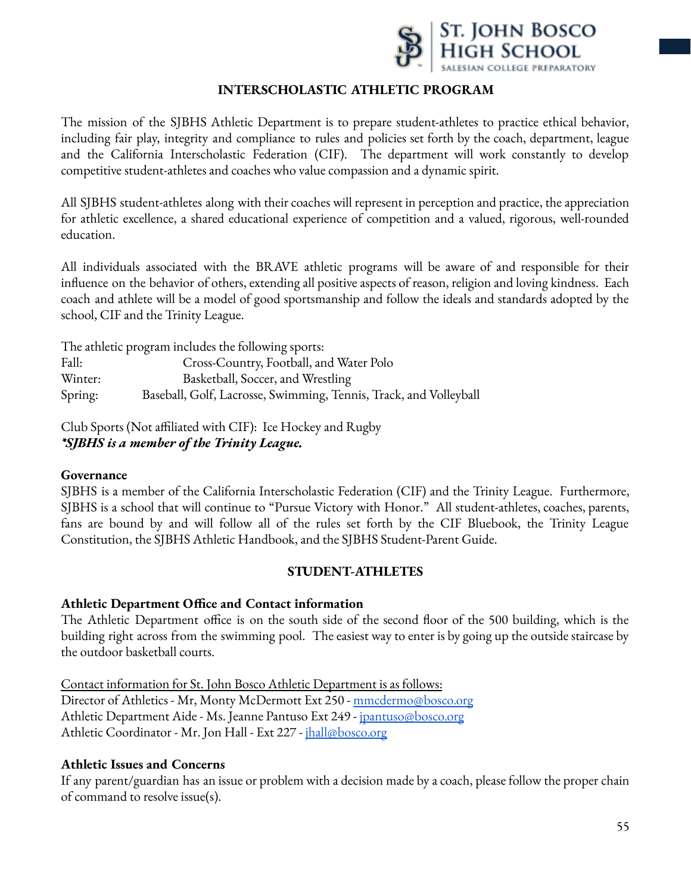## INTERSCHOLASTIC ATHLETIC PROGRAM

The mission of the SJBHS Athletic Department is to prepare student-athletes to practice ethical behavior, including fair play, integrity and compliance to rules and policies set forth by the coach, department, league and the California Interscholastic Federation (CIF). The department will work constantly to develop competitive student-athletes and coaches who value compassion and a dynamic spirit.

All SJBHS student-athletes along with their coaches will represent in perception and practice, the appreciation for athletic excellence, a shared educational experience of competition and a valued, rigorous, well-rounded education.

All individuals associated with the BRAVE athletic programs will be aware of and responsible for their influence on the behavior of others, extending all positive aspects of reason, religion and loving kindness. Each coach and athlete will be a model of good sportsmanship and follow the ideals and standards adopted by the school, CIF and the Trinity League.

The athletic program includes the following sports:

Fall: Cross-Country, Football, and Water Polo
Winter: Basketball, Soccer, and Wrestling
Spring: Baseball, Golf, Lacrosse, Swimming, Tennis, Track, and Volleyball

Club Sports (Not affiliated with CIF): Ice Hockey and Rugby
***SJBHS is a member of the Trinity League.***

**Governance**
SJBHS is a member of the California Interscholastic Federation (CIF) and the Trinity League. Furthermore, SJBHS is a school that will continue to "Pursue Victory with Honor." All student-athletes, coaches, parents, fans are bound by and will follow all of the rules set forth by the CIF Bluebook, the Trinity League Constitution, the SJBHS Athletic Handbook, and the SJBHS Student-Parent Guide.

## STUDENT-ATHLETES

**Athletic Department Office and Contact information**
The Athletic Department office is on the south side of the second floor of the 500 building, which is the building right across from the swimming pool. The easiest way to enter is by going up the outside staircase by the outdoor basketball courts.

Contact information for St. John Bosco Athletic Department is as follows:
Director of Athletics - Mr, Monty McDermott Ext 250 - mmcdermo@bosco.org
Athletic Department Aide - Ms. Jeanne Pantuso Ext 249 - jpantuso@bosco.org
Athletic Coordinator - Mr. Jon Hall - Ext 227 - jhall@bosco.org

**Athletic Issues and Concerns**
If any parent/guardian has an issue or problem with a decision made by a coach, please follow the proper chain of command to resolve issue(s).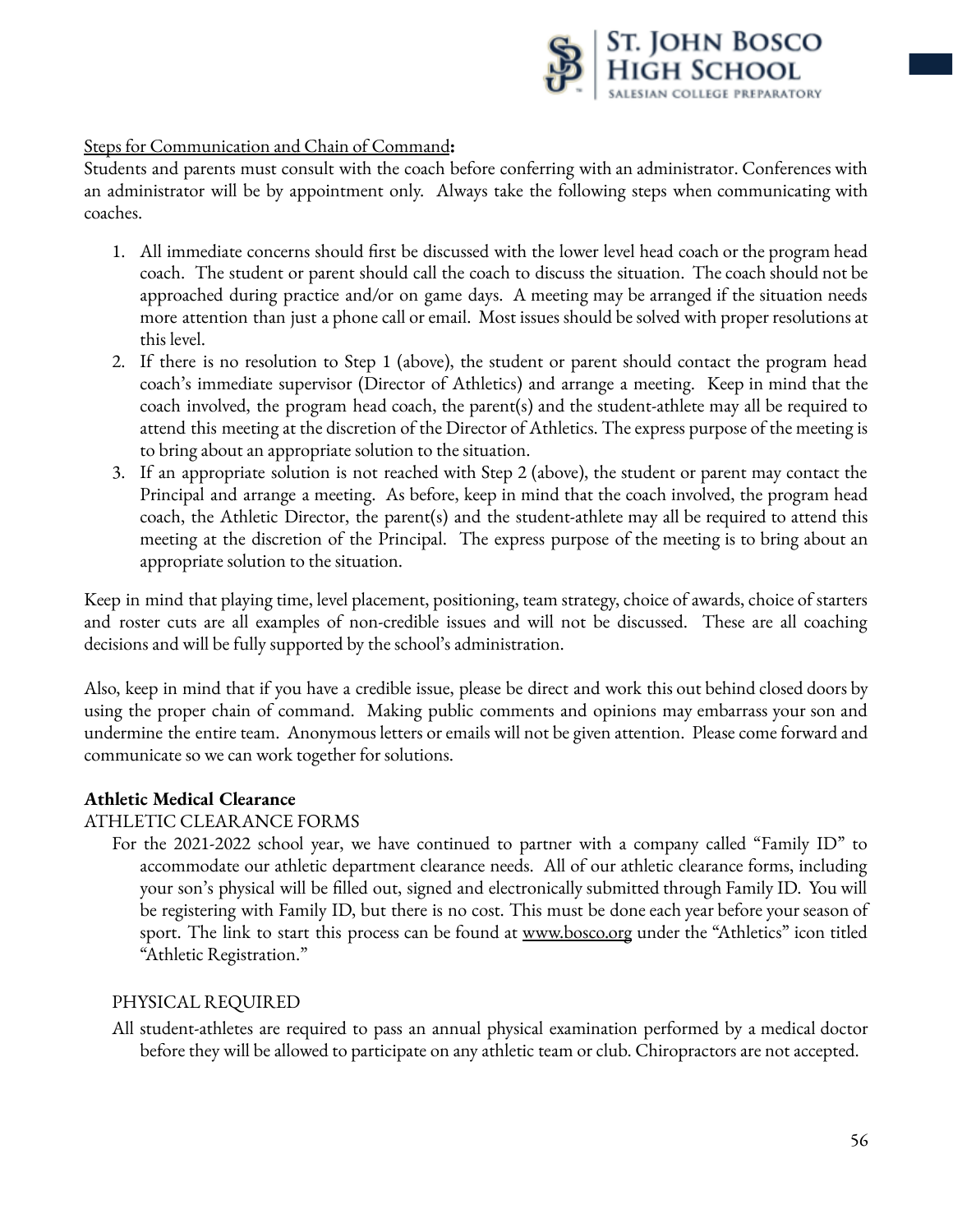Steps for Communication and Chain of Command**:**

Students and parents must consult with the coach before conferring with an administrator. Conferences with an administrator will be by appointment only. Always take the following steps when communicating with coaches.

1. All immediate concerns should first be discussed with the lower level head coach or the program head coach. The student or parent should call the coach to discuss the situation. The coach should not be approached during practice and/or on game days. A meeting may be arranged if the situation needs more attention than just a phone call or email. Most issues should be solved with proper resolutions at this level.
2. If there is no resolution to Step 1 (above), the student or parent should contact the program head coach's immediate supervisor (Director of Athletics) and arrange a meeting. Keep in mind that the coach involved, the program head coach, the parent(s) and the student-athlete may all be required to attend this meeting at the discretion of the Director of Athletics. The express purpose of the meeting is to bring about an appropriate solution to the situation.
3. If an appropriate solution is not reached with Step 2 (above), the student or parent may contact the Principal and arrange a meeting. As before, keep in mind that the coach involved, the program head coach, the Athletic Director, the parent(s) and the student-athlete may all be required to attend this meeting at the discretion of the Principal. The express purpose of the meeting is to bring about an appropriate solution to the situation.

Keep in mind that playing time, level placement, positioning, team strategy, choice of awards, choice of starters and roster cuts are all examples of non-credible issues and will not be discussed. These are all coaching decisions and will be fully supported by the school's administration.

Also, keep in mind that if you have a credible issue, please be direct and work this out behind closed doors by using the proper chain of command. Making public comments and opinions may embarrass your son and undermine the entire team. Anonymous letters or emails will not be given attention. Please come forward and communicate so we can work together for solutions.

**Athletic Medical Clearance**

ATHLETIC CLEARANCE FORMS

For the 2021-2022 school year, we have continued to partner with a company called "Family ID" to accommodate our athletic department clearance needs. All of our athletic clearance forms, including your son's physical will be filled out, signed and electronically submitted through Family ID. You will be registering with Family ID, but there is no cost. This must be done each year before your season of sport. The link to start this process can be found at www.bosco.org under the "Athletics" icon titled "Athletic Registration."

PHYSICAL REQUIRED

All student-athletes are required to pass an annual physical examination performed by a medical doctor before they will be allowed to participate on any athletic team or club. Chiropractors are not accepted.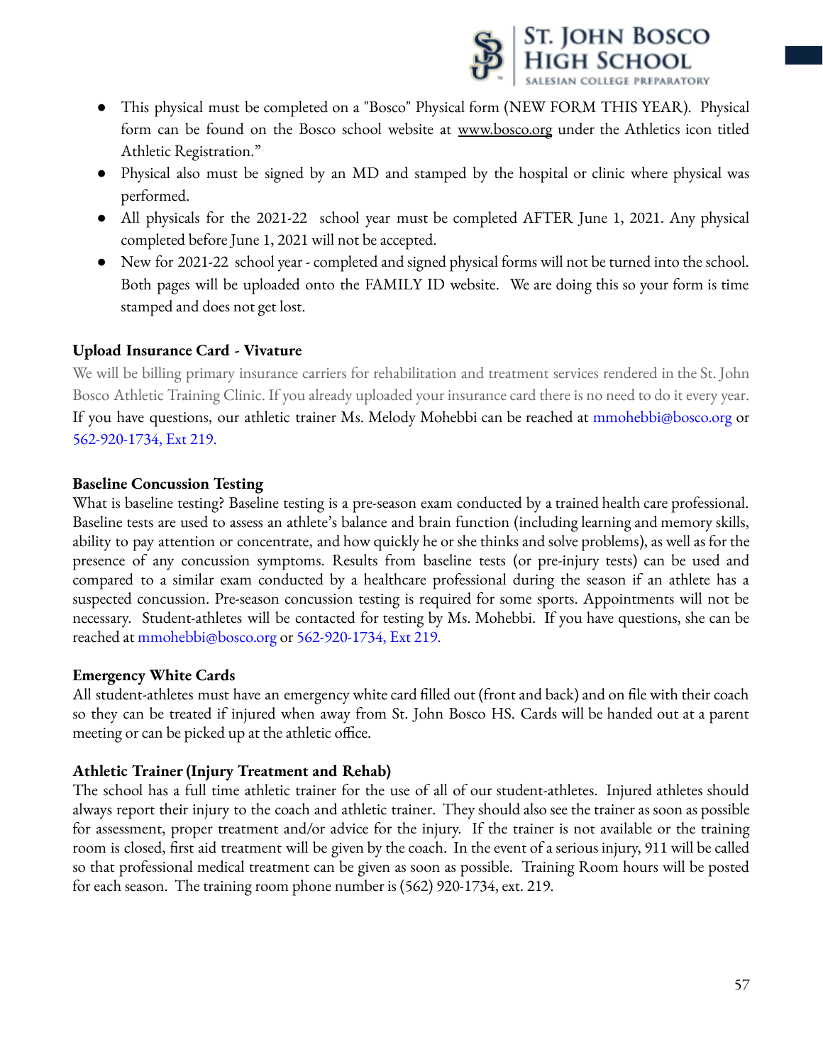- This physical must be completed on a "Bosco" Physical form (NEW FORM THIS YEAR). Physical form can be found on the Bosco school website at www.bosco.org under the Athletics icon titled Athletic Registration."
- Physical also must be signed by an MD and stamped by the hospital or clinic where physical was performed.
- All physicals for the 2021-22 school year must be completed AFTER June 1, 2021. Any physical completed before June 1, 2021 will not be accepted.
- New for 2021-22 school year - completed and signed physical forms will not be turned into the school. Both pages will be uploaded onto the FAMILY ID website. We are doing this so your form is time stamped and does not get lost.

**Upload Insurance Card - Vivature**

We will be billing primary insurance carriers for rehabilitation and treatment services rendered in the St. John Bosco Athletic Training Clinic. If you already uploaded your insurance card there is no need to do it every year. If you have questions, our athletic trainer Ms. Melody Mohebbi can be reached at mmohebbi@bosco.org or 562-920-1734, Ext 219.

**Baseline Concussion Testing**

What is baseline testing? Baseline testing is a pre-season exam conducted by a trained health care professional. Baseline tests are used to assess an athlete's balance and brain function (including learning and memory skills, ability to pay attention or concentrate, and how quickly he or she thinks and solve problems), as well as for the presence of any concussion symptoms. Results from baseline tests (or pre-injury tests) can be used and compared to a similar exam conducted by a healthcare professional during the season if an athlete has a suspected concussion. Pre-season concussion testing is required for some sports. Appointments will not be necessary. Student-athletes will be contacted for testing by Ms. Mohebbi. If you have questions, she can be reached at mmohebbi@bosco.org or 562-920-1734, Ext 219.

**Emergency White Cards**

All student-athletes must have an emergency white card filled out (front and back) and on file with their coach so they can be treated if injured when away from St. John Bosco HS. Cards will be handed out at a parent meeting or can be picked up at the athletic office.

**Athletic Trainer (Injury Treatment and Rehab)**

The school has a full time athletic trainer for the use of all of our student-athletes. Injured athletes should always report their injury to the coach and athletic trainer. They should also see the trainer as soon as possible for assessment, proper treatment and/or advice for the injury. If the trainer is not available or the training room is closed, first aid treatment will be given by the coach. In the event of a serious injury, 911 will be called so that professional medical treatment can be given as soon as possible. Training Room hours will be posted for each season. The training room phone number is (562) 920-1734, ext. 219.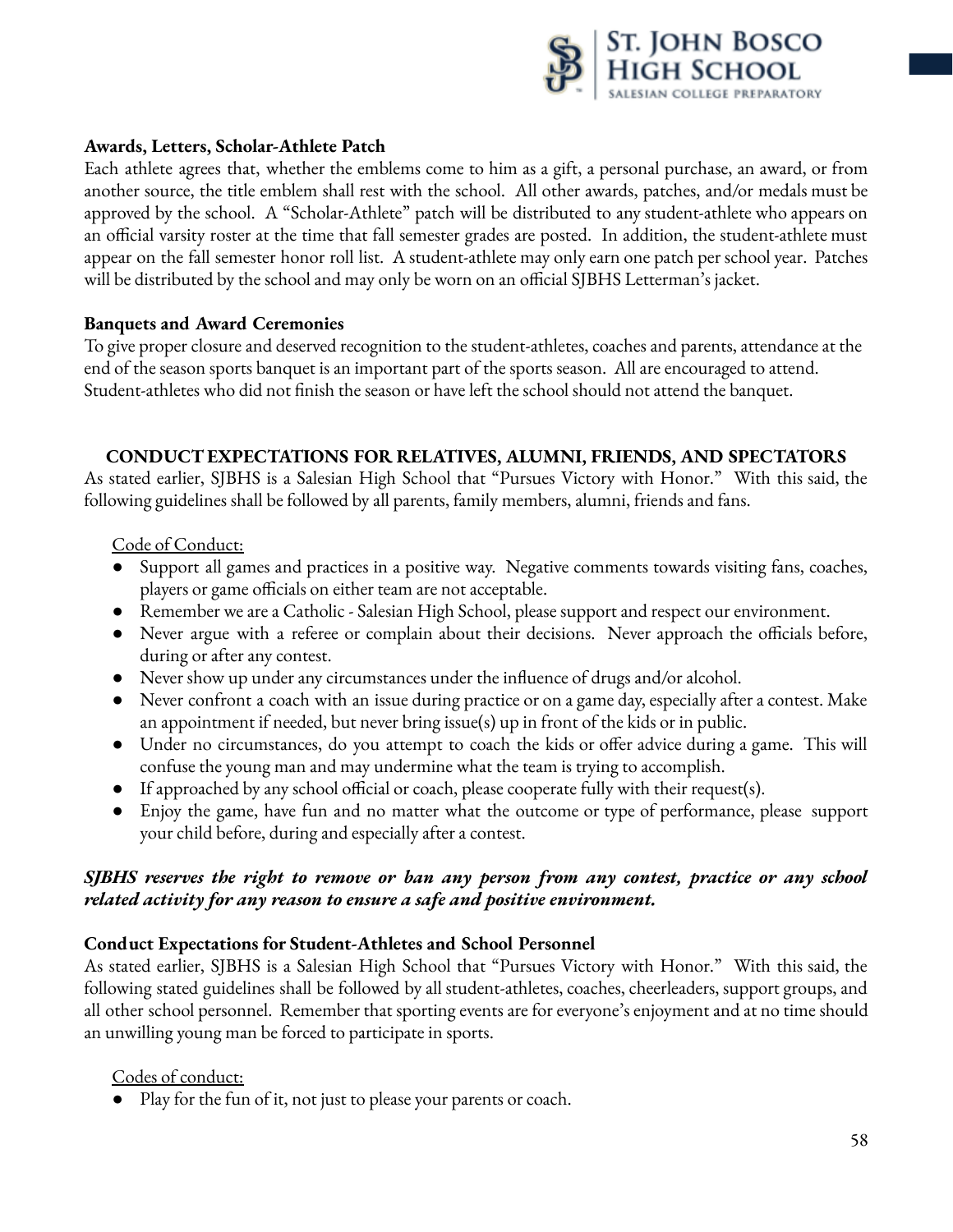**Awards, Letters, Scholar-Athlete Patch**

Each athlete agrees that, whether the emblems come to him as a gift, a personal purchase, an award, or from another source, the title emblem shall rest with the school. All other awards, patches, and/or medals must be approved by the school. A "Scholar-Athlete" patch will be distributed to any student-athlete who appears on an official varsity roster at the time that fall semester grades are posted. In addition, the student-athlete must appear on the fall semester honor roll list. A student-athlete may only earn one patch per school year. Patches will be distributed by the school and may only be worn on an official SJBHS Letterman's jacket.

**Banquets and Award Ceremonies**

To give proper closure and deserved recognition to the student-athletes, coaches and parents, attendance at the end of the season sports banquet is an important part of the sports season. All are encouraged to attend. Student-athletes who did not finish the season or have left the school should not attend the banquet.

## CONDUCT EXPECTATIONS FOR RELATIVES, ALUMNI, FRIENDS, AND SPECTATORS

As stated earlier, SJBHS is a Salesian High School that "Pursues Victory with Honor." With this said, the following guidelines shall be followed by all parents, family members, alumni, friends and fans.

<u>Code of Conduct:</u>

- Support all games and practices in a positive way. Negative comments towards visiting fans, coaches, players or game officials on either team are not acceptable.
- Remember we are a Catholic - Salesian High School, please support and respect our environment.
- Never argue with a referee or complain about their decisions. Never approach the officials before, during or after any contest.
- Never show up under any circumstances under the influence of drugs and/or alcohol.
- Never confront a coach with an issue during practice or on a game day, especially after a contest. Make an appointment if needed, but never bring issue(s) up in front of the kids or in public.
- Under no circumstances, do you attempt to coach the kids or offer advice during a game. This will confuse the young man and may undermine what the team is trying to accomplish.
- If approached by any school official or coach, please cooperate fully with their request(s).
- Enjoy the game, have fun and no matter what the outcome or type of performance, please support your child before, during and especially after a contest.

***SJBHS reserves the right to remove or ban any person from any contest, practice or any school related activity for any reason to ensure a safe and positive environment.***

**Conduct Expectations for Student-Athletes and School Personnel**

As stated earlier, SJBHS is a Salesian High School that "Pursues Victory with Honor." With this said, the following stated guidelines shall be followed by all student-athletes, coaches, cheerleaders, support groups, and all other school personnel. Remember that sporting events are for everyone's enjoyment and at no time should an unwilling young man be forced to participate in sports.

<u>Codes of conduct:</u>

- Play for the fun of it, not just to please your parents or coach.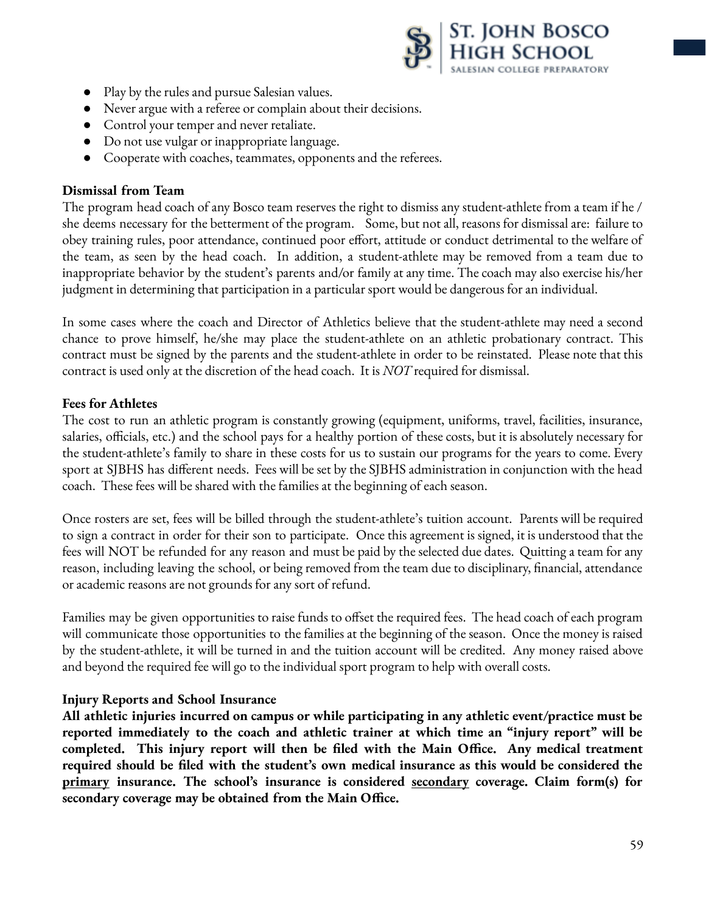- Play by the rules and pursue Salesian values.
- Never argue with a referee or complain about their decisions.
- Control your temper and never retaliate.
- Do not use vulgar or inappropriate language.
- Cooperate with coaches, teammates, opponents and the referees.

**Dismissal from Team**

The program head coach of any Bosco team reserves the right to dismiss any student-athlete from a team if he / she deems necessary for the betterment of the program. Some, but not all, reasons for dismissal are: failure to obey training rules, poor attendance, continued poor effort, attitude or conduct detrimental to the welfare of the team, as seen by the head coach. In addition, a student-athlete may be removed from a team due to inappropriate behavior by the student's parents and/or family at any time. The coach may also exercise his/her judgment in determining that participation in a particular sport would be dangerous for an individual.

In some cases where the coach and Director of Athletics believe that the student-athlete may need a second chance to prove himself, he/she may place the student-athlete on an athletic probationary contract. This contract must be signed by the parents and the student-athlete in order to be reinstated. Please note that this contract is used only at the discretion of the head coach. It is *NOT* required for dismissal.

**Fees for Athletes**

The cost to run an athletic program is constantly growing (equipment, uniforms, travel, facilities, insurance, salaries, officials, etc.) and the school pays for a healthy portion of these costs, but it is absolutely necessary for the student-athlete's family to share in these costs for us to sustain our programs for the years to come. Every sport at SJBHS has different needs. Fees will be set by the SJBHS administration in conjunction with the head coach. These fees will be shared with the families at the beginning of each season.

Once rosters are set, fees will be billed through the student-athlete's tuition account. Parents will be required to sign a contract in order for their son to participate. Once this agreement is signed, it is understood that the fees will NOT be refunded for any reason and must be paid by the selected due dates. Quitting a team for any reason, including leaving the school, or being removed from the team due to disciplinary, financial, attendance or academic reasons are not grounds for any sort of refund.

Families may be given opportunities to raise funds to offset the required fees. The head coach of each program will communicate those opportunities to the families at the beginning of the season. Once the money is raised by the student-athlete, it will be turned in and the tuition account will be credited. Any money raised above and beyond the required fee will go to the individual sport program to help with overall costs.

**Injury Reports and School Insurance**

**All athletic injuries incurred on campus or while participating in any athletic event/practice must be reported immediately to the coach and athletic trainer at which time an "injury report" will be completed. This injury report will then be filed with the Main Office. Any medical treatment required should be filed with the student's own medical insurance as this would be considered the <u>primary</u> insurance. The school's insurance is considered <u>secondary</u> coverage. Claim form(s) for secondary coverage may be obtained from the Main Office.**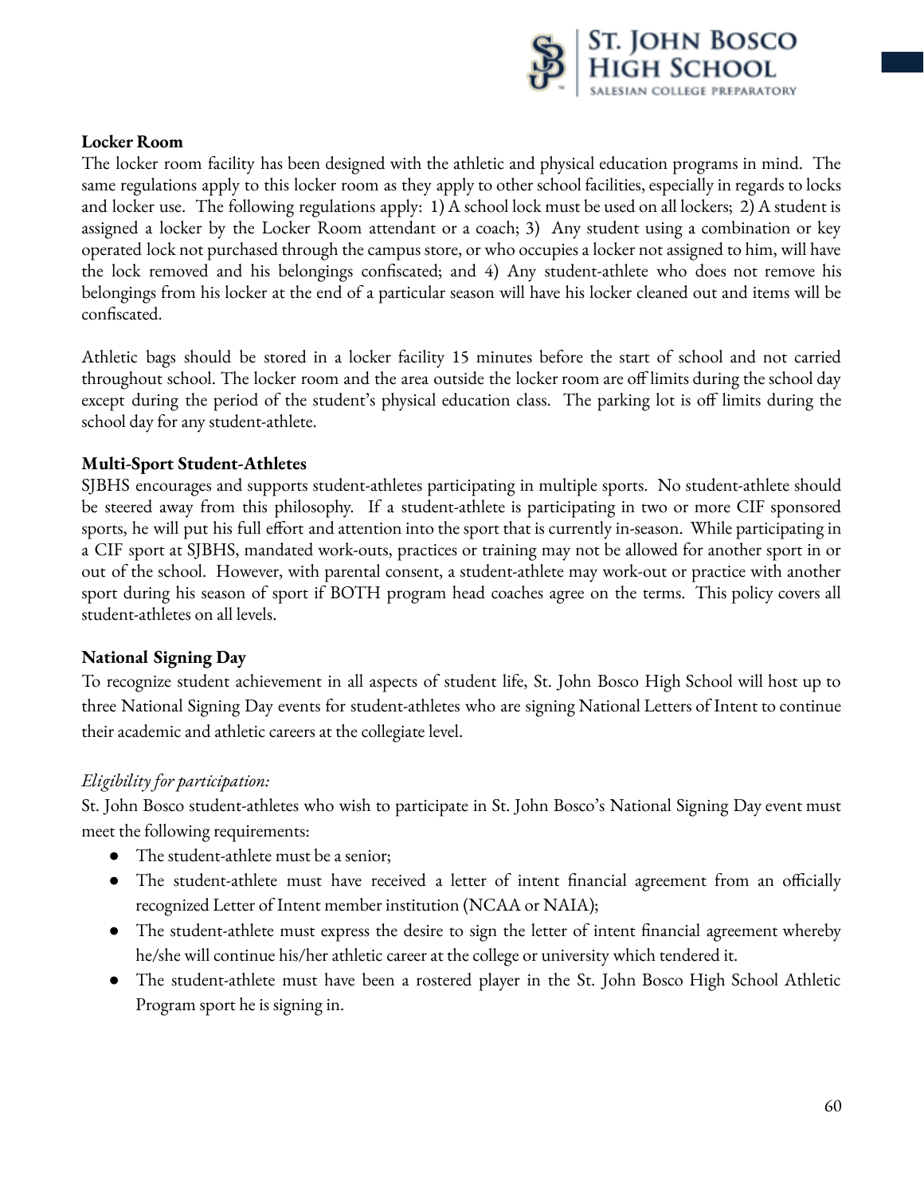**Locker Room**

The locker room facility has been designed with the athletic and physical education programs in mind. The same regulations apply to this locker room as they apply to other school facilities, especially in regards to locks and locker use. The following regulations apply: 1) A school lock must be used on all lockers; 2) A student is assigned a locker by the Locker Room attendant or a coach; 3) Any student using a combination or key operated lock not purchased through the campus store, or who occupies a locker not assigned to him, will have the lock removed and his belongings confiscated; and 4) Any student-athlete who does not remove his belongings from his locker at the end of a particular season will have his locker cleaned out and items will be confiscated.

Athletic bags should be stored in a locker facility 15 minutes before the start of school and not carried throughout school. The locker room and the area outside the locker room are off limits during the school day except during the period of the student's physical education class. The parking lot is off limits during the school day for any student-athlete.

**Multi-Sport Student-Athletes**

SJBHS encourages and supports student-athletes participating in multiple sports. No student-athlete should be steered away from this philosophy. If a student-athlete is participating in two or more CIF sponsored sports, he will put his full effort and attention into the sport that is currently in-season. While participating in a CIF sport at SJBHS, mandated work-outs, practices or training may not be allowed for another sport in or out of the school. However, with parental consent, a student-athlete may work-out or practice with another sport during his season of sport if BOTH program head coaches agree on the terms. This policy covers all student-athletes on all levels.

**National Signing Day**

To recognize student achievement in all aspects of student life, St. John Bosco High School will host up to three National Signing Day events for student-athletes who are signing National Letters of Intent to continue their academic and athletic careers at the collegiate level.

*Eligibility for participation:*

St. John Bosco student-athletes who wish to participate in St. John Bosco's National Signing Day event must meet the following requirements:

- The student-athlete must be a senior;
- The student-athlete must have received a letter of intent financial agreement from an officially recognized Letter of Intent member institution (NCAA or NAIA);
- The student-athlete must express the desire to sign the letter of intent financial agreement whereby he/she will continue his/her athletic career at the college or university which tendered it.
- The student-athlete must have been a rostered player in the St. John Bosco High School Athletic Program sport he is signing in.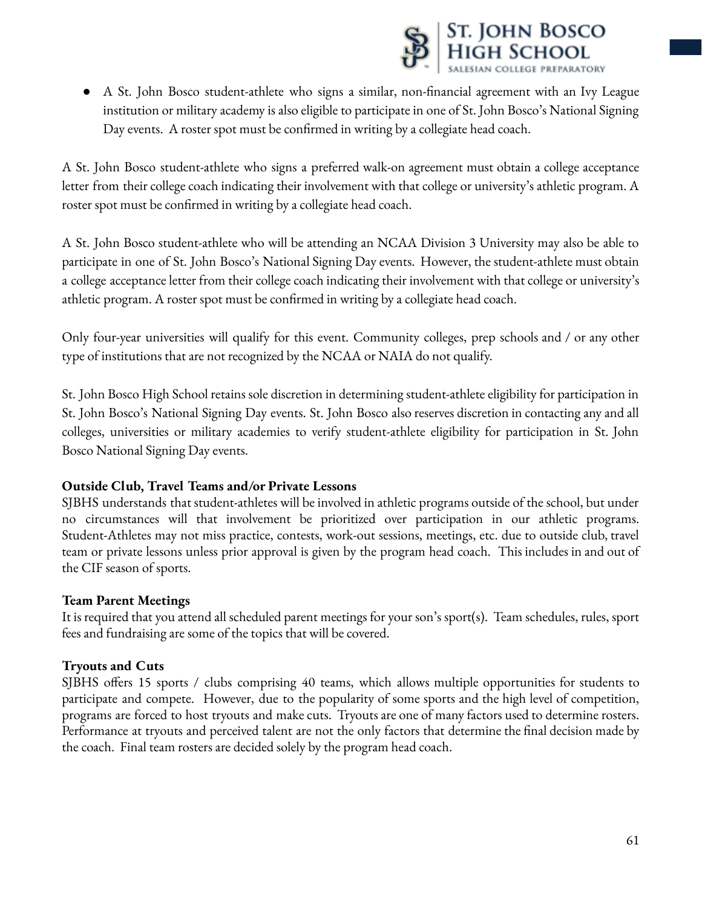- A St. John Bosco student-athlete who signs a similar, non-financial agreement with an Ivy League institution or military academy is also eligible to participate in one of St. John Bosco's National Signing Day events. A roster spot must be confirmed in writing by a collegiate head coach.

A St. John Bosco student-athlete who signs a preferred walk-on agreement must obtain a college acceptance letter from their college coach indicating their involvement with that college or university's athletic program. A roster spot must be confirmed in writing by a collegiate head coach.

A St. John Bosco student-athlete who will be attending an NCAA Division 3 University may also be able to participate in one of St. John Bosco's National Signing Day events. However, the student-athlete must obtain a college acceptance letter from their college coach indicating their involvement with that college or university's athletic program. A roster spot must be confirmed in writing by a collegiate head coach.

Only four-year universities will qualify for this event. Community colleges, prep schools and / or any other type of institutions that are not recognized by the NCAA or NAIA do not qualify.

St. John Bosco High School retains sole discretion in determining student-athlete eligibility for participation in St. John Bosco's National Signing Day events. St. John Bosco also reserves discretion in contacting any and all colleges, universities or military academies to verify student-athlete eligibility for participation in St. John Bosco National Signing Day events.

**Outside Club, Travel Teams and/or Private Lessons**

SJBHS understands that student-athletes will be involved in athletic programs outside of the school, but under no circumstances will that involvement be prioritized over participation in our athletic programs. Student-Athletes may not miss practice, contests, work-out sessions, meetings, etc. due to outside club, travel team or private lessons unless prior approval is given by the program head coach. This includes in and out of the CIF season of sports.

**Team Parent Meetings**

It is required that you attend all scheduled parent meetings for your son's sport(s). Team schedules, rules, sport fees and fundraising are some of the topics that will be covered.

**Tryouts and Cuts**

SJBHS offers 15 sports / clubs comprising 40 teams, which allows multiple opportunities for students to participate and compete. However, due to the popularity of some sports and the high level of competition, programs are forced to host tryouts and make cuts. Tryouts are one of many factors used to determine rosters. Performance at tryouts and perceived talent are not the only factors that determine the final decision made by the coach. Final team rosters are decided solely by the program head coach.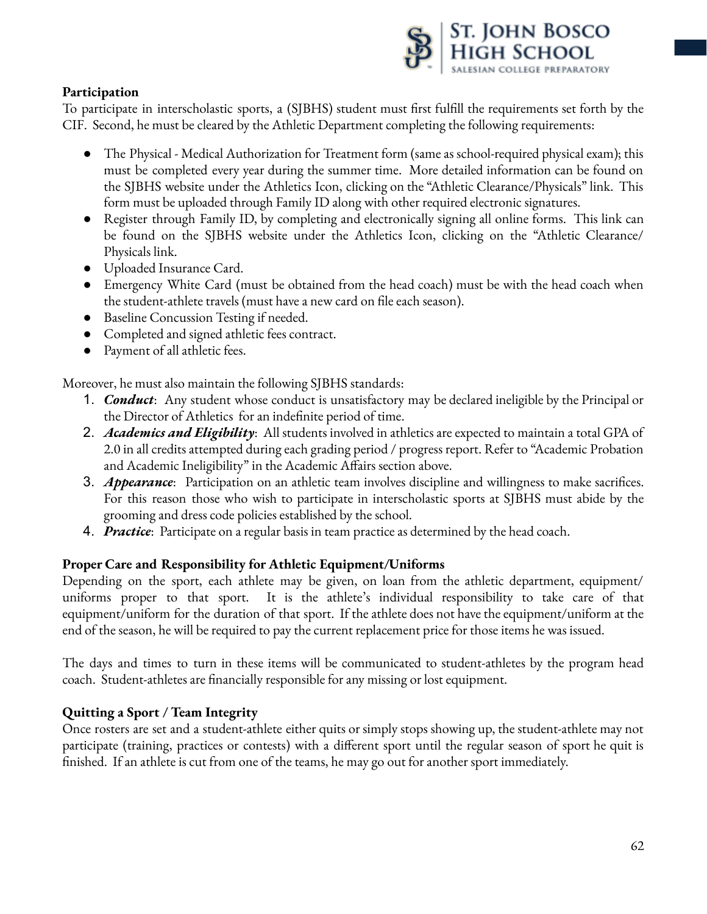**Participation**

To participate in interscholastic sports, a (SJBHS) student must first fulfill the requirements set forth by the CIF. Second, he must be cleared by the Athletic Department completing the following requirements:

- The Physical - Medical Authorization for Treatment form (same as school-required physical exam); this must be completed every year during the summer time. More detailed information can be found on the SJBHS website under the Athletics Icon, clicking on the "Athletic Clearance/Physicals" link. This form must be uploaded through Family ID along with other required electronic signatures.
- Register through Family ID, by completing and electronically signing all online forms. This link can be found on the SJBHS website under the Athletics Icon, clicking on the "Athletic Clearance/ Physicals link.
- Uploaded Insurance Card.
- Emergency White Card (must be obtained from the head coach) must be with the head coach when the student-athlete travels (must have a new card on file each season).
- Baseline Concussion Testing if needed.
- Completed and signed athletic fees contract.
- Payment of all athletic fees.

Moreover, he must also maintain the following SJBHS standards:

1. ***Conduct***: Any student whose conduct is unsatisfactory may be declared ineligible by the Principal or the Director of Athletics for an indefinite period of time.
2. ***Academics and Eligibility***: All students involved in athletics are expected to maintain a total GPA of 2.0 in all credits attempted during each grading period / progress report. Refer to "Academic Probation and Academic Ineligibility" in the Academic Affairs section above.
3. ***Appearance***: Participation on an athletic team involves discipline and willingness to make sacrifices. For this reason those who wish to participate in interscholastic sports at SJBHS must abide by the grooming and dress code policies established by the school.
4. ***Practice***: Participate on a regular basis in team practice as determined by the head coach.

**Proper Care and Responsibility for Athletic Equipment/Uniforms**

Depending on the sport, each athlete may be given, on loan from the athletic department, equipment/ uniforms proper to that sport. It is the athlete's individual responsibility to take care of that equipment/uniform for the duration of that sport. If the athlete does not have the equipment/uniform at the end of the season, he will be required to pay the current replacement price for those items he was issued.

The days and times to turn in these items will be communicated to student-athletes by the program head coach. Student-athletes are financially responsible for any missing or lost equipment.

**Quitting a Sport / Team Integrity**

Once rosters are set and a student-athlete either quits or simply stops showing up, the student-athlete may not participate (training, practices or contests) with a different sport until the regular season of sport he quit is finished. If an athlete is cut from one of the teams, he may go out for another sport immediately.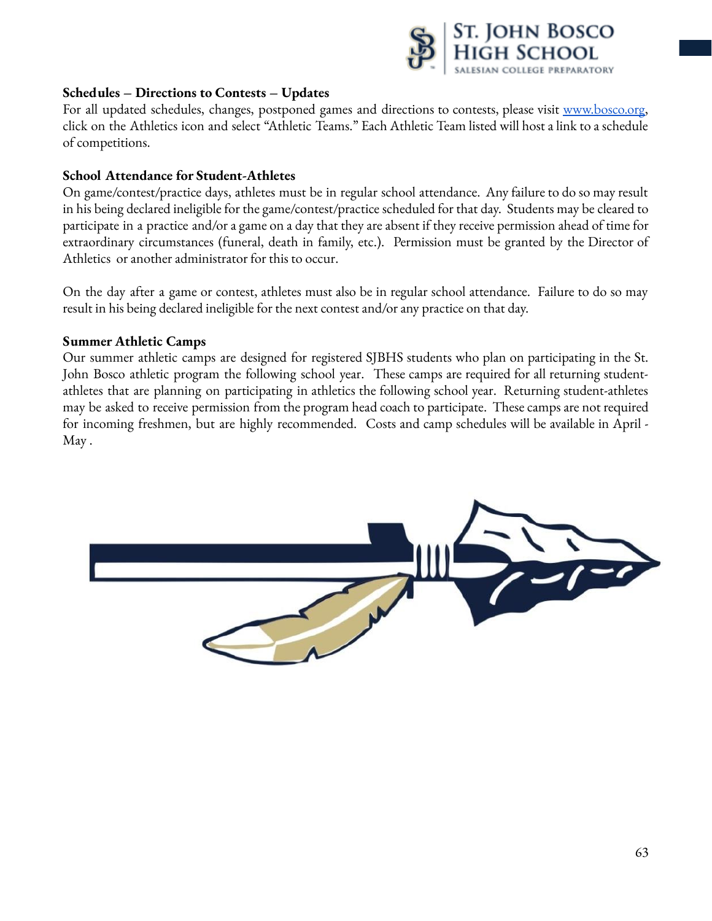**Schedules – Directions to Contests – Updates**

For all updated schedules, changes, postponed games and directions to contests, please visit [www.bosco.org](www.bosco.org), click on the Athletics icon and select "Athletic Teams." Each Athletic Team listed will host a link to a schedule of competitions.

**School Attendance for Student-Athletes**

On game/contest/practice days, athletes must be in regular school attendance. Any failure to do so may result in his being declared ineligible for the game/contest/practice scheduled for that day. Students may be cleared to participate in a practice and/or a game on a day that they are absent if they receive permission ahead of time for extraordinary circumstances (funeral, death in family, etc.). Permission must be granted by the Director of Athletics or another administrator for this to occur.

On the day after a game or contest, athletes must also be in regular school attendance. Failure to do so may result in his being declared ineligible for the next contest and/or any practice on that day.

**Summer Athletic Camps**

Our summer athletic camps are designed for registered SJBHS students who plan on participating in the St. John Bosco athletic program the following school year. These camps are required for all returning student-athletes that are planning on participating in athletics the following school year. Returning student-athletes may be asked to receive permission from the program head coach to participate. These camps are not required for incoming freshmen, but are highly recommended. Costs and camp schedules will be available in April - May .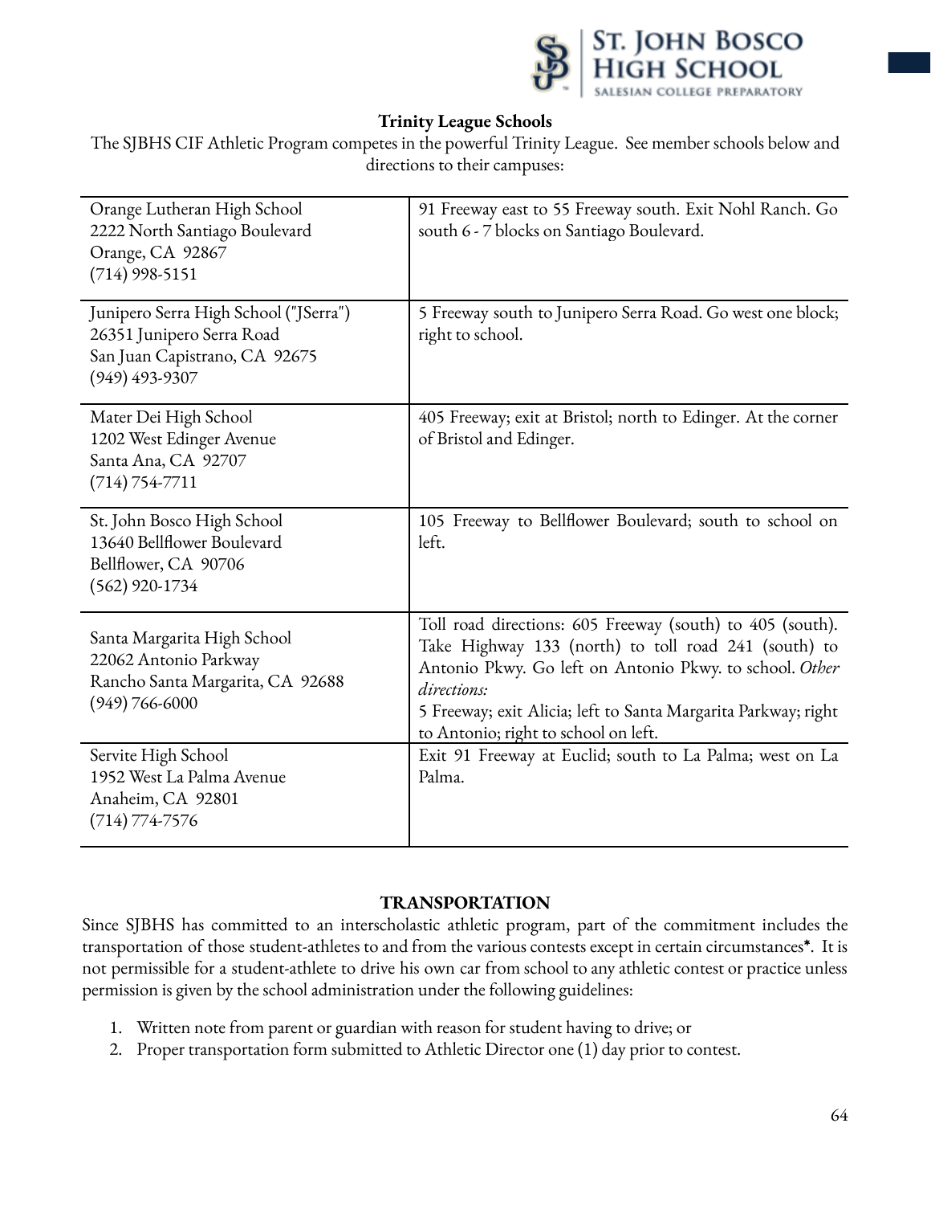## Trinity League Schools

The SJBHS CIF Athletic Program competes in the powerful Trinity League. See member schools below and directions to their campuses:

| School | Directions |
|---|---|
| Orange Lutheran High School<br>2222 North Santiago Boulevard<br>Orange, CA 92867<br>(714) 998-5151 | 91 Freeway east to 55 Freeway south. Exit Nohl Ranch. Go south 6 - 7 blocks on Santiago Boulevard. |
| Junipero Serra High School ("JSerra")<br>26351 Junipero Serra Road<br>San Juan Capistrano, CA 92675<br>(949) 493-9307 | 5 Freeway south to Junipero Serra Road. Go west one block; right to school. |
| Mater Dei High School<br>1202 West Edinger Avenue<br>Santa Ana, CA 92707<br>(714) 754-7711 | 405 Freeway; exit at Bristol; north to Edinger. At the corner of Bristol and Edinger. |
| St. John Bosco High School<br>13640 Bellflower Boulevard<br>Bellflower, CA 90706<br>(562) 920-1734 | 105 Freeway to Bellflower Boulevard; south to school on left. |
| Santa Margarita High School<br>22062 Antonio Parkway<br>Rancho Santa Margarita, CA 92688<br>(949) 766-6000 | Toll road directions: 605 Freeway (south) to 405 (south). Take Highway 133 (north) to toll road 241 (south) to Antonio Pkwy. Go left on Antonio Pkwy. to school. *Other directions:*<br>5 Freeway; exit Alicia; left to Santa Margarita Parkway; right to Antonio; right to school on left. |
| Servite High School<br>1952 West La Palma Avenue<br>Anaheim, CA 92801<br>(714) 774-7576 | Exit 91 Freeway at Euclid; south to La Palma; west on La Palma. |

## TRANSPORTATION

Since SJBHS has committed to an interscholastic athletic program, part of the commitment includes the transportation of those student-athletes to and from the various contests except in certain circumstances*. It is not permissible for a student-athlete to drive his own car from school to any athletic contest or practice unless permission is given by the school administration under the following guidelines:

1. Written note from parent or guardian with reason for student having to drive; or
2. Proper transportation form submitted to Athletic Director one (1) day prior to contest.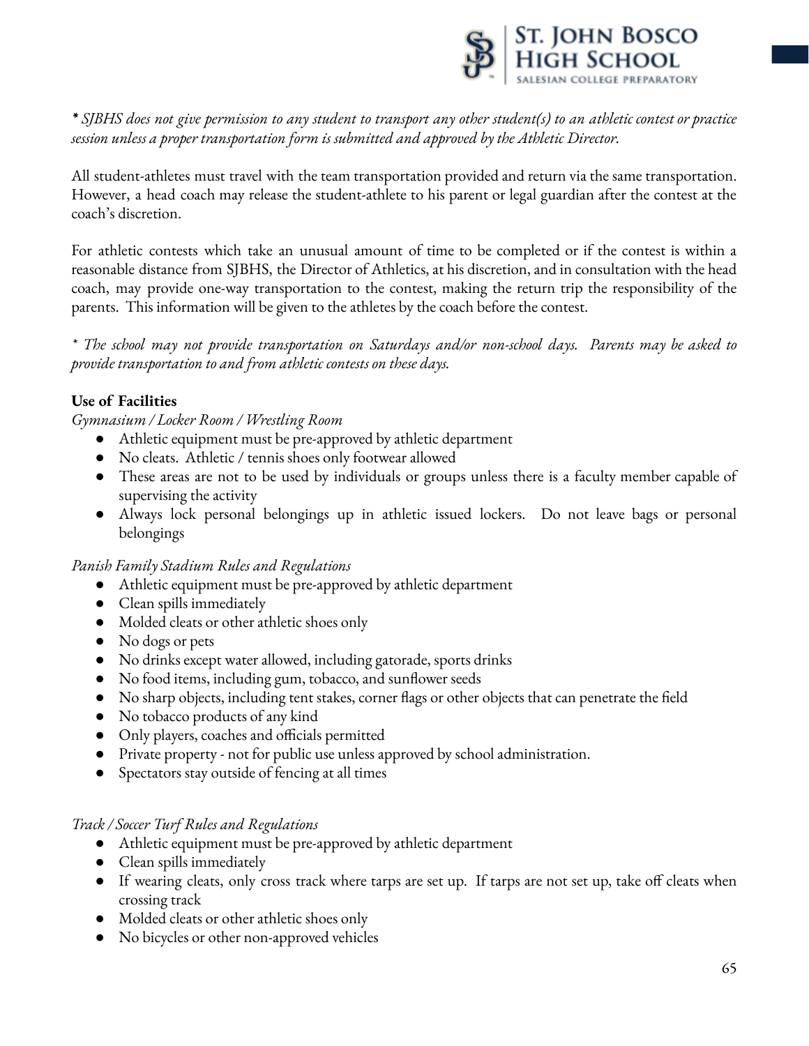*\* SJBHS does not give permission to any student to transport any other student(s) to an athletic contest or practice session unless a proper transportation form is submitted and approved by the Athletic Director.*

All student-athletes must travel with the team transportation provided and return via the same transportation. However, a head coach may release the student-athlete to his parent or legal guardian after the contest at the coach's discretion.

For athletic contests which take an unusual amount of time to be completed or if the contest is within a reasonable distance from SJBHS, the Director of Athletics, at his discretion, and in consultation with the head coach, may provide one-way transportation to the contest, making the return trip the responsibility of the parents. This information will be given to the athletes by the coach before the contest.

*\* The school may not provide transportation on Saturdays and/or non-school days. Parents may be asked to provide transportation to and from athletic contests on these days.*

**Use of Facilities**

*Gymnasium / Locker Room / Wrestling Room*

- Athletic equipment must be pre-approved by athletic department
- No cleats. Athletic / tennis shoes only footwear allowed
- These areas are not to be used by individuals or groups unless there is a faculty member capable of supervising the activity
- Always lock personal belongings up in athletic issued lockers. Do not leave bags or personal belongings

*Panish Family Stadium Rules and Regulations*

- Athletic equipment must be pre-approved by athletic department
- Clean spills immediately
- Molded cleats or other athletic shoes only
- No dogs or pets
- No drinks except water allowed, including gatorade, sports drinks
- No food items, including gum, tobacco, and sunflower seeds
- No sharp objects, including tent stakes, corner flags or other objects that can penetrate the field
- No tobacco products of any kind
- Only players, coaches and officials permitted
- Private property - not for public use unless approved by school administration.
- Spectators stay outside of fencing at all times

*Track / Soccer Turf Rules and Regulations*

- Athletic equipment must be pre-approved by athletic department
- Clean spills immediately
- If wearing cleats, only cross track where tarps are set up. If tarps are not set up, take off cleats when crossing track
- Molded cleats or other athletic shoes only
- No bicycles or other non-approved vehicles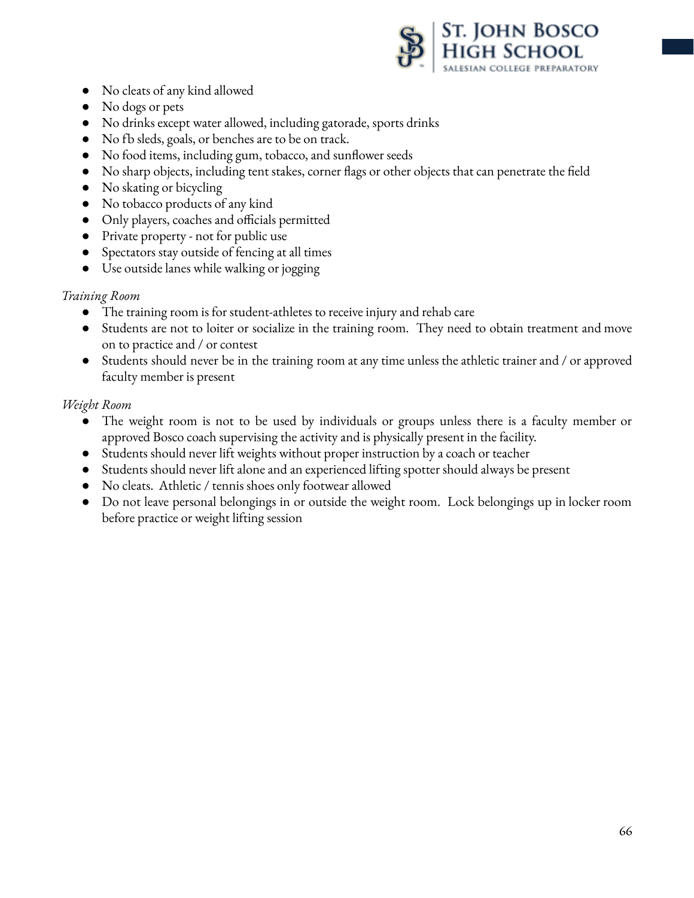- No cleats of any kind allowed
- No dogs or pets
- No drinks except water allowed, including gatorade, sports drinks
- No fb sleds, goals, or benches are to be on track.
- No food items, including gum, tobacco, and sunflower seeds
- No sharp objects, including tent stakes, corner flags or other objects that can penetrate the field
- No skating or bicycling
- No tobacco products of any kind
- Only players, coaches and officials permitted
- Private property - not for public use
- Spectators stay outside of fencing at all times
- Use outside lanes while walking or jogging

*Training Room*

- The training room is for student-athletes to receive injury and rehab care
- Students are not to loiter or socialize in the training room. They need to obtain treatment and move on to practice and / or contest
- Students should never be in the training room at any time unless the athletic trainer and / or approved faculty member is present

*Weight Room*

- The weight room is not to be used by individuals or groups unless there is a faculty member or approved Bosco coach supervising the activity and is physically present in the facility.
- Students should never lift weights without proper instruction by a coach or teacher
- Students should never lift alone and an experienced lifting spotter should always be present
- No cleats. Athletic / tennis shoes only footwear allowed
- Do not leave personal belongings in or outside the weight room. Lock belongings up in locker room before practice or weight lifting session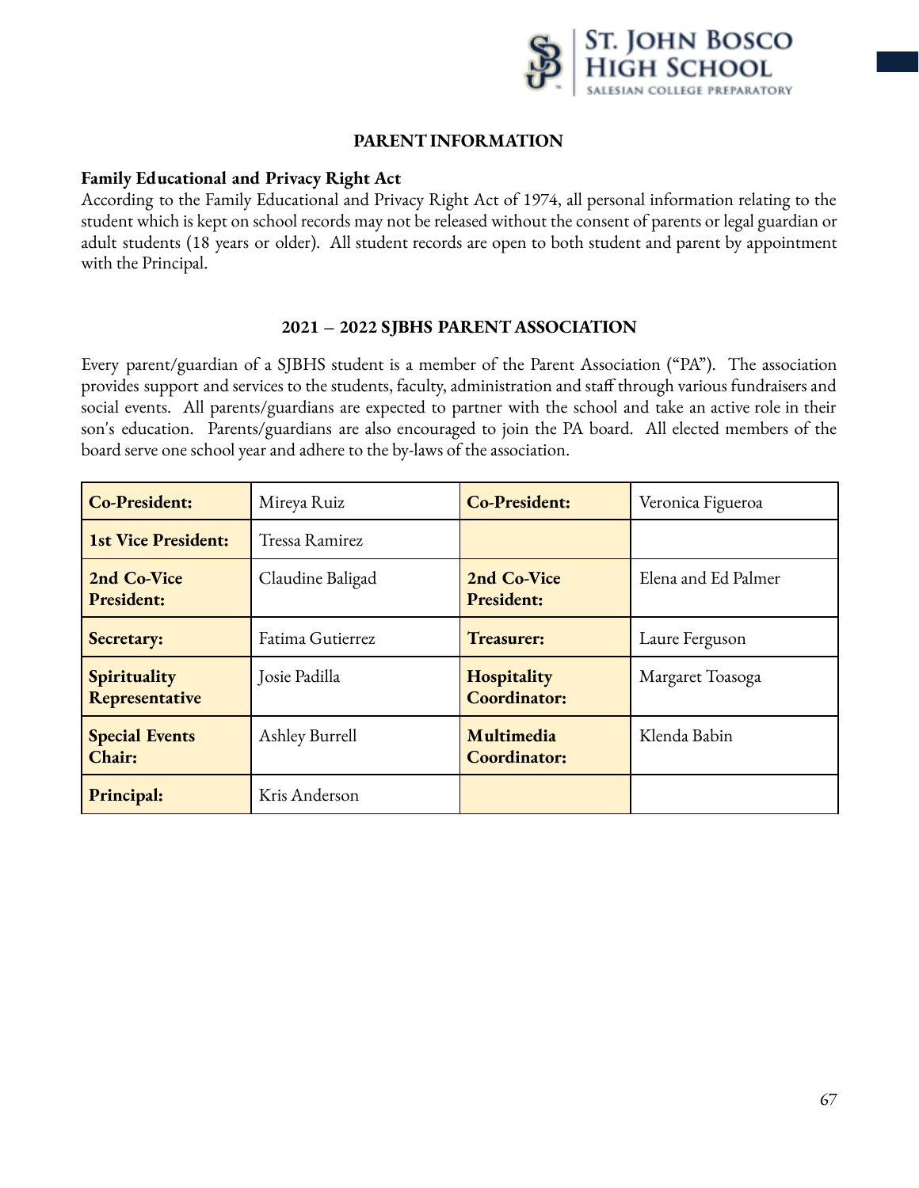## PARENT INFORMATION

### Family Educational and Privacy Right Act

According to the Family Educational and Privacy Right Act of 1974, all personal information relating to the student which is kept on school records may not be released without the consent of parents or legal guardian or adult students (18 years or older). All student records are open to both student and parent by appointment with the Principal.

## 2021 – 2022 SJBHS PARENT ASSOCIATION

Every parent/guardian of a SJBHS student is a member of the Parent Association ("PA"). The association provides support and services to the students, faculty, administration and staff through various fundraisers and social events. All parents/guardians are expected to partner with the school and take an active role in their son's education. Parents/guardians are also encouraged to join the PA board. All elected members of the board serve one school year and adhere to the by-laws of the association.

| **Co-President:** | Mireya Ruiz | **Co-President:** | Veronica Figueroa |
|---|---|---|---|
| **1st Vice President:** | Tressa Ramirez | | |
| **2nd Co-Vice President:** | Claudine Baligad | **2nd Co-Vice President:** | Elena and Ed Palmer |
| **Secretary:** | Fatima Gutierrez | **Treasurer:** | Laure Ferguson |
| **Spirituality Representative** | Josie Padilla | **Hospitality Coordinator:** | Margaret Toasoga |
| **Special Events Chair:** | Ashley Burrell | **Multimedia Coordinator:** | Klenda Babin |
| **Principal:** | Kris Anderson | | |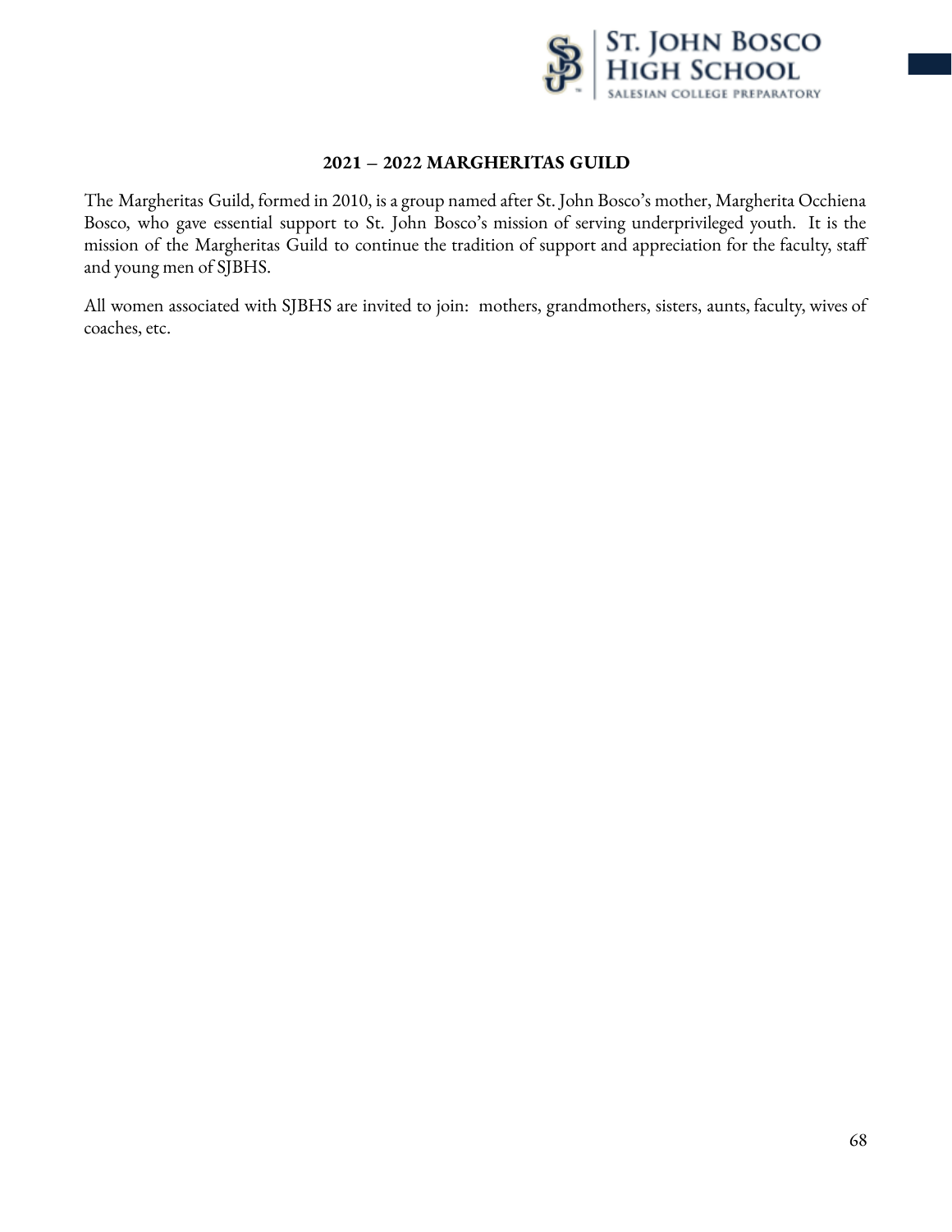## 2021 – 2022 MARGHERITAS GUILD

The Margheritas Guild, formed in 2010, is a group named after St. John Bosco's mother, Margherita Occhiena Bosco, who gave essential support to St. John Bosco's mission of serving underprivileged youth. It is the mission of the Margheritas Guild to continue the tradition of support and appreciation for the faculty, staff and young men of SJBHS.

All women associated with SJBHS are invited to join: mothers, grandmothers, sisters, aunts, faculty, wives of coaches, etc.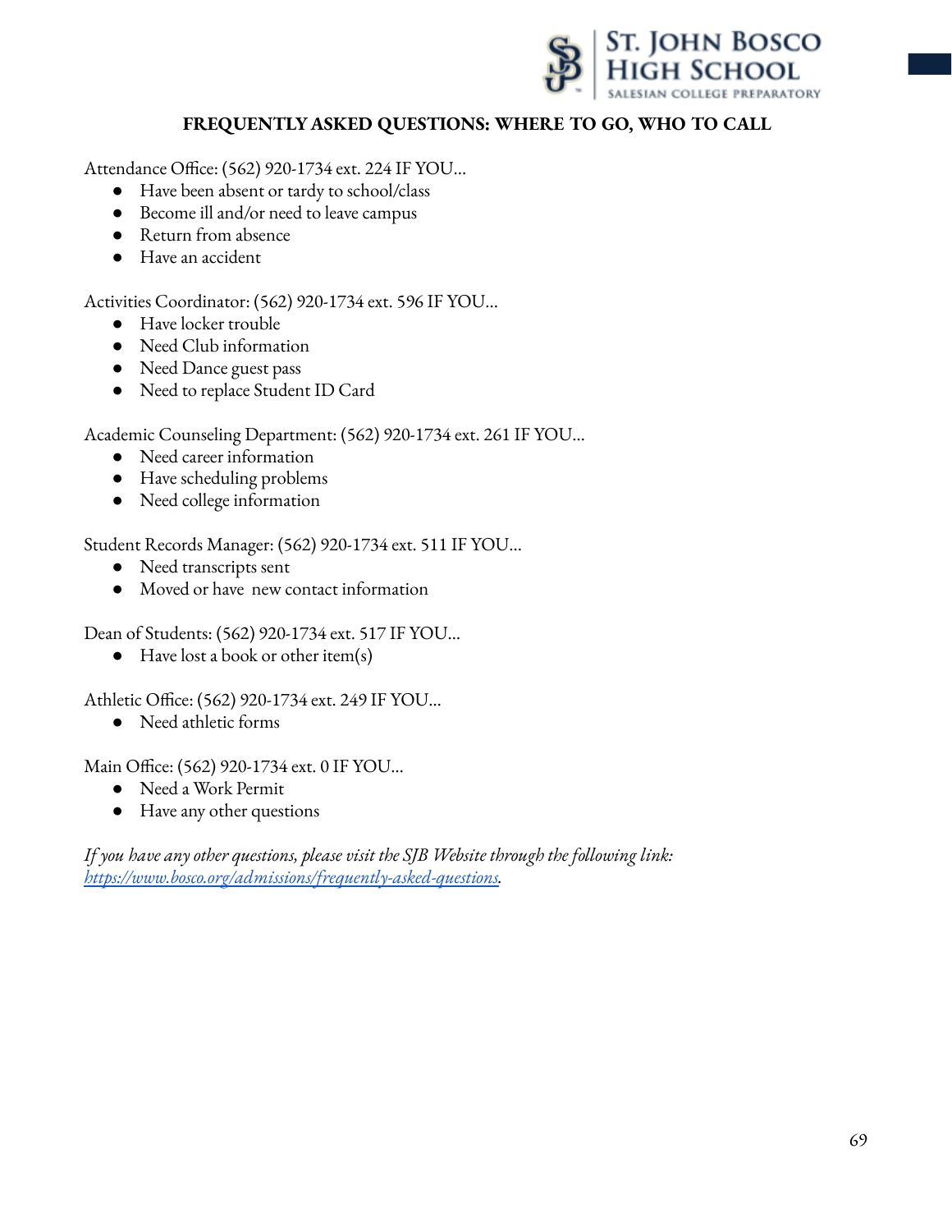## FREQUENTLY ASKED QUESTIONS: WHERE TO GO, WHO TO CALL

Attendance Office: (562) 920-1734 ext. 224 IF YOU...

- Have been absent or tardy to school/class
- Become ill and/or need to leave campus
- Return from absence
- Have an accident

Activities Coordinator: (562) 920-1734 ext. 596 IF YOU...

- Have locker trouble
- Need Club information
- Need Dance guest pass
- Need to replace Student ID Card

Academic Counseling Department: (562) 920-1734 ext. 261 IF YOU...

- Need career information
- Have scheduling problems
- Need college information

Student Records Manager: (562) 920-1734 ext. 511 IF YOU...

- Need transcripts sent
- Moved or have new contact information

Dean of Students: (562) 920-1734 ext. 517 IF YOU...

- Have lost a book or other item(s)

Athletic Office: (562) 920-1734 ext. 249 IF YOU...

- Need athletic forms

Main Office: (562) 920-1734 ext. 0 IF YOU...

- Need a Work Permit
- Have any other questions

*If you have any other questions, please visit the SJB Website through the following link: [https://www.bosco.org/admissions/frequently-asked-questions](https://www.bosco.org/admissions/frequently-asked-questions).*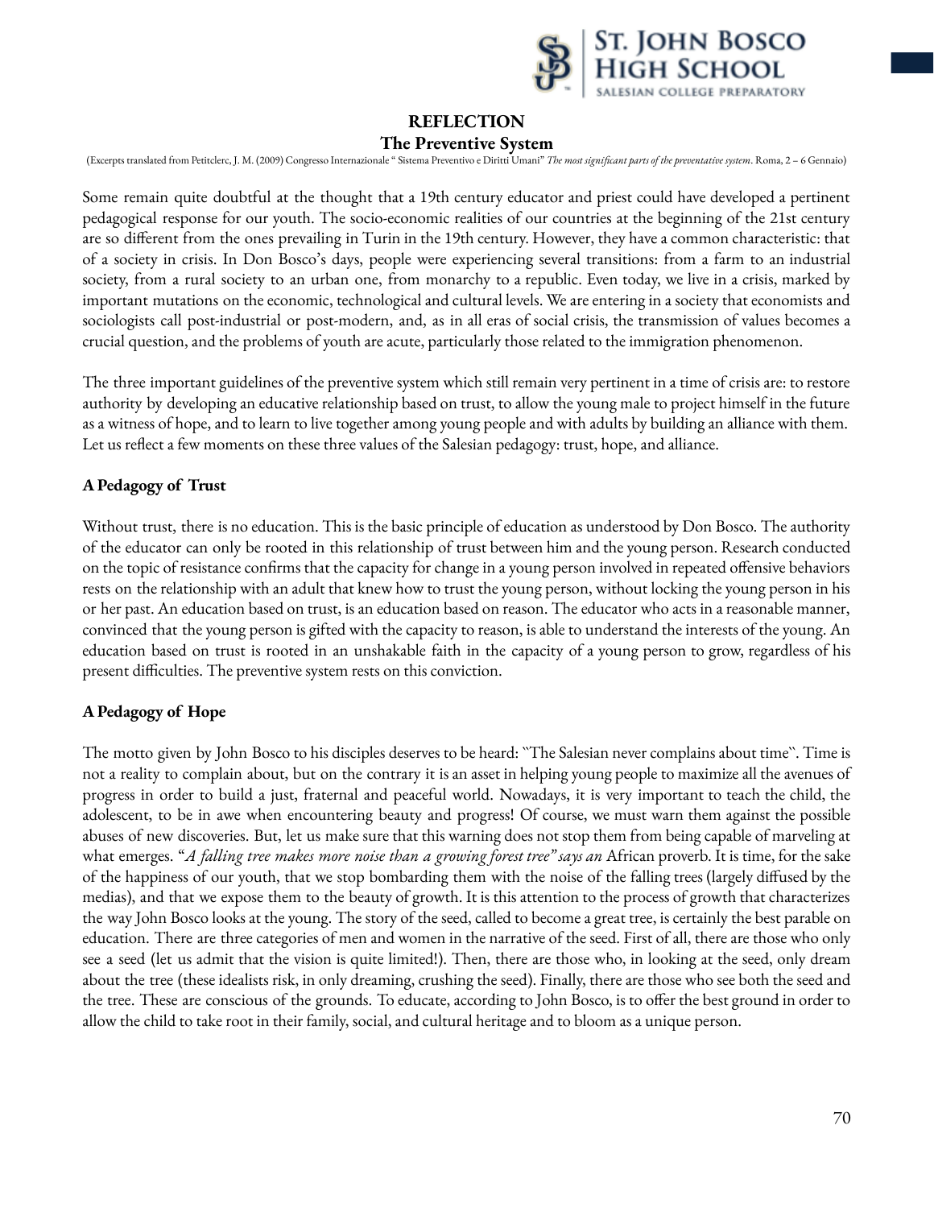**REFLECTION**

**The Preventive System**

(Excerpts translated from Petitclerc, J. M. (2009) Congresso Internazionale " Sistema Preventivo e Diritti Umani" *The most significant parts of the preventative system*. Roma, 2 – 6 Gennaio)

Some remain quite doubtful at the thought that a 19th century educator and priest could have developed a pertinent pedagogical response for our youth. The socio-economic realities of our countries at the beginning of the 21st century are so different from the ones prevailing in Turin in the 19th century. However, they have a common characteristic: that of a society in crisis. In Don Bosco's days, people were experiencing several transitions: from a farm to an industrial society, from a rural society to an urban one, from monarchy to a republic. Even today, we live in a crisis, marked by important mutations on the economic, technological and cultural levels. We are entering in a society that economists and sociologists call post-industrial or post-modern, and, as in all eras of social crisis, the transmission of values becomes a crucial question, and the problems of youth are acute, particularly those related to the immigration phenomenon.

The three important guidelines of the preventive system which still remain very pertinent in a time of crisis are: to restore authority by developing an educative relationship based on trust, to allow the young male to project himself in the future as a witness of hope, and to learn to live together among young people and with adults by building an alliance with them. Let us reflect a few moments on these three values of the Salesian pedagogy: trust, hope, and alliance.

**A Pedagogy of Trust**

Without trust, there is no education. This is the basic principle of education as understood by Don Bosco. The authority of the educator can only be rooted in this relationship of trust between him and the young person. Research conducted on the topic of resistance confirms that the capacity for change in a young person involved in repeated offensive behaviors rests on the relationship with an adult that knew how to trust the young person, without locking the young person in his or her past. An education based on trust, is an education based on reason. The educator who acts in a reasonable manner, convinced that the young person is gifted with the capacity to reason, is able to understand the interests of the young. An education based on trust is rooted in an unshakable faith in the capacity of a young person to grow, regardless of his present difficulties. The preventive system rests on this conviction.

**A Pedagogy of Hope**

The motto given by John Bosco to his disciples deserves to be heard: "The Salesian never complains about time". Time is not a reality to complain about, but on the contrary it is an asset in helping young people to maximize all the avenues of progress in order to build a just, fraternal and peaceful world. Nowadays, it is very important to teach the child, the adolescent, to be in awe when encountering beauty and progress! Of course, we must warn them against the possible abuses of new discoveries. But, let us make sure that this warning does not stop them from being capable of marveling at what emerges. "*A falling tree makes more noise than a growing forest tree" says an* African proverb. It is time, for the sake of the happiness of our youth, that we stop bombarding them with the noise of the falling trees (largely diffused by the medias), and that we expose them to the beauty of growth. It is this attention to the process of growth that characterizes the way John Bosco looks at the young. The story of the seed, called to become a great tree, is certainly the best parable on education. There are three categories of men and women in the narrative of the seed. First of all, there are those who only see a seed (let us admit that the vision is quite limited!). Then, there are those who, in looking at the seed, only dream about the tree (these idealists risk, in only dreaming, crushing the seed). Finally, there are those who see both the seed and the tree. These are conscious of the grounds. To educate, according to John Bosco, is to offer the best ground in order to allow the child to take root in their family, social, and cultural heritage and to bloom as a unique person.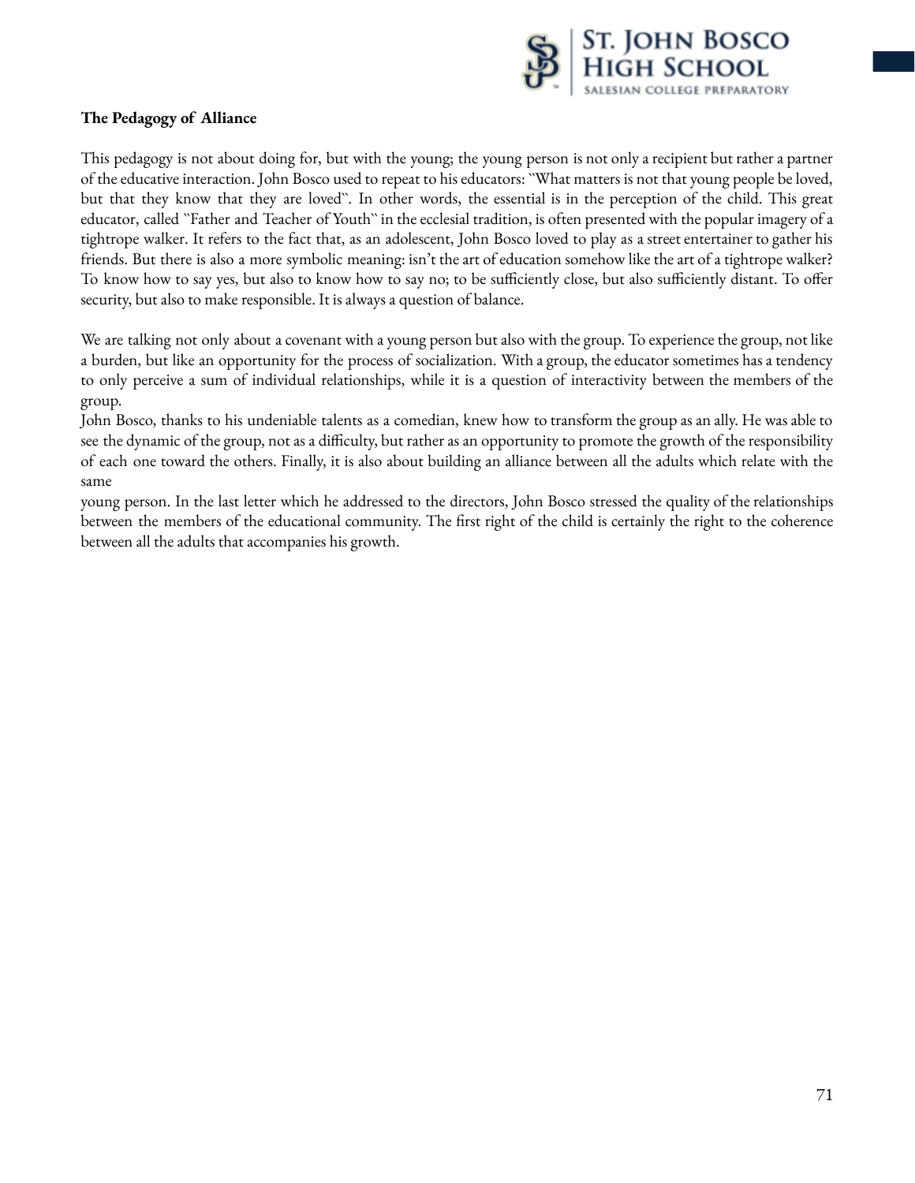**The Pedagogy of Alliance**

This pedagogy is not about doing for, but with the young; the young person is not only a recipient but rather a partner of the educative interaction. John Bosco used to repeat to his educators: "What matters is not that young people be loved, but that they know that they are loved". In other words, the essential is in the perception of the child. This great educator, called "Father and Teacher of Youth" in the ecclesial tradition, is often presented with the popular imagery of a tightrope walker. It refers to the fact that, as an adolescent, John Bosco loved to play as a street entertainer to gather his friends. But there is also a more symbolic meaning: isn't the art of education somehow like the art of a tightrope walker? To know how to say yes, but also to know how to say no; to be sufficiently close, but also sufficiently distant. To offer security, but also to make responsible. It is always a question of balance.

We are talking not only about a covenant with a young person but also with the group. To experience the group, not like a burden, but like an opportunity for the process of socialization. With a group, the educator sometimes has a tendency to only perceive a sum of individual relationships, while it is a question of interactivity between the members of the group.

John Bosco, thanks to his undeniable talents as a comedian, knew how to transform the group as an ally. He was able to see the dynamic of the group, not as a difficulty, but rather as an opportunity to promote the growth of the responsibility of each one toward the others. Finally, it is also about building an alliance between all the adults which relate with the same young person. In the last letter which he addressed to the directors, John Bosco stressed the quality of the relationships between the members of the educational community. The first right of the child is certainly the right to the coherence between all the adults that accompanies his growth.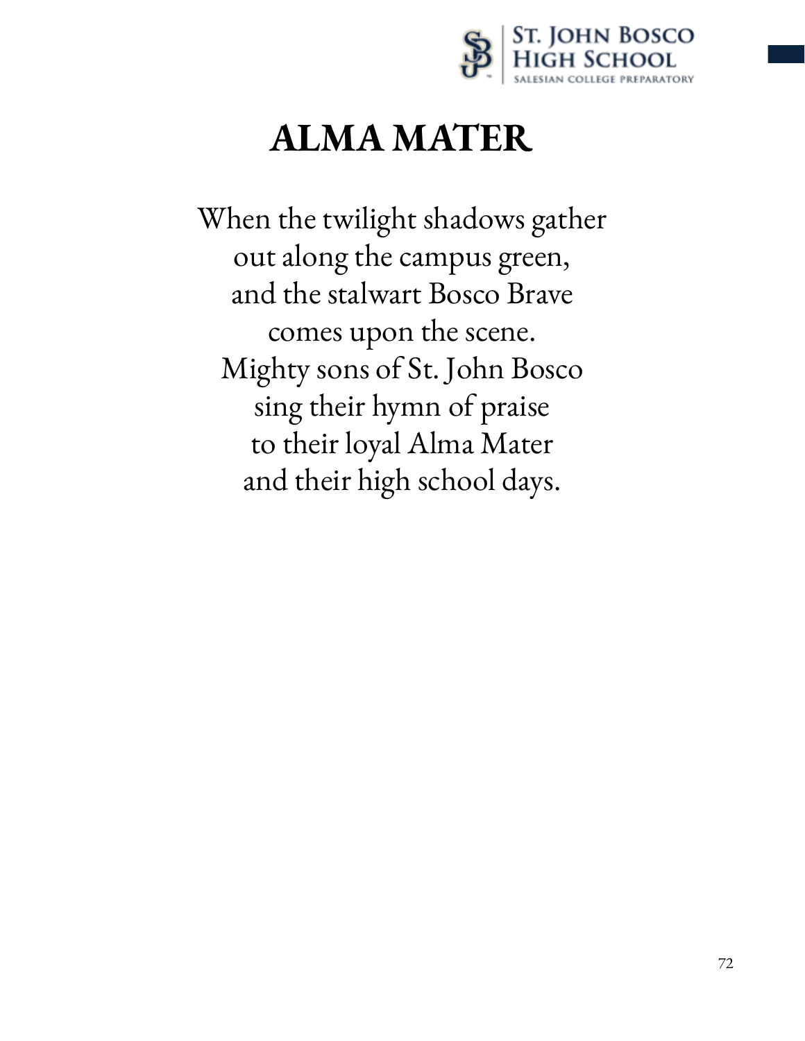# ALMA MATER

When the twilight shadows gather
out along the campus green,
and the stalwart Bosco Brave
comes upon the scene.
Mighty sons of St. John Bosco
sing their hymn of praise
to their loyal Alma Mater
and their high school days.